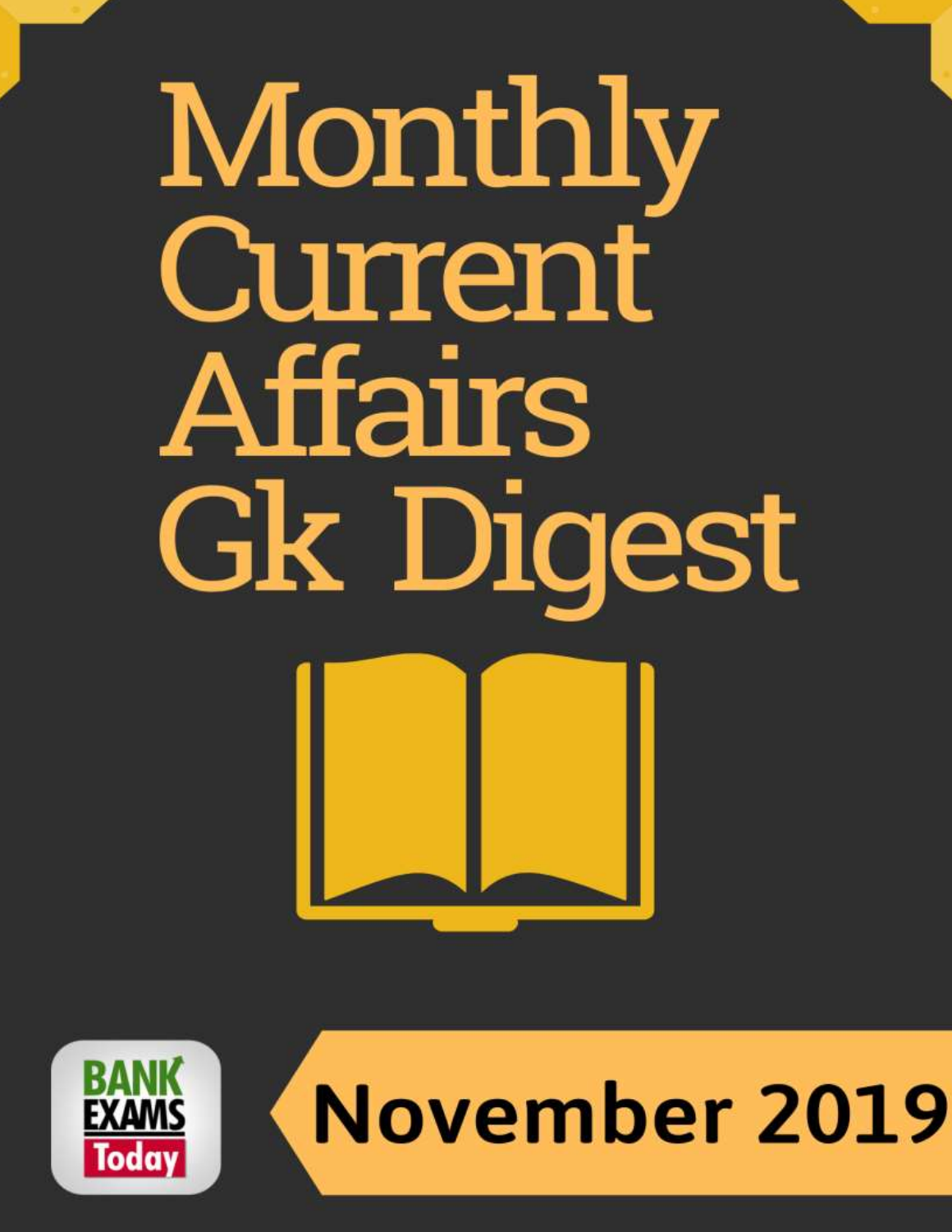# Monthly Current Affairs Gk Digest

BANK EXAMS Today

November 2019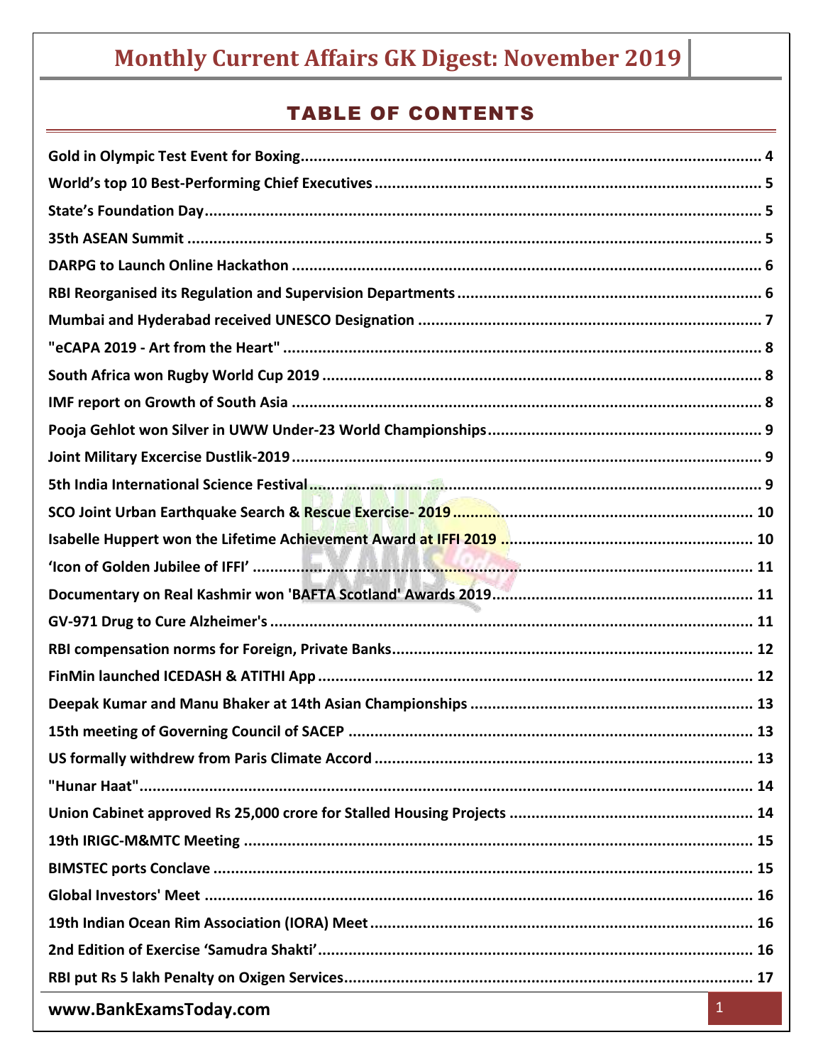# TABLE OF CONTENTS

Gold in Olympic Test Event for Boxing........................................................................................................ 4
World's top 10 Best-Performing Chief Executives ........................................................................................ 5
State's Foundation Day............................................................................................................................... 5
35th ASEAN Summit .................................................................................................................................. 5
DARPG to Launch Online Hackathon .......................................................................................................... 6
RBI Reorganised its Regulation and Supervision Departments ..................................................................... 6
Mumbai and Hyderabad received UNESCO Designation .............................................................................. 7
"eCAPA 2019 - Art from the Heart" ............................................................................................................ 8
South Africa won Rugby World Cup 2019 .................................................................................................... 8
IMF report on Growth of South Asia ........................................................................................................... 8
Pooja Gehlot won Silver in UWW Under-23 World Championships.............................................................. 9
Joint Military Excercise Dustlik-2019 .......................................................................................................... 9
5th India International Science Festival....................................................................................................... 9
SCO Joint Urban Earthquake Search & Rescue Exercise- 2019 .................................................................... 10
Isabelle Huppert won the Lifetime Achievement Award at IFFI 2019 ......................................................... 10
'Icon of Golden Jubilee of IFFI' .................................................................................................................. 11
Documentary on Real Kashmir won 'BAFTA Scotland' Awards 2019........................................................... 11
GV-971 Drug to Cure Alzheimer's ............................................................................................................. 11
RBI compensation norms for Foreign, Private Banks.................................................................................. 12
FinMin launched ICEDASH & ATITHI App .................................................................................................. 12
Deepak Kumar and Manu Bhaker at 14th Asian Championships ................................................................ 13
15th meeting of Governing Council of SACEP ............................................................................................ 13
US formally withdrew from Paris Climate Accord ...................................................................................... 13
"Hunar Haat"............................................................................................................................................ 14
Union Cabinet approved Rs 25,000 crore for Stalled Housing Projects ....................................................... 14
19th IRIGC-M&MTC Meeting .................................................................................................................... 15
BIMSTEC ports Conclave ........................................................................................................................... 15
Global Investors' Meet ............................................................................................................................. 16
19th Indian Ocean Rim Association (IORA) Meet ....................................................................................... 16
2nd Edition of Exercise 'Samudra Shakti'................................................................................................... 16
RBI put Rs 5 lakh Penalty on Oxigen Services............................................................................................. 17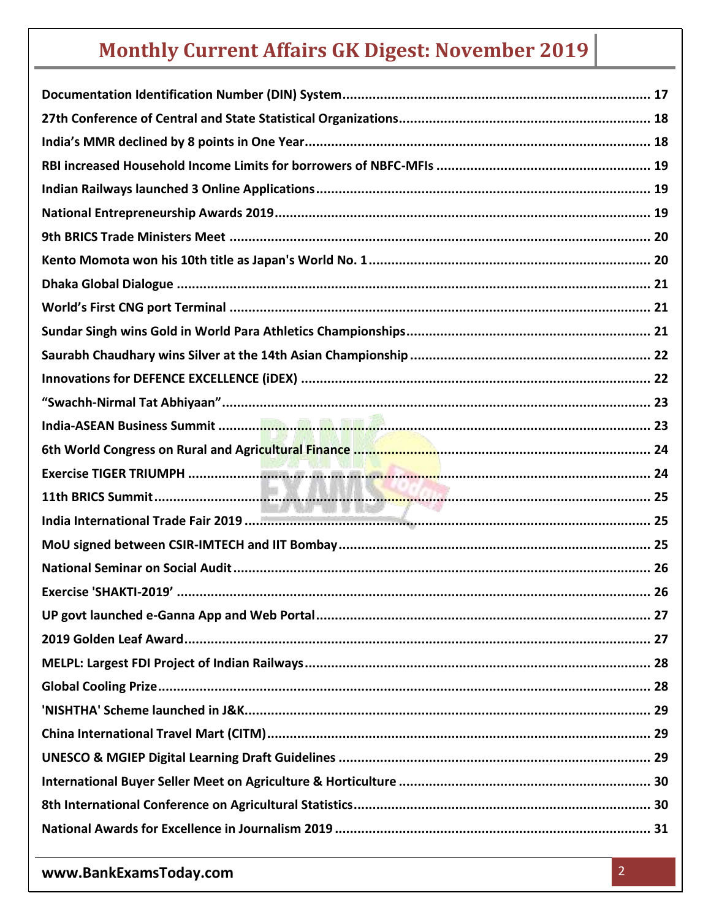| | |
|---|---|
| **Documentation Identification Number (DIN) System** | **17** |
| **27th Conference of Central and State Statistical Organizations** | **18** |
| **India's MMR declined by 8 points in One Year** | **18** |
| **RBI increased Household Income Limits for borrowers of NBFC-MFIs** | **19** |
| **Indian Railways launched 3 Online Applications** | **19** |
| **National Entrepreneurship Awards 2019** | **19** |
| **9th BRICS Trade Ministers Meet** | **20** |
| **Kento Momota won his 10th title as Japan's World No. 1** | **20** |
| **Dhaka Global Dialogue** | **21** |
| **World's First CNG port Terminal** | **21** |
| **Sundar Singh wins Gold in World Para Athletics Championships** | **21** |
| **Saurabh Chaudhary wins Silver at the 14th Asian Championship** | **22** |
| **Innovations for DEFENCE EXCELLENCE (iDEX)** | **22** |
| **"Swachh-Nirmal Tat Abhiyaan"** | **23** |
| **India-ASEAN Business Summit** | **23** |
| **6th World Congress on Rural and Agricultural Finance** | **24** |
| **Exercise TIGER TRIUMPH** | **24** |
| **11th BRICS Summit** | **25** |
| **India International Trade Fair 2019** | **25** |
| **MoU signed between CSIR-IMTECH and IIT Bombay** | **25** |
| **National Seminar on Social Audit** | **26** |
| **Exercise 'SHAKTI-2019'** | **26** |
| **UP govt launched e-Ganna App and Web Portal** | **27** |
| **2019 Golden Leaf Award** | **27** |
| **MELPL: Largest FDI Project of Indian Railways** | **28** |
| **Global Cooling Prize** | **28** |
| **'NISHTHA' Scheme launched in J&K** | **29** |
| **China International Travel Mart (CITM)** | **29** |
| **UNESCO & MGIEP Digital Learning Draft Guidelines** | **29** |
| **International Buyer Seller Meet on Agriculture & Horticulture** | **30** |
| **8th International Conference on Agricultural Statistics** | **30** |
| **National Awards for Excellence in Journalism 2019** | **31** |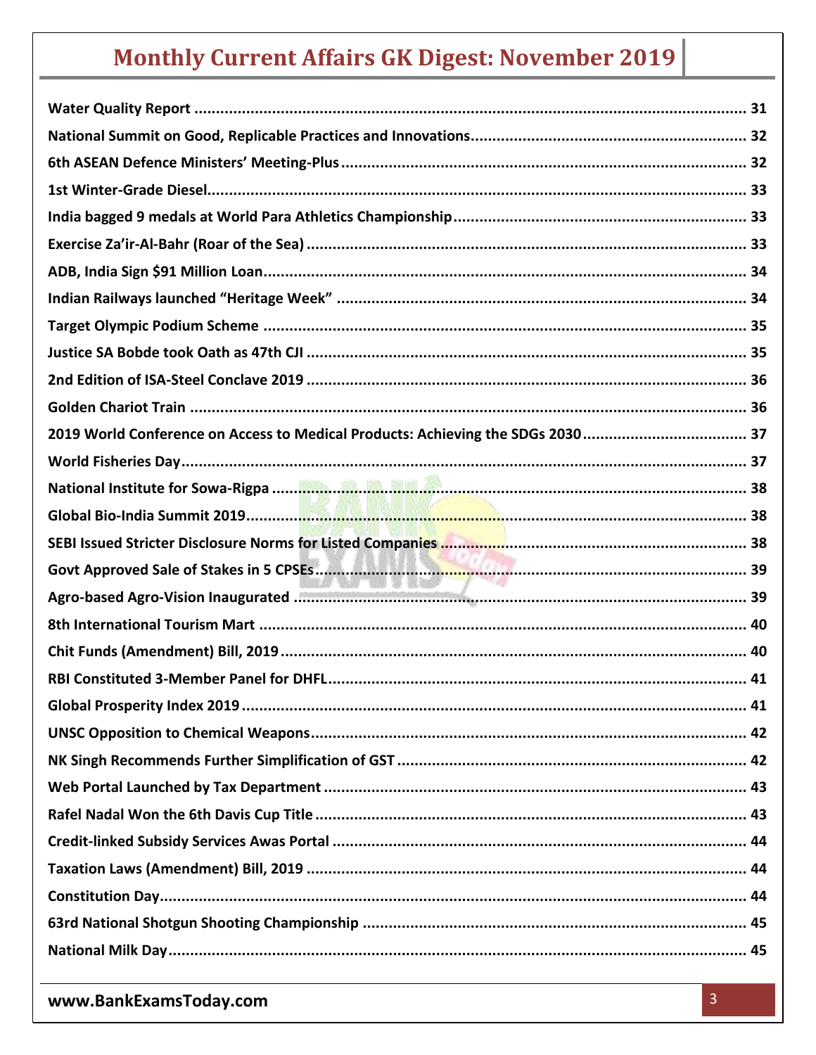| | |
|---|---|
| **Water Quality Report** | **31** |
| **National Summit on Good, Replicable Practices and Innovations** | **32** |
| **6th ASEAN Defence Ministers' Meeting-Plus** | **32** |
| **1st Winter-Grade Diesel** | **33** |
| **India bagged 9 medals at World Para Athletics Championship** | **33** |
| **Exercise Za'ir-Al-Bahr (Roar of the Sea)** | **33** |
| **ADB, India Sign $91 Million Loan** | **34** |
| **Indian Railways launched "Heritage Week"** | **34** |
| **Target Olympic Podium Scheme** | **35** |
| **Justice SA Bobde took Oath as 47th CJI** | **35** |
| **2nd Edition of ISA-Steel Conclave 2019** | **36** |
| **Golden Chariot Train** | **36** |
| **2019 World Conference on Access to Medical Products: Achieving the SDGs 2030** | **37** |
| **World Fisheries Day** | **37** |
| **National Institute for Sowa-Rigpa** | **38** |
| **Global Bio-India Summit 2019** | **38** |
| **SEBI Issued Stricter Disclosure Norms for Listed Companies** | **38** |
| **Govt Approved Sale of Stakes in 5 CPSEs** | **39** |
| **Agro-based Agro-Vision Inaugurated** | **39** |
| **8th International Tourism Mart** | **40** |
| **Chit Funds (Amendment) Bill, 2019** | **40** |
| **RBI Constituted 3-Member Panel for DHFL** | **41** |
| **Global Prosperity Index 2019** | **41** |
| **UNSC Opposition to Chemical Weapons** | **42** |
| **NK Singh Recommends Further Simplification of GST** | **42** |
| **Web Portal Launched by Tax Department** | **43** |
| **Rafel Nadal Won the 6th Davis Cup Title** | **43** |
| **Credit-linked Subsidy Services Awas Portal** | **44** |
| **Taxation Laws (Amendment) Bill, 2019** | **44** |
| **Constitution Day** | **44** |
| **63rd National Shotgun Shooting Championship** | **45** |
| **National Milk Day** | **45** |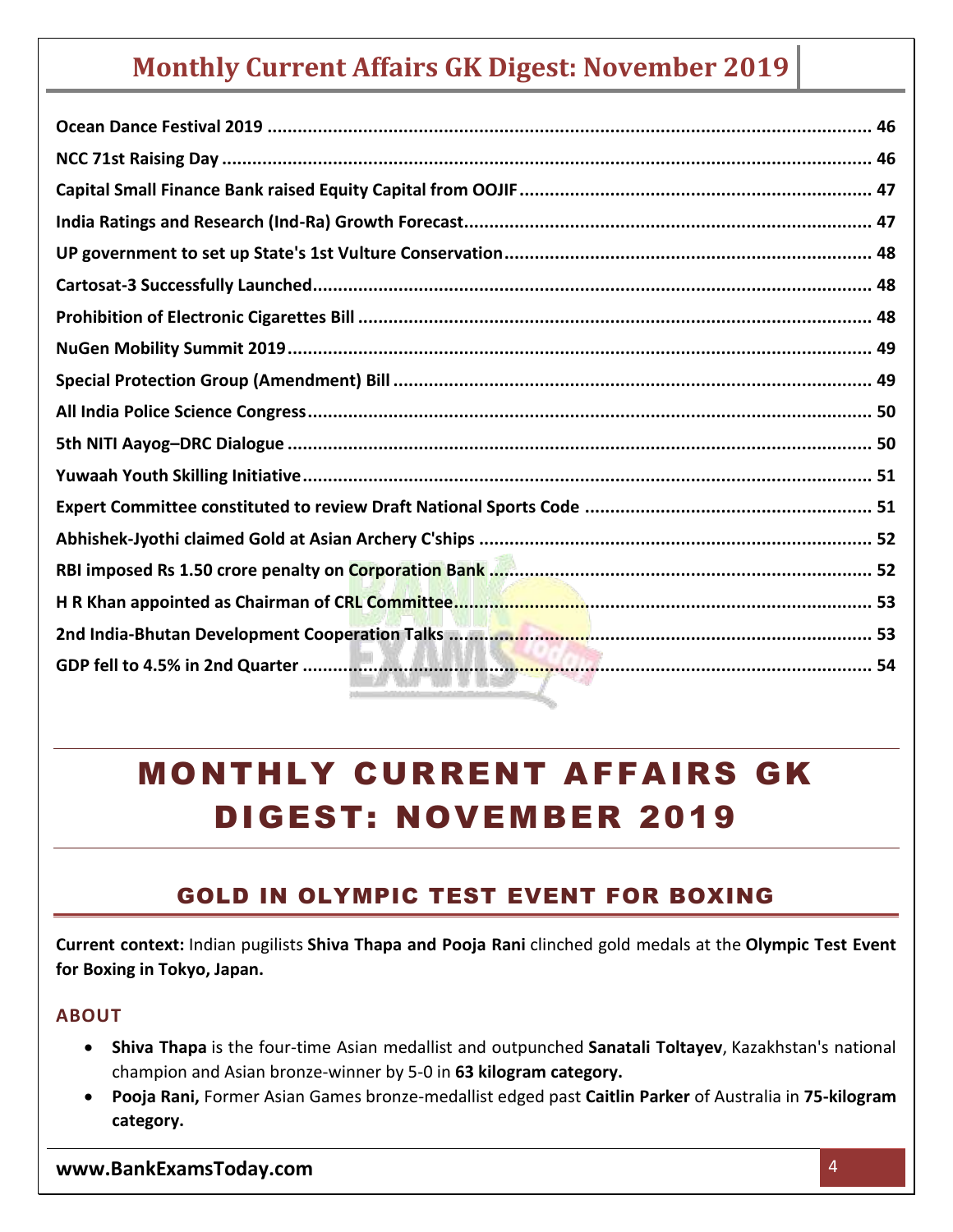Ocean Dance Festival 2019 ........ 46
NCC 71st Raising Day ........ 46
Capital Small Finance Bank raised Equity Capital from OOJIF ........ 47
India Ratings and Research (Ind-Ra) Growth Forecast ........ 47
UP government to set up State's 1st Vulture Conservation ........ 48
Cartosat-3 Successfully Launched ........ 48
Prohibition of Electronic Cigarettes Bill ........ 48
NuGen Mobility Summit 2019 ........ 49
Special Protection Group (Amendment) Bill ........ 49
All India Police Science Congress ........ 50
5th NITI Aayog–DRC Dialogue ........ 50
Yuwaah Youth Skilling Initiative ........ 51
Expert Committee constituted to review Draft National Sports Code ........ 51
Abhishek-Jyothi claimed Gold at Asian Archery C'ships ........ 52
RBI imposed Rs 1.50 crore penalty on Corporation Bank ........ 52
H R Khan appointed as Chairman of CRL Committee ........ 53
2nd India-Bhutan Development Cooperation Talks ........ 53
GDP fell to 4.5% in 2nd Quarter ........ 54

# MONTHLY CURRENT AFFAIRS GK DIGEST: NOVEMBER 2019

## GOLD IN OLYMPIC TEST EVENT FOR BOXING

**Current context:** Indian pugilists **Shiva Thapa and Pooja Rani** clinched gold medals at the **Olympic Test Event for Boxing in Tokyo, Japan.**

### ABOUT

- **Shiva Thapa** is the four-time Asian medallist and outpunched **Sanatali Toltayev**, Kazakhstan's national champion and Asian bronze-winner by 5-0 in **63 kilogram category.**
- **Pooja Rani,** Former Asian Games bronze-medallist edged past **Caitlin Parker** of Australia in **75-kilogram category.**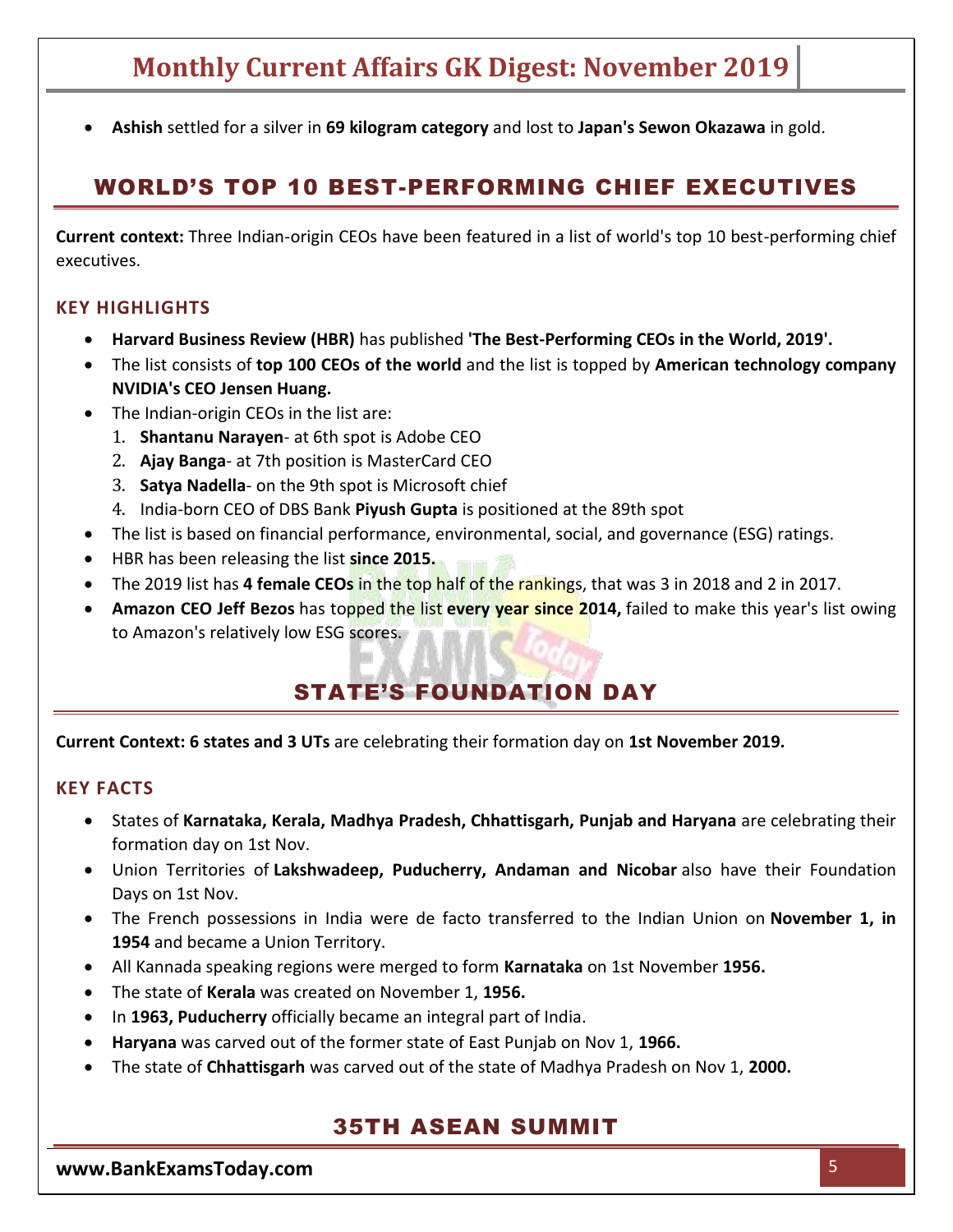- **Ashish** settled for a silver in **69 kilogram category** and lost to **Japan's Sewon Okazawa** in gold.

## WORLD'S TOP 10 BEST-PERFORMING CHIEF EXECUTIVES

**Current context:** Three Indian-origin CEOs have been featured in a list of world's top 10 best-performing chief executives.

### KEY HIGHLIGHTS

- **Harvard Business Review (HBR)** has published **'The Best-Performing CEOs in the World, 2019'.**
- The list consists of **top 100 CEOs of the world** and the list is topped by **American technology company NVIDIA's CEO Jensen Huang.**
- The Indian-origin CEOs in the list are:
  1. **Shantanu Narayen**- at 6th spot is Adobe CEO
  2. **Ajay Banga**- at 7th position is MasterCard CEO
  3. **Satya Nadella**- on the 9th spot is Microsoft chief
  4. India-born CEO of DBS Bank **Piyush Gupta** is positioned at the 89th spot
- The list is based on financial performance, environmental, social, and governance (ESG) ratings.
- HBR has been releasing the list **since 2015.**
- The 2019 list has **4 female CEOs** in the top half of the rankings, that was 3 in 2018 and 2 in 2017.
- **Amazon CEO Jeff Bezos** has topped the list **every year since 2014,** failed to make this year's list owing to Amazon's relatively low ESG scores.

## STATE'S FOUNDATION DAY

**Current Context: 6 states and 3 UTs** are celebrating their formation day on **1st November 2019.**

### KEY FACTS

- States of **Karnataka, Kerala, Madhya Pradesh, Chhattisgarh, Punjab and Haryana** are celebrating their formation day on 1st Nov.
- Union Territories of **Lakshwadeep, Puducherry, Andaman and Nicobar** also have their Foundation Days on 1st Nov.
- The French possessions in India were de facto transferred to the Indian Union on **November 1, in 1954** and became a Union Territory.
- All Kannada speaking regions were merged to form **Karnataka** on 1st November **1956.**
- The state of **Kerala** was created on November 1, **1956.**
- In **1963, Puducherry** officially became an integral part of India.
- **Haryana** was carved out of the former state of East Punjab on Nov 1, **1966.**
- The state of **Chhattisgarh** was carved out of the state of Madhya Pradesh on Nov 1, **2000.**

## 35TH ASEAN SUMMIT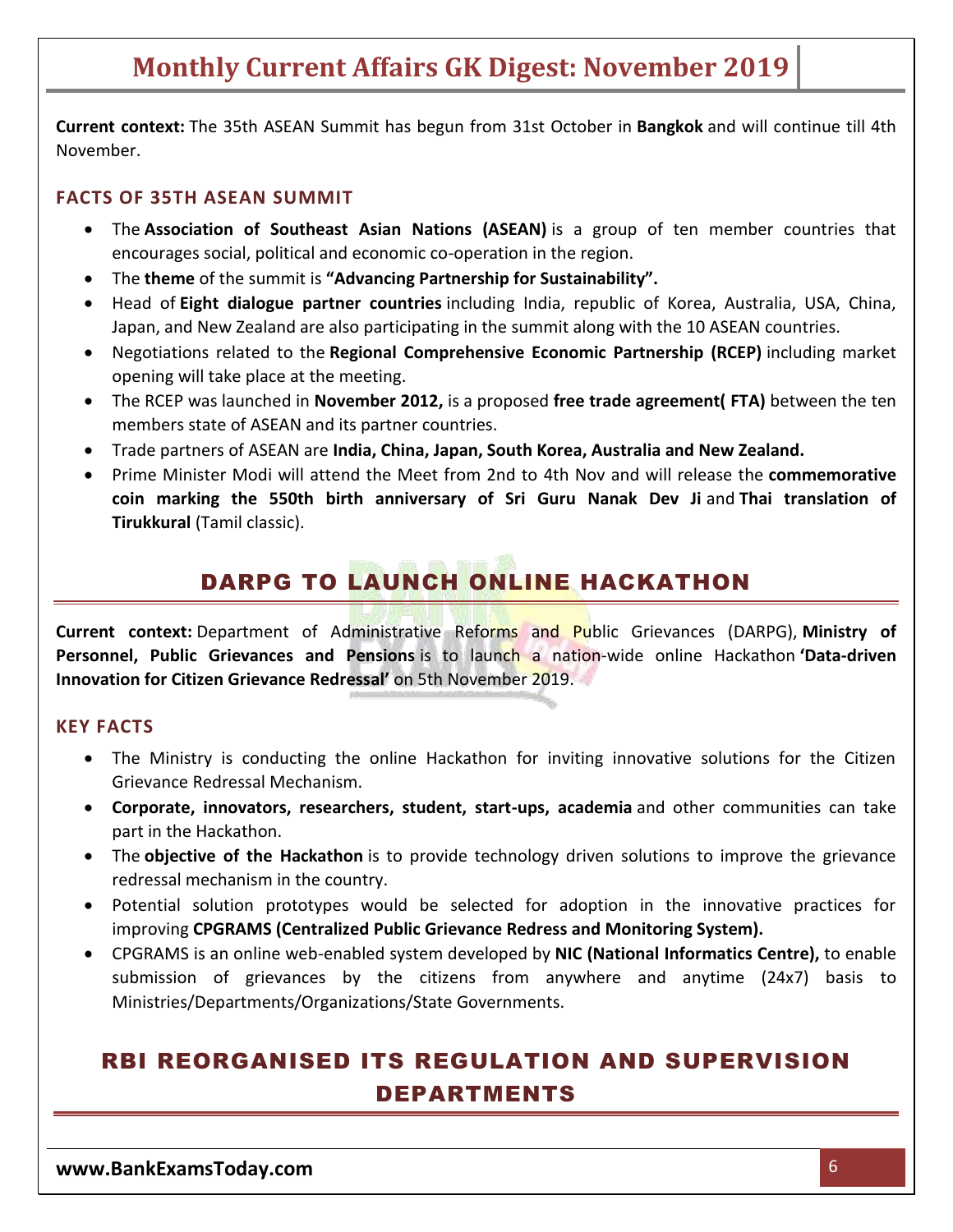**Current context:** The 35th ASEAN Summit has begun from 31st October in **Bangkok** and will continue till 4th November.

### FACTS OF 35TH ASEAN SUMMIT

- The **Association of Southeast Asian Nations (ASEAN)** is a group of ten member countries that encourages social, political and economic co-operation in the region.
- The **theme** of the summit is **"Advancing Partnership for Sustainability".**
- Head of **Eight dialogue partner countries** including India, republic of Korea, Australia, USA, China, Japan, and New Zealand are also participating in the summit along with the 10 ASEAN countries.
- Negotiations related to the **Regional Comprehensive Economic Partnership (RCEP)** including market opening will take place at the meeting.
- The RCEP was launched in **November 2012,** is a proposed **free trade agreement( FTA)** between the ten members state of ASEAN and its partner countries.
- Trade partners of ASEAN are **India, China, Japan, South Korea, Australia and New Zealand.**
- Prime Minister Modi will attend the Meet from 2nd to 4th Nov and will release the **commemorative coin marking the 550th birth anniversary of Sri Guru Nanak Dev Ji** and **Thai translation of Tirukkural** (Tamil classic).

## DARPG TO LAUNCH ONLINE HACKATHON

**Current context:** Department of Administrative Reforms and Public Grievances (DARPG), **Ministry of Personnel, Public Grievances and Pensions** is to launch a nation-wide online Hackathon **'Data-driven Innovation for Citizen Grievance Redressal'** on 5th November 2019.

### KEY FACTS

- The Ministry is conducting the online Hackathon for inviting innovative solutions for the Citizen Grievance Redressal Mechanism.
- **Corporate, innovators, researchers, student, start-ups, academia** and other communities can take part in the Hackathon.
- The **objective of the Hackathon** is to provide technology driven solutions to improve the grievance redressal mechanism in the country.
- Potential solution prototypes would be selected for adoption in the innovative practices for improving **CPGRAMS (Centralized Public Grievance Redress and Monitoring System).**
- CPGRAMS is an online web-enabled system developed by **NIC (National Informatics Centre),** to enable submission of grievances by the citizens from anywhere and anytime (24x7) basis to Ministries/Departments/Organizations/State Governments.

## RBI REORGANISED ITS REGULATION AND SUPERVISION DEPARTMENTS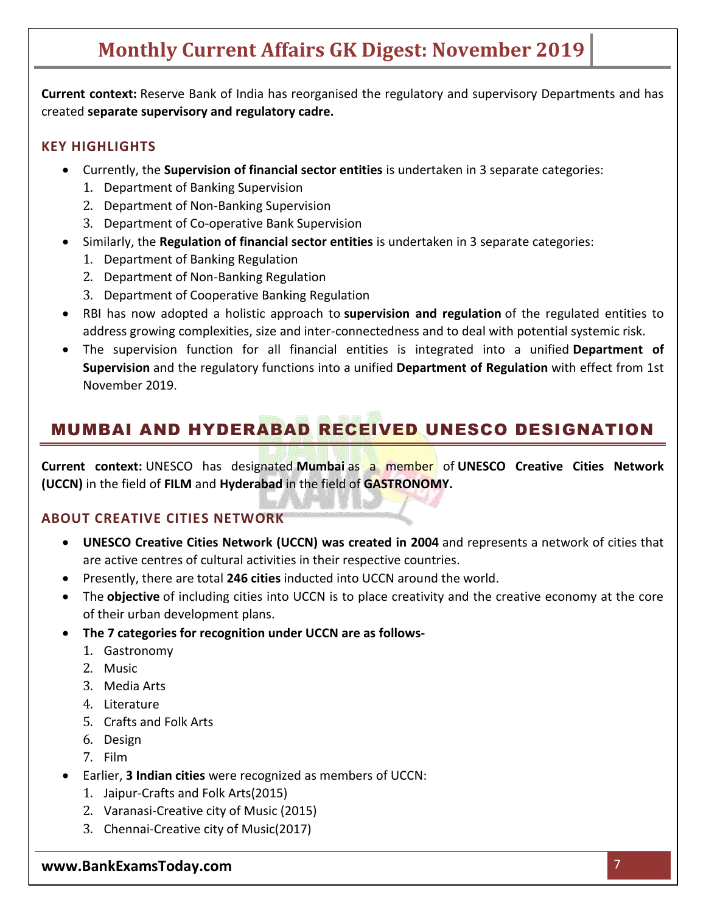**Current context:** Reserve Bank of India has reorganised the regulatory and supervisory Departments and has created **separate supervisory and regulatory cadre.**

### KEY HIGHLIGHTS

- Currently, the **Supervision of financial sector entities** is undertaken in 3 separate categories:
  1. Department of Banking Supervision
  2. Department of Non-Banking Supervision
  3. Department of Co-operative Bank Supervision
- Similarly, the **Regulation of financial sector entities** is undertaken in 3 separate categories:
  1. Department of Banking Regulation
  2. Department of Non-Banking Regulation
  3. Department of Cooperative Banking Regulation
- RBI has now adopted a holistic approach to **supervision and regulation** of the regulated entities to address growing complexities, size and inter-connectedness and to deal with potential systemic risk.
- The supervision function for all financial entities is integrated into a unified **Department of Supervision** and the regulatory functions into a unified **Department of Regulation** with effect from 1st November 2019.

## MUMBAI AND HYDERABAD RECEIVED UNESCO DESIGNATION

**Current context:** UNESCO has designated **Mumbai** as a member of **UNESCO Creative Cities Network (UCCN)** in the field of **FILM** and **Hyderabad** in the field of **GASTRONOMY.**

### ABOUT CREATIVE CITIES NETWORK

- **UNESCO Creative Cities Network (UCCN) was created in 2004** and represents a network of cities that are active centres of cultural activities in their respective countries.
- Presently, there are total **246 cities** inducted into UCCN around the world.
- The **objective** of including cities into UCCN is to place creativity and the creative economy at the core of their urban development plans.
- **The 7 categories for recognition under UCCN are as follows-**
  1. Gastronomy
  2. Music
  3. Media Arts
  4. Literature
  5. Crafts and Folk Arts
  6. Design
  7. Film
- Earlier, **3 Indian cities** were recognized as members of UCCN:
  1. Jaipur-Crafts and Folk Arts(2015)
  2. Varanasi-Creative city of Music (2015)
  3. Chennai-Creative city of Music(2017)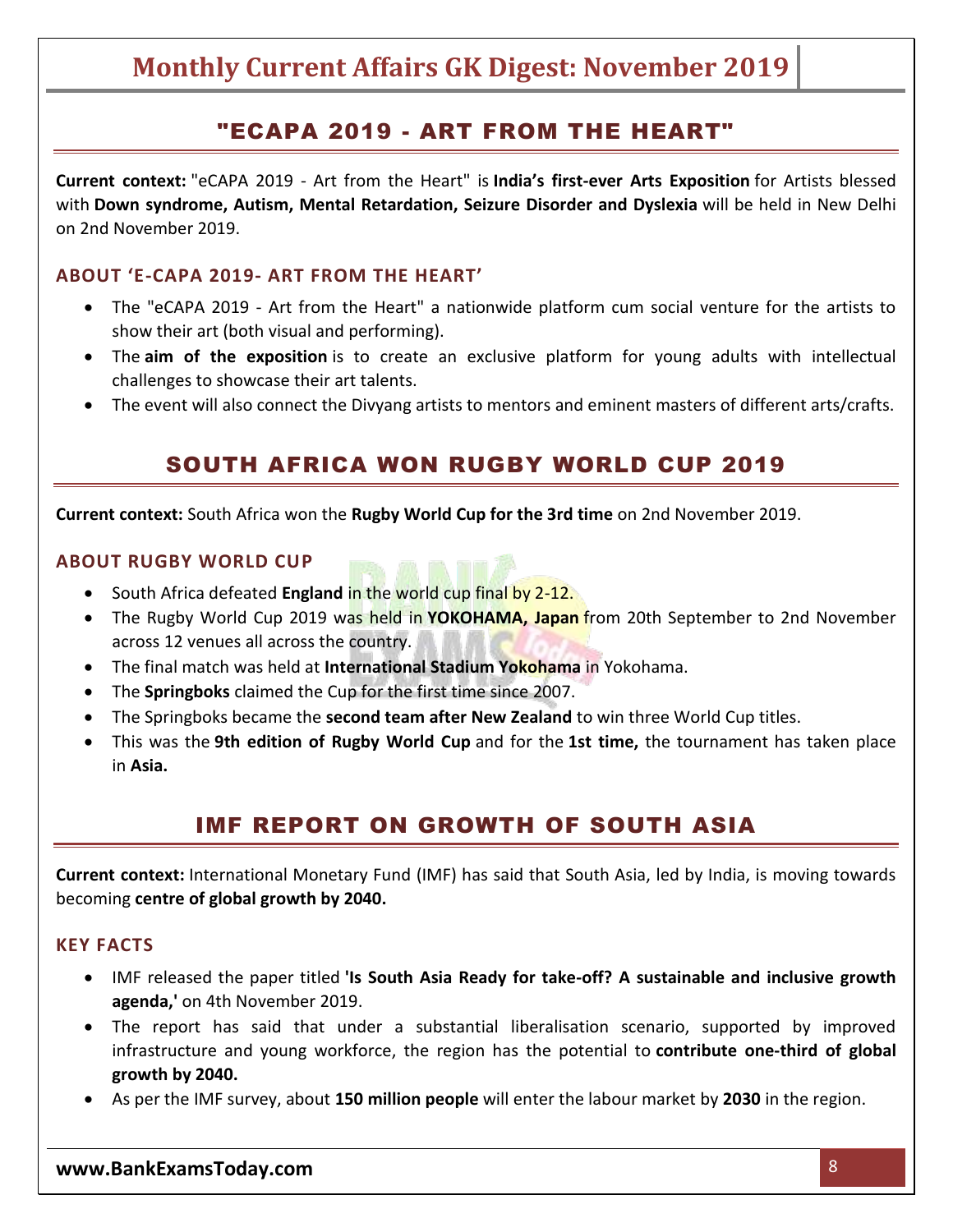## "ECAPA 2019 - ART FROM THE HEART"

**Current context:** "eCAPA 2019 - Art from the Heart" is **India's first-ever Arts Exposition** for Artists blessed with **Down syndrome, Autism, Mental Retardation, Seizure Disorder and Dyslexia** will be held in New Delhi on 2nd November 2019.

### ABOUT 'E-CAPA 2019- ART FROM THE HEART'

- The "eCAPA 2019 - Art from the Heart" a nationwide platform cum social venture for the artists to show their art (both visual and performing).
- The **aim of the exposition** is to create an exclusive platform for young adults with intellectual challenges to showcase their art talents.
- The event will also connect the Divyang artists to mentors and eminent masters of different arts/crafts.

## SOUTH AFRICA WON RUGBY WORLD CUP 2019

**Current context:** South Africa won the **Rugby World Cup for the 3rd time** on 2nd November 2019.

### ABOUT RUGBY WORLD CUP

- South Africa defeated **England** in the world cup final by 2-12.
- The Rugby World Cup 2019 was held in **YOKOHAMA, Japan** from 20th September to 2nd November across 12 venues all across the country.
- The final match was held at **International Stadium Yokohama** in Yokohama.
- The **Springboks** claimed the Cup for the first time since 2007.
- The Springboks became the **second team after New Zealand** to win three World Cup titles.
- This was the **9th edition of Rugby World Cup** and for the **1st time,** the tournament has taken place in **Asia.**

## IMF REPORT ON GROWTH OF SOUTH ASIA

**Current context:** International Monetary Fund (IMF) has said that South Asia, led by India, is moving towards becoming **centre of global growth by 2040.**

### KEY FACTS

- IMF released the paper titled **'Is South Asia Ready for take-off? A sustainable and inclusive growth agenda,'** on 4th November 2019.
- The report has said that under a substantial liberalisation scenario, supported by improved infrastructure and young workforce, the region has the potential to **contribute one-third of global growth by 2040.**
- As per the IMF survey, about **150 million people** will enter the labour market by **2030** in the region.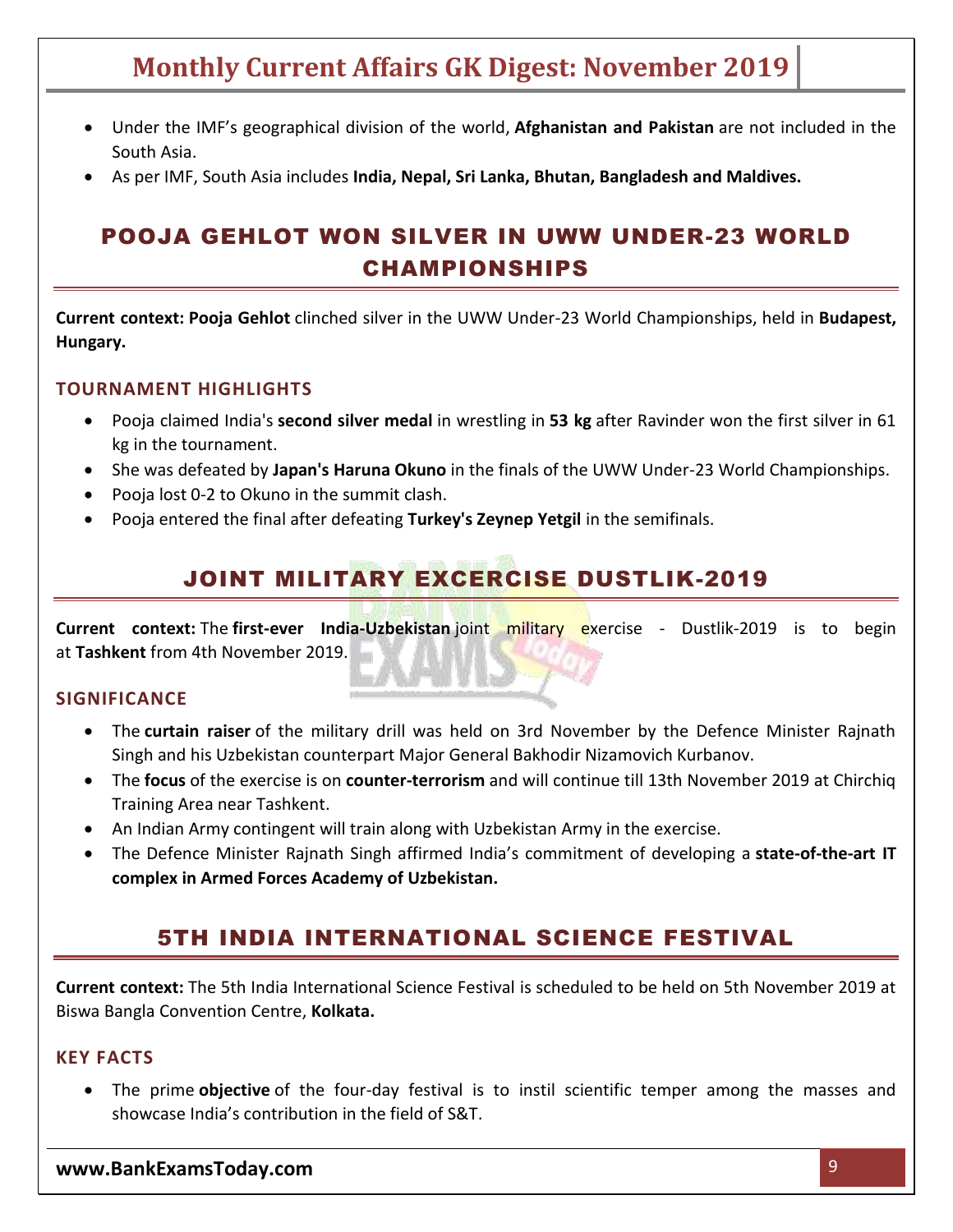- Under the IMF's geographical division of the world, **Afghanistan and Pakistan** are not included in the South Asia.
- As per IMF, South Asia includes **India, Nepal, Sri Lanka, Bhutan, Bangladesh and Maldives.**

## POOJA GEHLOT WON SILVER IN UWW UNDER-23 WORLD CHAMPIONSHIPS

**Current context: Pooja Gehlot** clinched silver in the UWW Under-23 World Championships, held in **Budapest, Hungary.**

### TOURNAMENT HIGHLIGHTS

- Pooja claimed India's **second silver medal** in wrestling in **53 kg** after Ravinder won the first silver in 61 kg in the tournament.
- She was defeated by **Japan's Haruna Okuno** in the finals of the UWW Under-23 World Championships.
- Pooja lost 0-2 to Okuno in the summit clash.
- Pooja entered the final after defeating **Turkey's Zeynep Yetgil** in the semifinals.

## JOINT MILITARY EXCERCISE DUSTLIK-2019

**Current context:** The **first-ever India-Uzbekistan** joint military exercise - Dustlik-2019 is to begin at **Tashkent** from 4th November 2019.

### SIGNIFICANCE

- The **curtain raiser** of the military drill was held on 3rd November by the Defence Minister Rajnath Singh and his Uzbekistan counterpart Major General Bakhodir Nizamovich Kurbanov.
- The **focus** of the exercise is on **counter-terrorism** and will continue till 13th November 2019 at Chirchiq Training Area near Tashkent.
- An Indian Army contingent will train along with Uzbekistan Army in the exercise.
- The Defence Minister Rajnath Singh affirmed India's commitment of developing a **state-of-the-art IT complex in Armed Forces Academy of Uzbekistan.**

## 5TH INDIA INTERNATIONAL SCIENCE FESTIVAL

**Current context:** The 5th India International Science Festival is scheduled to be held on 5th November 2019 at Biswa Bangla Convention Centre, **Kolkata.**

### KEY FACTS

- The prime **objective** of the four-day festival is to instil scientific temper among the masses and showcase India's contribution in the field of S&T.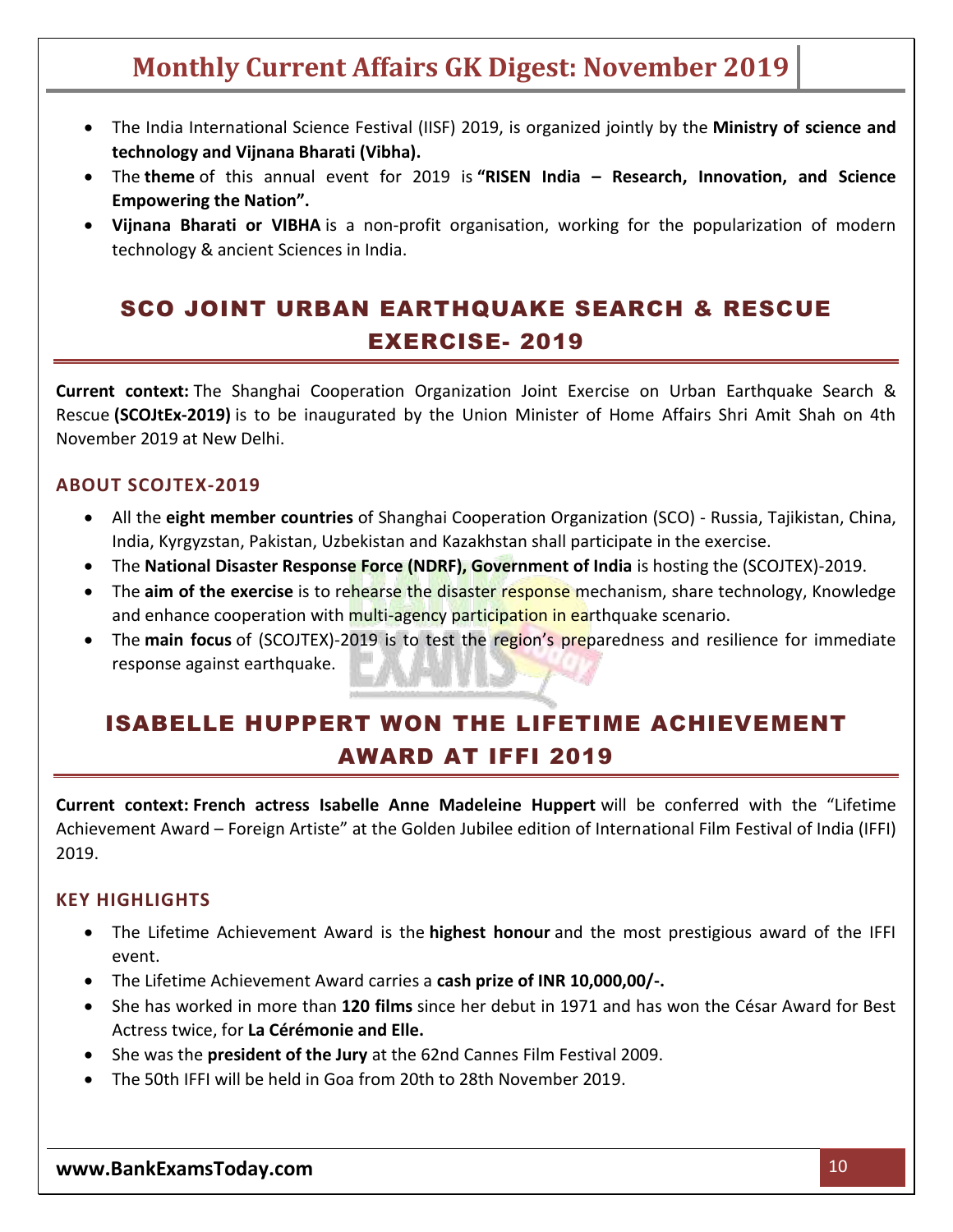- The India International Science Festival (IISF) 2019, is organized jointly by the **Ministry of science and technology and Vijnana Bharati (Vibha).**
- The **theme** of this annual event for 2019 is **"RISEN India – Research, Innovation, and Science Empowering the Nation".**
- **Vijnana Bharati or VIBHA** is a non-profit organisation, working for the popularization of modern technology & ancient Sciences in India.

## SCO JOINT URBAN EARTHQUAKE SEARCH & RESCUE EXERCISE- 2019

**Current context:** The Shanghai Cooperation Organization Joint Exercise on Urban Earthquake Search & Rescue **(SCOJtEx-2019)** is to be inaugurated by the Union Minister of Home Affairs Shri Amit Shah on 4th November 2019 at New Delhi.

### ABOUT SCOJTEX-2019

- All the **eight member countries** of Shanghai Cooperation Organization (SCO) - Russia, Tajikistan, China, India, Kyrgyzstan, Pakistan, Uzbekistan and Kazakhstan shall participate in the exercise.
- The **National Disaster Response Force (NDRF), Government of India** is hosting the (SCOJTEX)-2019.
- The **aim of the exercise** is to rehearse the disaster response mechanism, share technology, Knowledge and enhance cooperation with multi-agency participation in earthquake scenario.
- The **main focus** of (SCOJTEX)-2019 is to test the region's preparedness and resilience for immediate response against earthquake.

## ISABELLE HUPPERT WON THE LIFETIME ACHIEVEMENT AWARD AT IFFI 2019

**Current context: French actress Isabelle Anne Madeleine Huppert** will be conferred with the "Lifetime Achievement Award – Foreign Artiste" at the Golden Jubilee edition of International Film Festival of India (IFFI) 2019.

### KEY HIGHLIGHTS

- The Lifetime Achievement Award is the **highest honour** and the most prestigious award of the IFFI event.
- The Lifetime Achievement Award carries a **cash prize of INR 10,000,00/-.**
- She has worked in more than **120 films** since her debut in 1971 and has won the César Award for Best Actress twice, for **La Cérémonie and Elle.**
- She was the **president of the Jury** at the 62nd Cannes Film Festival 2009.
- The 50th IFFI will be held in Goa from 20th to 28th November 2019.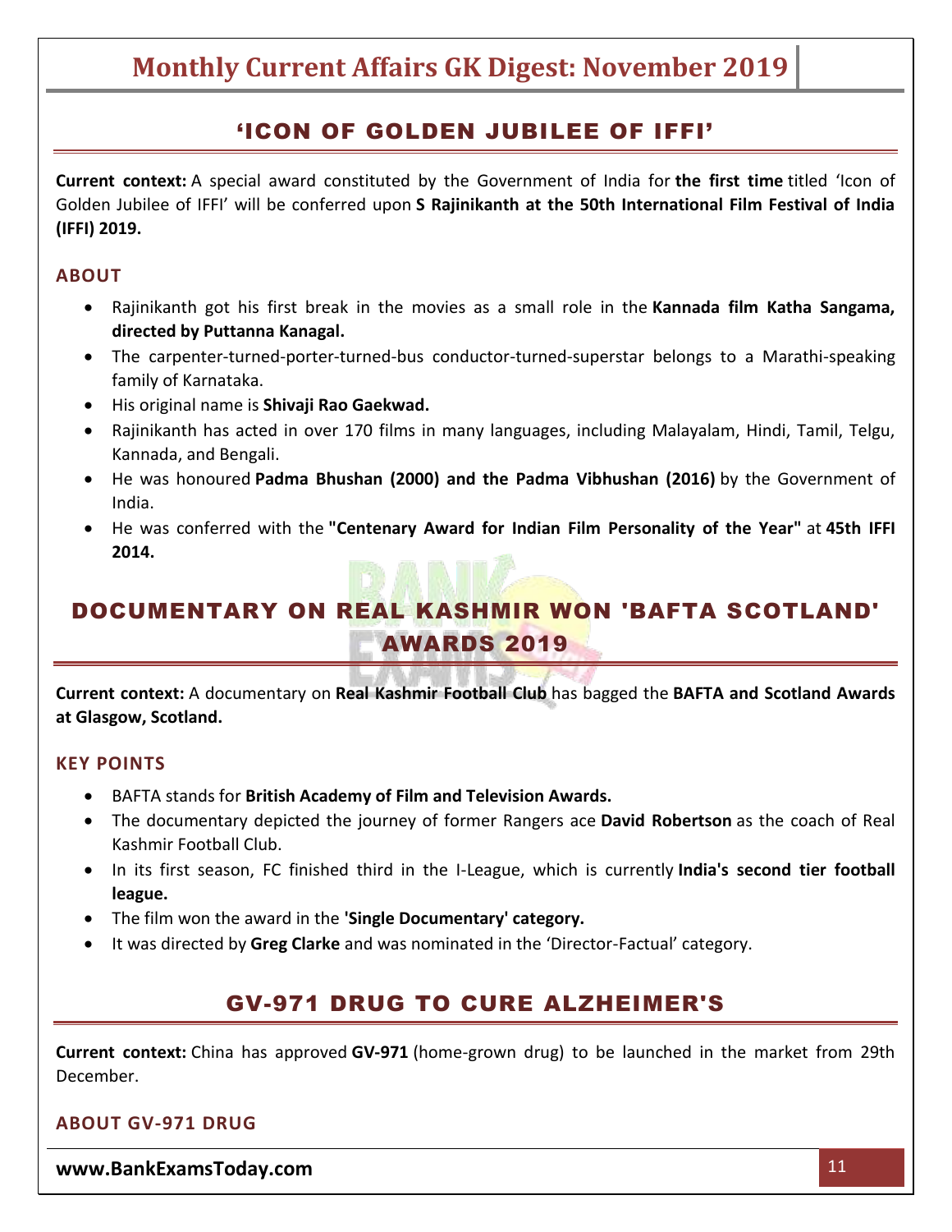## 'ICON OF GOLDEN JUBILEE OF IFFI'

**Current context:** A special award constituted by the Government of India for **the first time** titled 'Icon of Golden Jubilee of IFFI' will be conferred upon **S Rajinikanth at the 50th International Film Festival of India (IFFI) 2019.**

### ABOUT

- Rajinikanth got his first break in the movies as a small role in the **Kannada film Katha Sangama, directed by Puttanna Kanagal.**
- The carpenter-turned-porter-turned-bus conductor-turned-superstar belongs to a Marathi-speaking family of Karnataka.
- His original name is **Shivaji Rao Gaekwad.**
- Rajinikanth has acted in over 170 films in many languages, including Malayalam, Hindi, Tamil, Telgu, Kannada, and Bengali.
- He was honoured **Padma Bhushan (2000) and the Padma Vibhushan (2016)** by the Government of India.
- He was conferred with the **"Centenary Award for Indian Film Personality of the Year"** at **45th IFFI 2014.**

## DOCUMENTARY ON REAL KASHMIR WON 'BAFTA SCOTLAND' AWARDS 2019

**Current context:** A documentary on **Real Kashmir Football Club** has bagged the **BAFTA and Scotland Awards at Glasgow, Scotland.**

### KEY POINTS

- BAFTA stands for **British Academy of Film and Television Awards.**
- The documentary depicted the journey of former Rangers ace **David Robertson** as the coach of Real Kashmir Football Club.
- In its first season, FC finished third in the I-League, which is currently **India's second tier football league.**
- The film won the award in the **'Single Documentary' category.**
- It was directed by **Greg Clarke** and was nominated in the 'Director-Factual' category.

## GV-971 DRUG TO CURE ALZHEIMER'S

**Current context:** China has approved **GV-971** (home-grown drug) to be launched in the market from 29th December.

### ABOUT GV-971 DRUG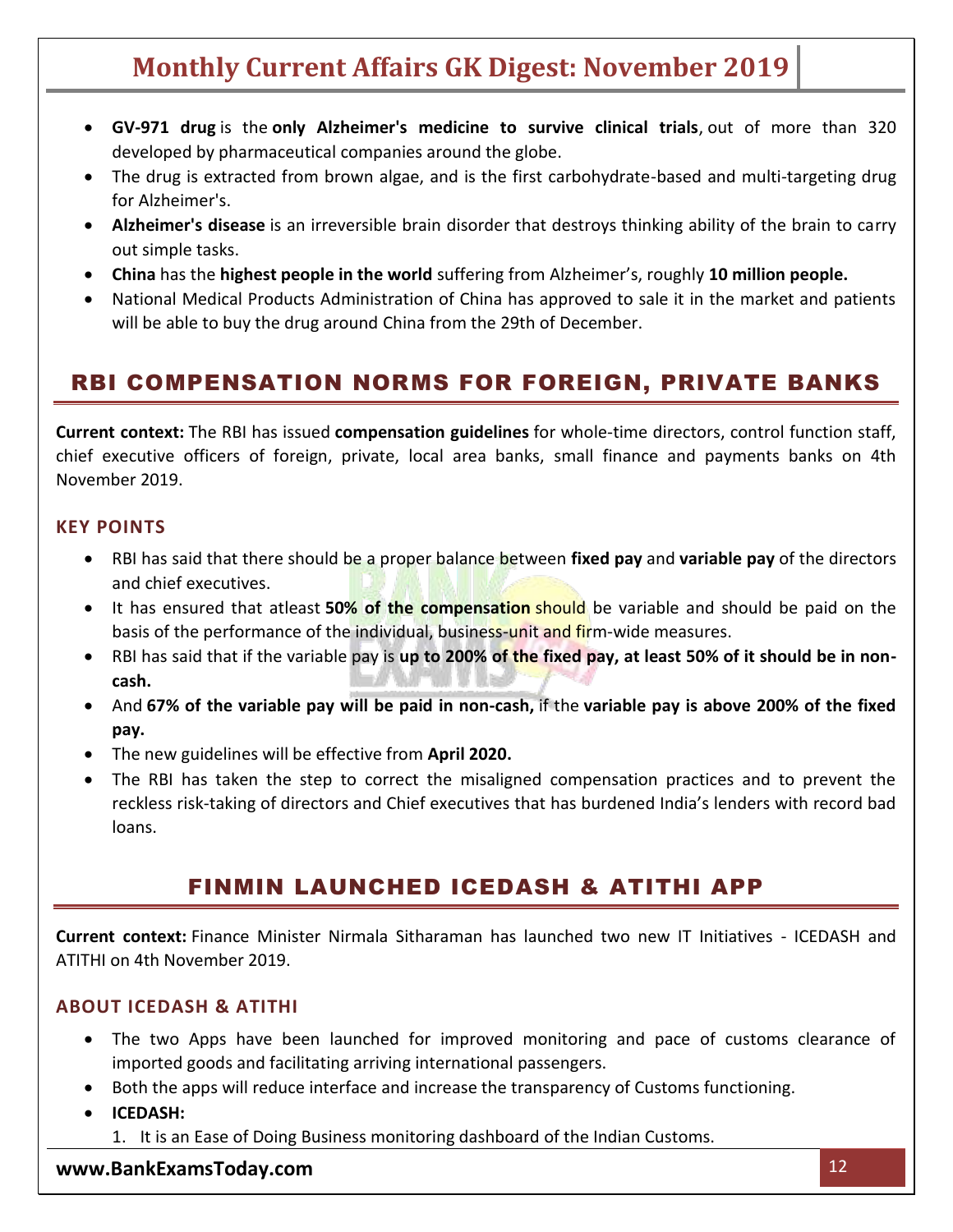- **GV-971 drug** is the **only Alzheimer's medicine to survive clinical trials**, out of more than 320 developed by pharmaceutical companies around the globe.
- The drug is extracted from brown algae, and is the first carbohydrate-based and multi-targeting drug for Alzheimer's.
- **Alzheimer's disease** is an irreversible brain disorder that destroys thinking ability of the brain to carry out simple tasks.
- **China** has the **highest people in the world** suffering from Alzheimer's, roughly **10 million people.**
- National Medical Products Administration of China has approved to sale it in the market and patients will be able to buy the drug around China from the 29th of December.

## RBI COMPENSATION NORMS FOR FOREIGN, PRIVATE BANKS

**Current context:** The RBI has issued **compensation guidelines** for whole-time directors, control function staff, chief executive officers of foreign, private, local area banks, small finance and payments banks on 4th November 2019.

### KEY POINTS

- RBI has said that there should be a proper balance between **fixed pay** and **variable pay** of the directors and chief executives.
- It has ensured that atleast **50% of the compensation** should be variable and should be paid on the basis of the performance of the individual, business-unit and firm-wide measures.
- RBI has said that if the variable pay is **up to 200% of the fixed pay, at least 50% of it should be in non-cash.**
- And **67% of the variable pay will be paid in non-cash,** if the **variable pay is above 200% of the fixed pay.**
- The new guidelines will be effective from **April 2020.**
- The RBI has taken the step to correct the misaligned compensation practices and to prevent the reckless risk-taking of directors and Chief executives that has burdened India's lenders with record bad loans.

## FINMIN LAUNCHED ICEDASH & ATITHI APP

**Current context:** Finance Minister Nirmala Sitharaman has launched two new IT Initiatives - ICEDASH and ATITHI on 4th November 2019.

### ABOUT ICEDASH & ATITHI

- The two Apps have been launched for improved monitoring and pace of customs clearance of imported goods and facilitating arriving international passengers.
- Both the apps will reduce interface and increase the transparency of Customs functioning.
- **ICEDASH:**
  1. It is an Ease of Doing Business monitoring dashboard of the Indian Customs.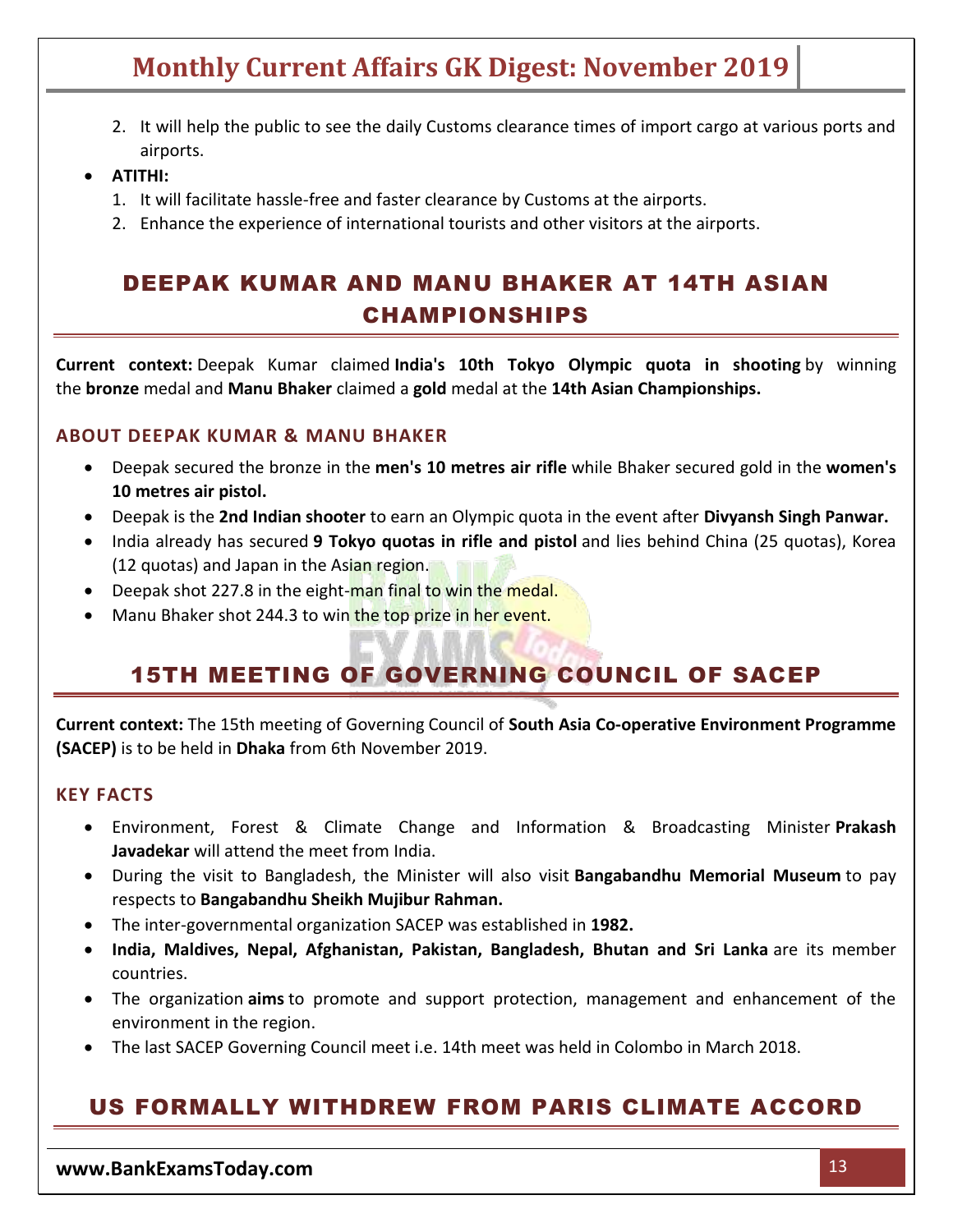2. It will help the public to see the daily Customs clearance times of import cargo at various ports and airports.

- **ATITHI:**
    1. It will facilitate hassle-free and faster clearance by Customs at the airports.
    2. Enhance the experience of international tourists and other visitors at the airports.

## DEEPAK KUMAR AND MANU BHAKER AT 14TH ASIAN CHAMPIONSHIPS

**Current context:** Deepak Kumar claimed **India's 10th Tokyo Olympic quota in shooting** by winning the **bronze** medal and **Manu Bhaker** claimed a **gold** medal at the **14th Asian Championships.**

### ABOUT DEEPAK KUMAR & MANU BHAKER

- Deepak secured the bronze in the **men's 10 metres air rifle** while Bhaker secured gold in the **women's 10 metres air pistol.**
- Deepak is the **2nd Indian shooter** to earn an Olympic quota in the event after **Divyansh Singh Panwar.**
- India already has secured **9 Tokyo quotas in rifle and pistol** and lies behind China (25 quotas), Korea (12 quotas) and Japan in the Asian region.
- Deepak shot 227.8 in the eight-man final to win the medal.
- Manu Bhaker shot 244.3 to win the top prize in her event.

## 15TH MEETING OF GOVERNING COUNCIL OF SACEP

**Current context:** The 15th meeting of Governing Council of **South Asia Co-operative Environment Programme (SACEP)** is to be held in **Dhaka** from 6th November 2019.

### KEY FACTS

- Environment, Forest & Climate Change and Information & Broadcasting Minister **Prakash Javadekar** will attend the meet from India.
- During the visit to Bangladesh, the Minister will also visit **Bangabandhu Memorial Museum** to pay respects to **Bangabandhu Sheikh Mujibur Rahman.**
- The inter-governmental organization SACEP was established in **1982.**
- **India, Maldives, Nepal, Afghanistan, Pakistan, Bangladesh, Bhutan and Sri Lanka** are its member countries.
- The organization **aims** to promote and support protection, management and enhancement of the environment in the region.
- The last SACEP Governing Council meet i.e. 14th meet was held in Colombo in March 2018.

## US FORMALLY WITHDREW FROM PARIS CLIMATE ACCORD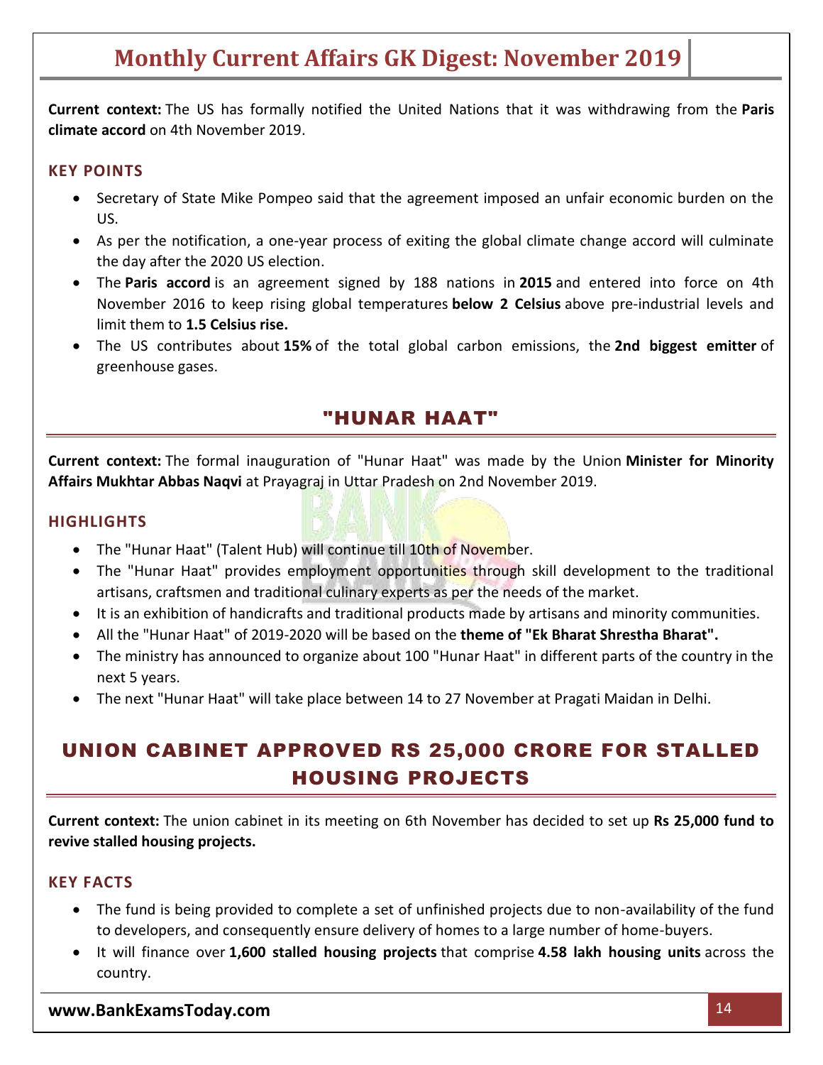**Current context:** The US has formally notified the United Nations that it was withdrawing from the **Paris climate accord** on 4th November 2019.

### KEY POINTS

- Secretary of State Mike Pompeo said that the agreement imposed an unfair economic burden on the US.
- As per the notification, a one-year process of exiting the global climate change accord will culminate the day after the 2020 US election.
- The **Paris accord** is an agreement signed by 188 nations in **2015** and entered into force on 4th November 2016 to keep rising global temperatures **below 2 Celsius** above pre-industrial levels and limit them to **1.5 Celsius rise.**
- The US contributes about **15%** of the total global carbon emissions, the **2nd biggest emitter** of greenhouse gases.

## "HUNAR HAAT"

**Current context:** The formal inauguration of "Hunar Haat" was made by the Union **Minister for Minority Affairs Mukhtar Abbas Naqvi** at Prayagraj in Uttar Pradesh on 2nd November 2019.

### HIGHLIGHTS

- The "Hunar Haat" (Talent Hub) will continue till 10th of November.
- The "Hunar Haat" provides employment opportunities through skill development to the traditional artisans, craftsmen and traditional culinary experts as per the needs of the market.
- It is an exhibition of handicrafts and traditional products made by artisans and minority communities.
- All the "Hunar Haat" of 2019-2020 will be based on the **theme of "Ek Bharat Shrestha Bharat".**
- The ministry has announced to organize about 100 "Hunar Haat" in different parts of the country in the next 5 years.
- The next "Hunar Haat" will take place between 14 to 27 November at Pragati Maidan in Delhi.

## UNION CABINET APPROVED RS 25,000 CRORE FOR STALLED HOUSING PROJECTS

**Current context:** The union cabinet in its meeting on 6th November has decided to set up **Rs 25,000 fund to revive stalled housing projects.**

### KEY FACTS

- The fund is being provided to complete a set of unfinished projects due to non-availability of the fund to developers, and consequently ensure delivery of homes to a large number of home-buyers.
- It will finance over **1,600 stalled housing projects** that comprise **4.58 lakh housing units** across the country.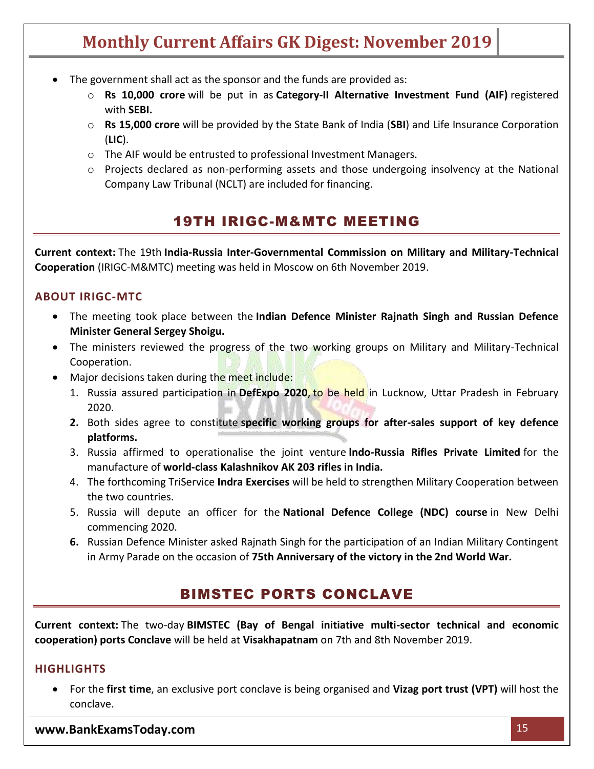- The government shall act as the sponsor and the funds are provided as:
    - **Rs 10,000 crore** will be put in as **Category-II Alternative Investment Fund (AIF)** registered with **SEBI.**
    - **Rs 15,000 crore** will be provided by the State Bank of India (**SBI**) and Life Insurance Corporation (**LIC**).
    - The AIF would be entrusted to professional Investment Managers.
    - Projects declared as non-performing assets and those undergoing insolvency at the National Company Law Tribunal (NCLT) are included for financing.

## 19TH IRIGC-M&MTC MEETING

**Current context:** The 19th **India-Russia Inter-Governmental Commission on Military and Military-Technical Cooperation** (IRIGC-M&MTC) meeting was held in Moscow on 6th November 2019.

### ABOUT IRIGC-MTC

- The meeting took place between the **Indian Defence Minister Rajnath Singh and Russian Defence Minister General Sergey Shoigu.**
- The ministers reviewed the progress of the two working groups on Military and Military-Technical Cooperation.
- Major decisions taken during the meet include:
    1. Russia assured participation in **DefExpo 2020**, to be held in Lucknow, Uttar Pradesh in February 2020.
    2. Both sides agree to constitute **specific working groups for after-sales support of key defence platforms.**
    3. Russia affirmed to operationalise the joint venture **Indo-Russia Rifles Private Limited** for the manufacture of **world-class Kalashnikov AK 203 rifles in India.**
    4. The forthcoming TriService **Indra Exercises** will be held to strengthen Military Cooperation between the two countries.
    5. Russia will depute an officer for the **National Defence College (NDC) course** in New Delhi commencing 2020.
    6. Russian Defence Minister asked Rajnath Singh for the participation of an Indian Military Contingent in Army Parade on the occasion of **75th Anniversary of the victory in the 2nd World War.**

## BIMSTEC PORTS CONCLAVE

**Current context:** The two-day **BIMSTEC (Bay of Bengal initiative multi-sector technical and economic cooperation) ports Conclave** will be held at **Visakhapatnam** on 7th and 8th November 2019.

### HIGHLIGHTS

- For the **first time**, an exclusive port conclave is being organised and **Vizag port trust (VPT)** will host the conclave.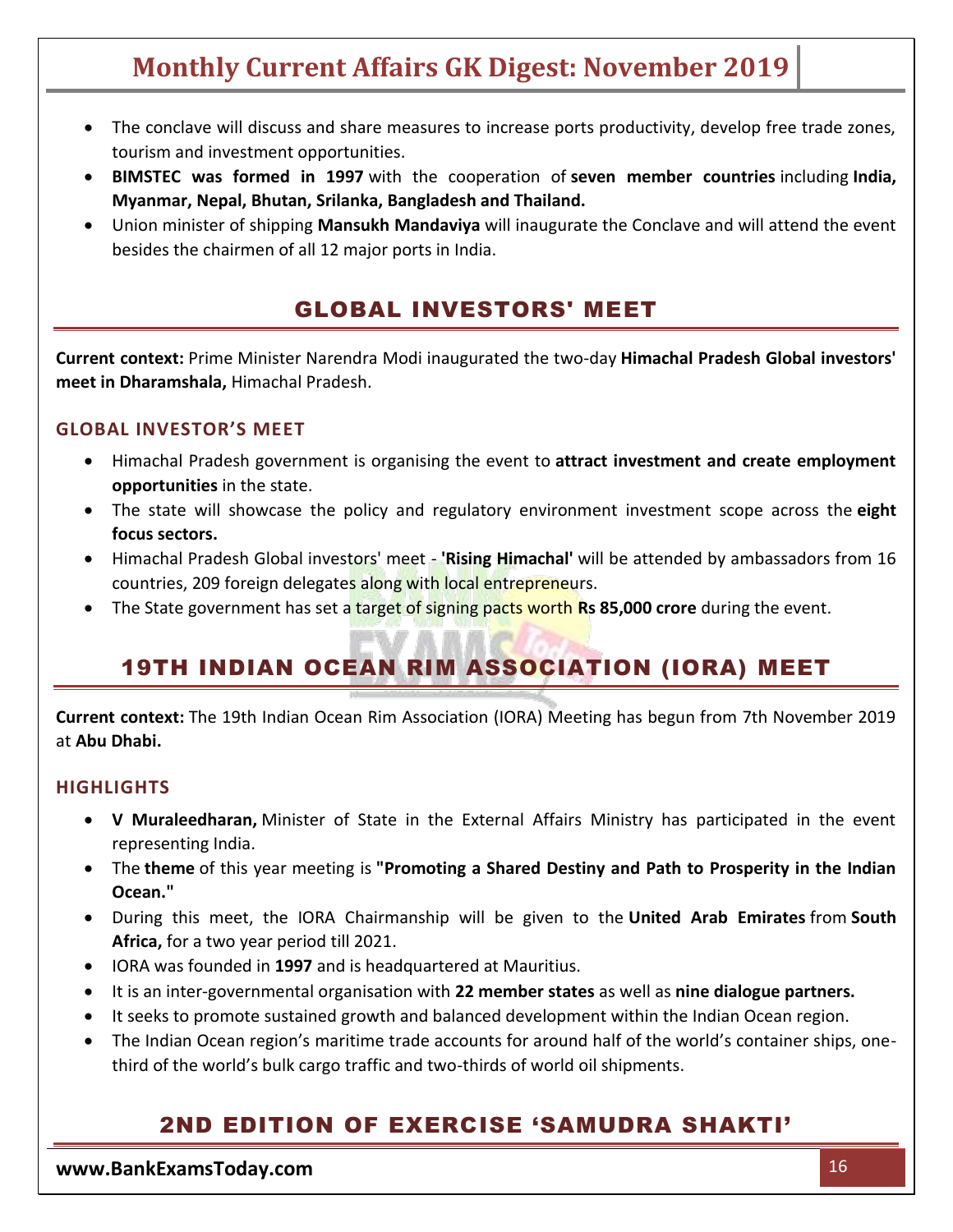- The conclave will discuss and share measures to increase ports productivity, develop free trade zones, tourism and investment opportunities.
- **BIMSTEC was formed in 1997** with the cooperation of **seven member countries** including **India, Myanmar, Nepal, Bhutan, Srilanka, Bangladesh and Thailand.**
- Union minister of shipping **Mansukh Mandaviya** will inaugurate the Conclave and will attend the event besides the chairmen of all 12 major ports in India.

## GLOBAL INVESTORS' MEET

**Current context:** Prime Minister Narendra Modi inaugurated the two-day **Himachal Pradesh Global investors' meet in Dharamshala,** Himachal Pradesh.

### GLOBAL INVESTOR'S MEET

- Himachal Pradesh government is organising the event to **attract investment and create employment opportunities** in the state.
- The state will showcase the policy and regulatory environment investment scope across the **eight focus sectors.**
- Himachal Pradesh Global investors' meet - **'Rising Himachal'** will be attended by ambassadors from 16 countries, 209 foreign delegates along with local entrepreneurs.
- The State government has set a target of signing pacts worth **Rs 85,000 crore** during the event.

## 19TH INDIAN OCEAN RIM ASSOCIATION (IORA) MEET

**Current context:** The 19th Indian Ocean Rim Association (IORA) Meeting has begun from 7th November 2019 at **Abu Dhabi.**

### HIGHLIGHTS

- **V Muraleedharan,** Minister of State in the External Affairs Ministry has participated in the event representing India.
- The **theme** of this year meeting is **"Promoting a Shared Destiny and Path to Prosperity in the Indian Ocean."**
- During this meet, the IORA Chairmanship will be given to the **United Arab Emirates** from **South Africa,** for a two year period till 2021.
- IORA was founded in **1997** and is headquartered at Mauritius.
- It is an inter-governmental organisation with **22 member states** as well as **nine dialogue partners.**
- It seeks to promote sustained growth and balanced development within the Indian Ocean region.
- The Indian Ocean region's maritime trade accounts for around half of the world's container ships, one-third of the world's bulk cargo traffic and two-thirds of world oil shipments.

## 2ND EDITION OF EXERCISE 'SAMUDRA SHAKTI'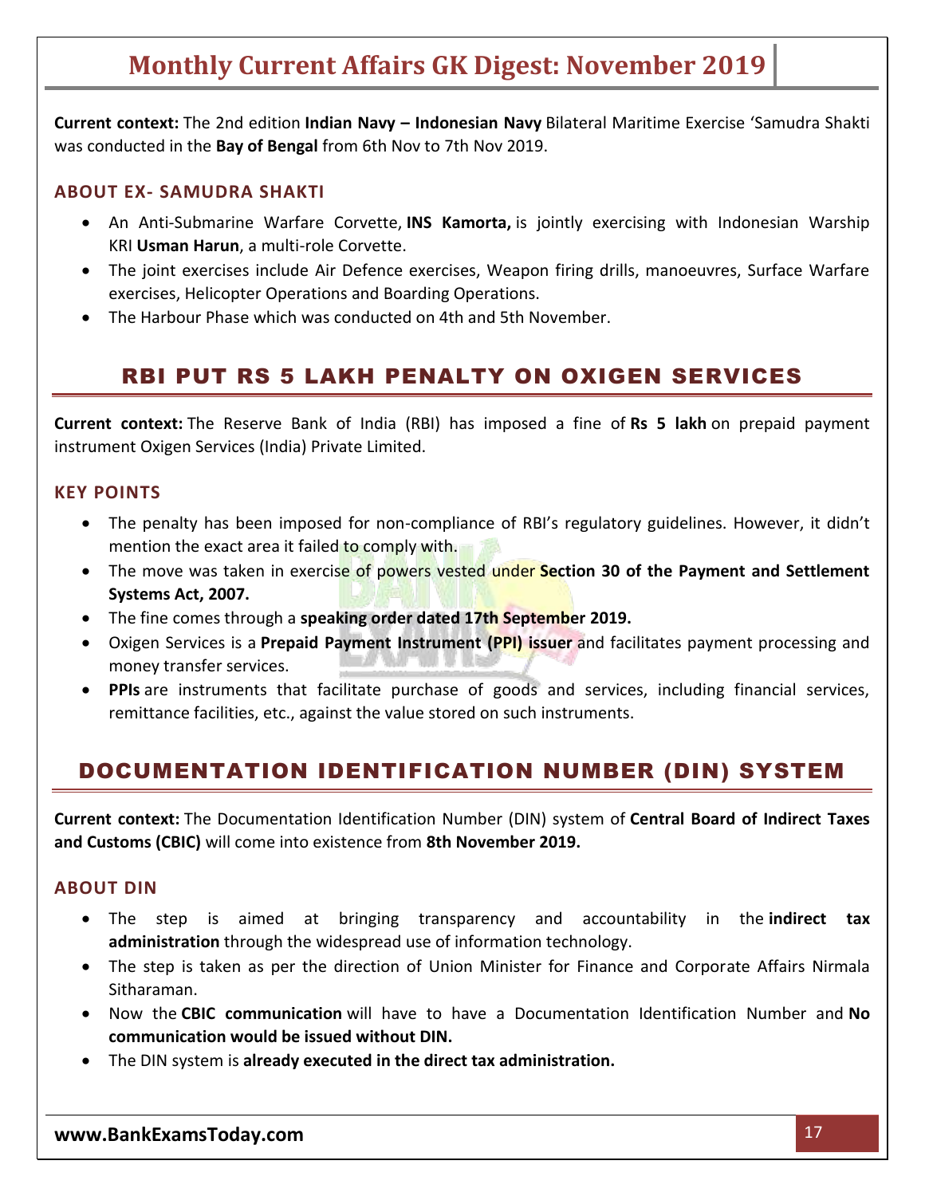**Current context:** The 2nd edition **Indian Navy – Indonesian Navy** Bilateral Maritime Exercise 'Samudra Shakti was conducted in the **Bay of Bengal** from 6th Nov to 7th Nov 2019.

### ABOUT EX- SAMUDRA SHAKTI

- An Anti-Submarine Warfare Corvette, **INS Kamorta,** is jointly exercising with Indonesian Warship KRI **Usman Harun**, a multi-role Corvette.
- The joint exercises include Air Defence exercises, Weapon firing drills, manoeuvres, Surface Warfare exercises, Helicopter Operations and Boarding Operations.
- The Harbour Phase which was conducted on 4th and 5th November.

## RBI PUT RS 5 LAKH PENALTY ON OXIGEN SERVICES

**Current context:** The Reserve Bank of India (RBI) has imposed a fine of **Rs 5 lakh** on prepaid payment instrument Oxigen Services (India) Private Limited.

### KEY POINTS

- The penalty has been imposed for non-compliance of RBI's regulatory guidelines. However, it didn't mention the exact area it failed to comply with.
- The move was taken in exercise of powers vested under **Section 30 of the Payment and Settlement Systems Act, 2007.**
- The fine comes through a **speaking order dated 17th September 2019.**
- Oxigen Services is a **Prepaid Payment Instrument (PPI) issuer** and facilitates payment processing and money transfer services.
- **PPIs** are instruments that facilitate purchase of goods and services, including financial services, remittance facilities, etc., against the value stored on such instruments.

## DOCUMENTATION IDENTIFICATION NUMBER (DIN) SYSTEM

**Current context:** The Documentation Identification Number (DIN) system of **Central Board of Indirect Taxes and Customs (CBIC)** will come into existence from **8th November 2019.**

### ABOUT DIN

- The step is aimed at bringing transparency and accountability in the **indirect tax administration** through the widespread use of information technology.
- The step is taken as per the direction of Union Minister for Finance and Corporate Affairs Nirmala Sitharaman.
- Now the **CBIC communication** will have to have a Documentation Identification Number and **No communication would be issued without DIN.**
- The DIN system is **already executed in the direct tax administration.**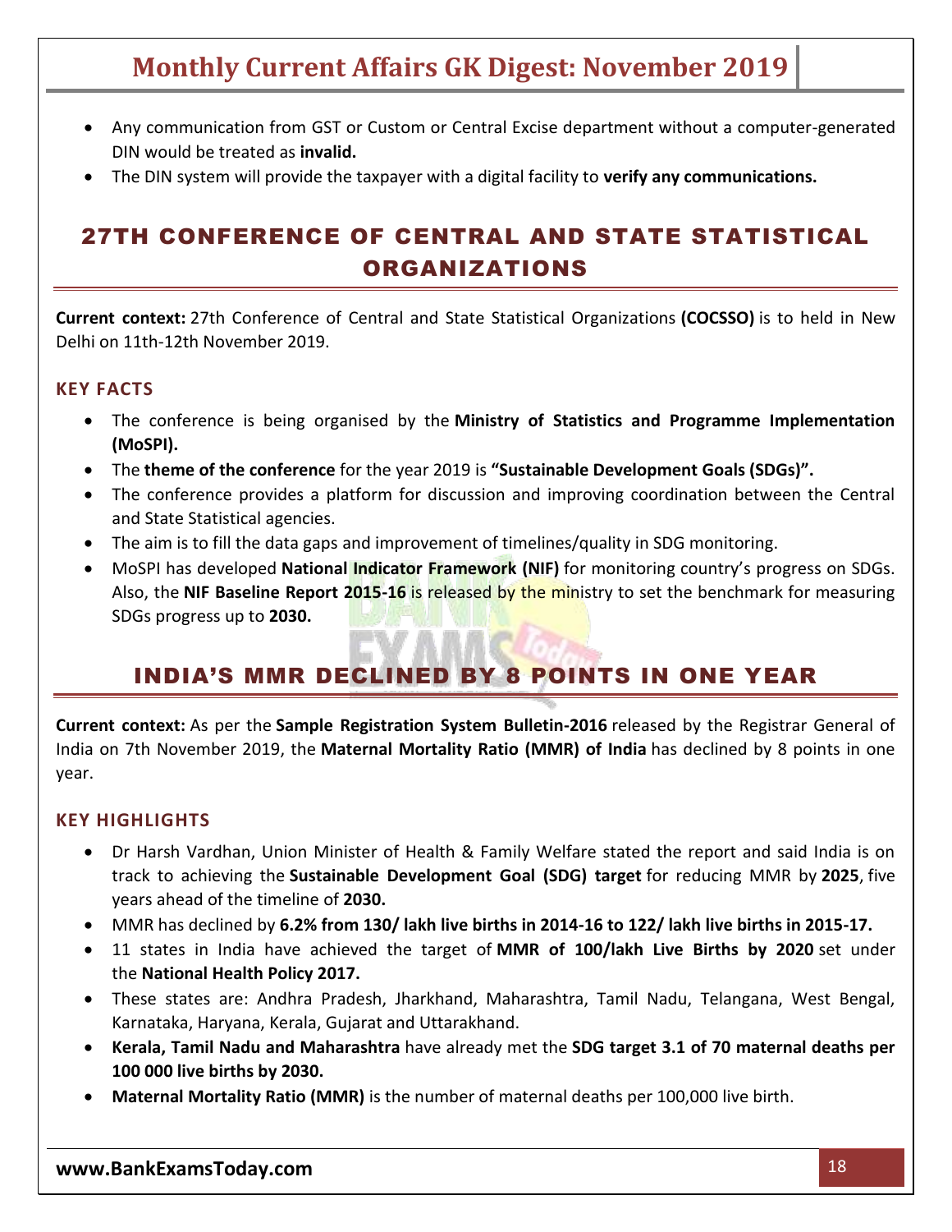- Any communication from GST or Custom or Central Excise department without a computer-generated DIN would be treated as **invalid.**
- The DIN system will provide the taxpayer with a digital facility to **verify any communications.**

## 27TH CONFERENCE OF CENTRAL AND STATE STATISTICAL ORGANIZATIONS

**Current context:** 27th Conference of Central and State Statistical Organizations **(COCSSO)** is to held in New Delhi on 11th-12th November 2019.

### KEY FACTS

- The conference is being organised by the **Ministry of Statistics and Programme Implementation (MoSPI).**
- The **theme of the conference** for the year 2019 is **"Sustainable Development Goals (SDGs)".**
- The conference provides a platform for discussion and improving coordination between the Central and State Statistical agencies.
- The aim is to fill the data gaps and improvement of timelines/quality in SDG monitoring.
- MoSPI has developed **National Indicator Framework (NIF)** for monitoring country's progress on SDGs. Also, the **NIF Baseline Report 2015-16** is released by the ministry to set the benchmark for measuring SDGs progress up to **2030.**

## INDIA'S MMR DECLINED BY 8 POINTS IN ONE YEAR

**Current context:** As per the **Sample Registration System Bulletin-2016** released by the Registrar General of India on 7th November 2019, the **Maternal Mortality Ratio (MMR) of India** has declined by 8 points in one year.

### KEY HIGHLIGHTS

- Dr Harsh Vardhan, Union Minister of Health & Family Welfare stated the report and said India is on track to achieving the **Sustainable Development Goal (SDG) target** for reducing MMR by **2025**, five years ahead of the timeline of **2030.**
- MMR has declined by **6.2% from 130/ lakh live births in 2014-16 to 122/ lakh live births in 2015-17.**
- 11 states in India have achieved the target of **MMR of 100/lakh Live Births by 2020** set under the **National Health Policy 2017.**
- These states are: Andhra Pradesh, Jharkhand, Maharashtra, Tamil Nadu, Telangana, West Bengal, Karnataka, Haryana, Kerala, Gujarat and Uttarakhand.
- **Kerala, Tamil Nadu and Maharashtra** have already met the **SDG target 3.1 of 70 maternal deaths per 100 000 live births by 2030.**
- **Maternal Mortality Ratio (MMR)** is the number of maternal deaths per 100,000 live birth.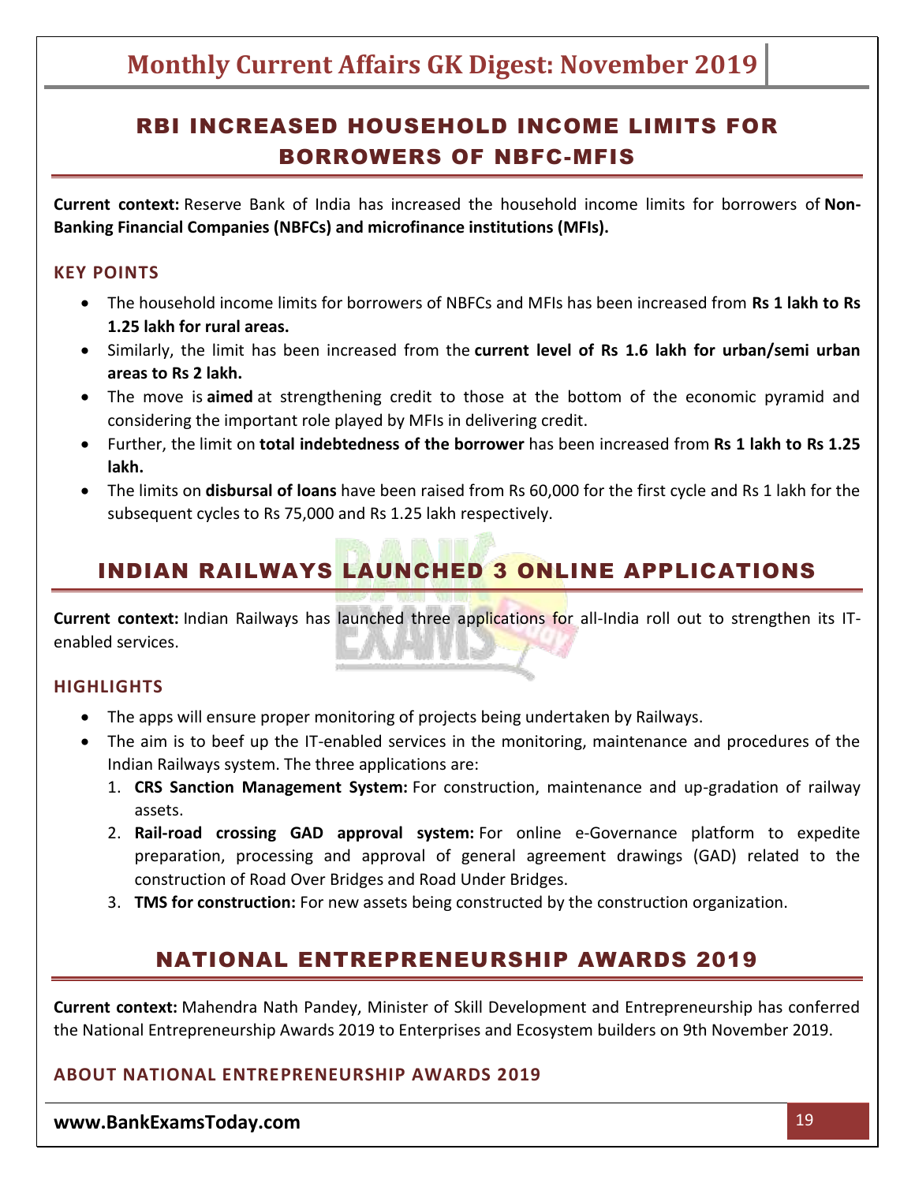## RBI INCREASED HOUSEHOLD INCOME LIMITS FOR BORROWERS OF NBFC-MFIS

**Current context:** Reserve Bank of India has increased the household income limits for borrowers of **Non-Banking Financial Companies (NBFCs) and microfinance institutions (MFIs).**

### KEY POINTS

- The household income limits for borrowers of NBFCs and MFIs has been increased from **Rs 1 lakh to Rs 1.25 lakh for rural areas.**
- Similarly, the limit has been increased from the **current level of Rs 1.6 lakh for urban/semi urban areas to Rs 2 lakh.**
- The move is **aimed** at strengthening credit to those at the bottom of the economic pyramid and considering the important role played by MFIs in delivering credit.
- Further, the limit on **total indebtedness of the borrower** has been increased from **Rs 1 lakh to Rs 1.25 lakh.**
- The limits on **disbursal of loans** have been raised from Rs 60,000 for the first cycle and Rs 1 lakh for the subsequent cycles to Rs 75,000 and Rs 1.25 lakh respectively.

## INDIAN RAILWAYS LAUNCHED 3 ONLINE APPLICATIONS

**Current context:** Indian Railways has launched three applications for all-India roll out to strengthen its IT-enabled services.

### HIGHLIGHTS

- The apps will ensure proper monitoring of projects being undertaken by Railways.
- The aim is to beef up the IT-enabled services in the monitoring, maintenance and procedures of the Indian Railways system. The three applications are:
  1. **CRS Sanction Management System:** For construction, maintenance and up-gradation of railway assets.
  2. **Rail-road crossing GAD approval system:** For online e-Governance platform to expedite preparation, processing and approval of general agreement drawings (GAD) related to the construction of Road Over Bridges and Road Under Bridges.
  3. **TMS for construction:** For new assets being constructed by the construction organization.

## NATIONAL ENTREPRENEURSHIP AWARDS 2019

**Current context:** Mahendra Nath Pandey, Minister of Skill Development and Entrepreneurship has conferred the National Entrepreneurship Awards 2019 to Enterprises and Ecosystem builders on 9th November 2019.

### ABOUT NATIONAL ENTREPRENEURSHIP AWARDS 2019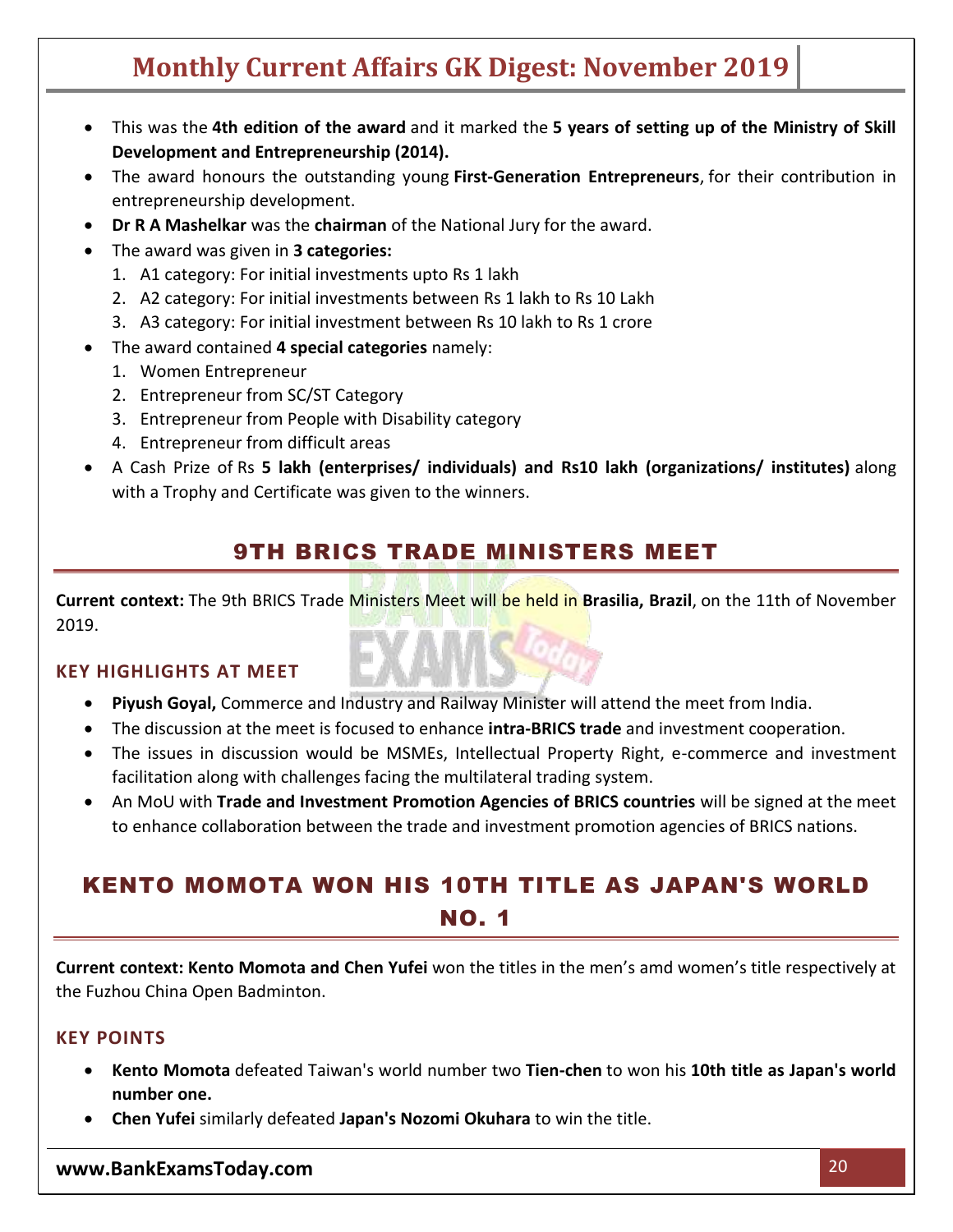- This was the **4th edition of the award** and it marked the **5 years of setting up of the Ministry of Skill Development and Entrepreneurship (2014).**
- The award honours the outstanding young **First-Generation Entrepreneurs**, for their contribution in entrepreneurship development.
- **Dr R A Mashelkar** was the **chairman** of the National Jury for the award.
- The award was given in **3 categories:**
  1. A1 category: For initial investments upto Rs 1 lakh
  2. A2 category: For initial investments between Rs 1 lakh to Rs 10 Lakh
  3. A3 category: For initial investment between Rs 10 lakh to Rs 1 crore
- The award contained **4 special categories** namely:
  1. Women Entrepreneur
  2. Entrepreneur from SC/ST Category
  3. Entrepreneur from People with Disability category
  4. Entrepreneur from difficult areas
- A Cash Prize of Rs **5 lakh (enterprises/ individuals) and Rs10 lakh (organizations/ institutes)** along with a Trophy and Certificate was given to the winners.

## 9TH BRICS TRADE MINISTERS MEET

**Current context:** The 9th BRICS Trade Ministers Meet will be held in **Brasilia, Brazil**, on the 11th of November 2019.

### KEY HIGHLIGHTS AT MEET

- **Piyush Goyal,** Commerce and Industry and Railway Minister will attend the meet from India.
- The discussion at the meet is focused to enhance **intra-BRICS trade** and investment cooperation.
- The issues in discussion would be MSMEs, Intellectual Property Right, e-commerce and investment facilitation along with challenges facing the multilateral trading system.
- An MoU with **Trade and Investment Promotion Agencies of BRICS countries** will be signed at the meet to enhance collaboration between the trade and investment promotion agencies of BRICS nations.

## KENTO MOMOTA WON HIS 10TH TITLE AS JAPAN'S WORLD NO. 1

**Current context: Kento Momota and Chen Yufei** won the titles in the men's amd women's title respectively at the Fuzhou China Open Badminton.

### KEY POINTS

- **Kento Momota** defeated Taiwan's world number two **Tien-chen** to won his **10th title as Japan's world number one.**
- **Chen Yufei** similarly defeated **Japan's Nozomi Okuhara** to win the title.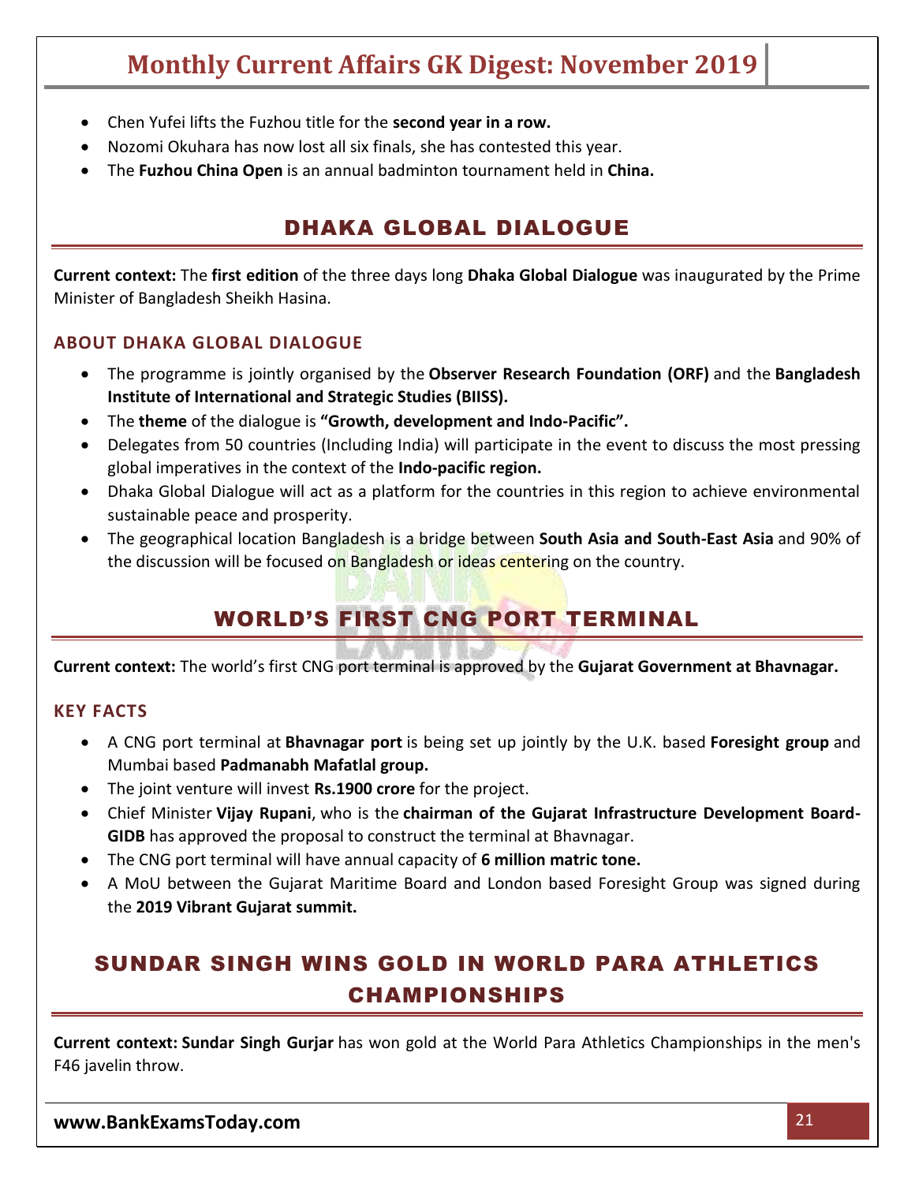- Chen Yufei lifts the Fuzhou title for the **second year in a row.**
- Nozomi Okuhara has now lost all six finals, she has contested this year.
- The **Fuzhou China Open** is an annual badminton tournament held in **China.**

## DHAKA GLOBAL DIALOGUE

**Current context:** The **first edition** of the three days long **Dhaka Global Dialogue** was inaugurated by the Prime Minister of Bangladesh Sheikh Hasina.

### ABOUT DHAKA GLOBAL DIALOGUE

- The programme is jointly organised by the **Observer Research Foundation (ORF)** and the **Bangladesh Institute of International and Strategic Studies (BIISS).**
- The **theme** of the dialogue is **"Growth, development and Indo-Pacific".**
- Delegates from 50 countries (Including India) will participate in the event to discuss the most pressing global imperatives in the context of the **Indo-pacific region.**
- Dhaka Global Dialogue will act as a platform for the countries in this region to achieve environmental sustainable peace and prosperity.
- The geographical location Bangladesh is a bridge between **South Asia and South-East Asia** and 90% of the discussion will be focused on Bangladesh or ideas centering on the country.

## WORLD'S FIRST CNG PORT TERMINAL

**Current context:** The world's first CNG port terminal is approved by the **Gujarat Government at Bhavnagar.**

### KEY FACTS

- A CNG port terminal at **Bhavnagar port** is being set up jointly by the U.K. based **Foresight group** and Mumbai based **Padmanabh Mafatlal group.**
- The joint venture will invest **Rs.1900 crore** for the project.
- Chief Minister **Vijay Rupani**, who is the **chairman of the Gujarat Infrastructure Development Board-GIDB** has approved the proposal to construct the terminal at Bhavnagar.
- The CNG port terminal will have annual capacity of **6 million matric tone.**
- A MoU between the Gujarat Maritime Board and London based Foresight Group was signed during the **2019 Vibrant Gujarat summit.**

## SUNDAR SINGH WINS GOLD IN WORLD PARA ATHLETICS CHAMPIONSHIPS

**Current context: Sundar Singh Gurjar** has won gold at the World Para Athletics Championships in the men's F46 javelin throw.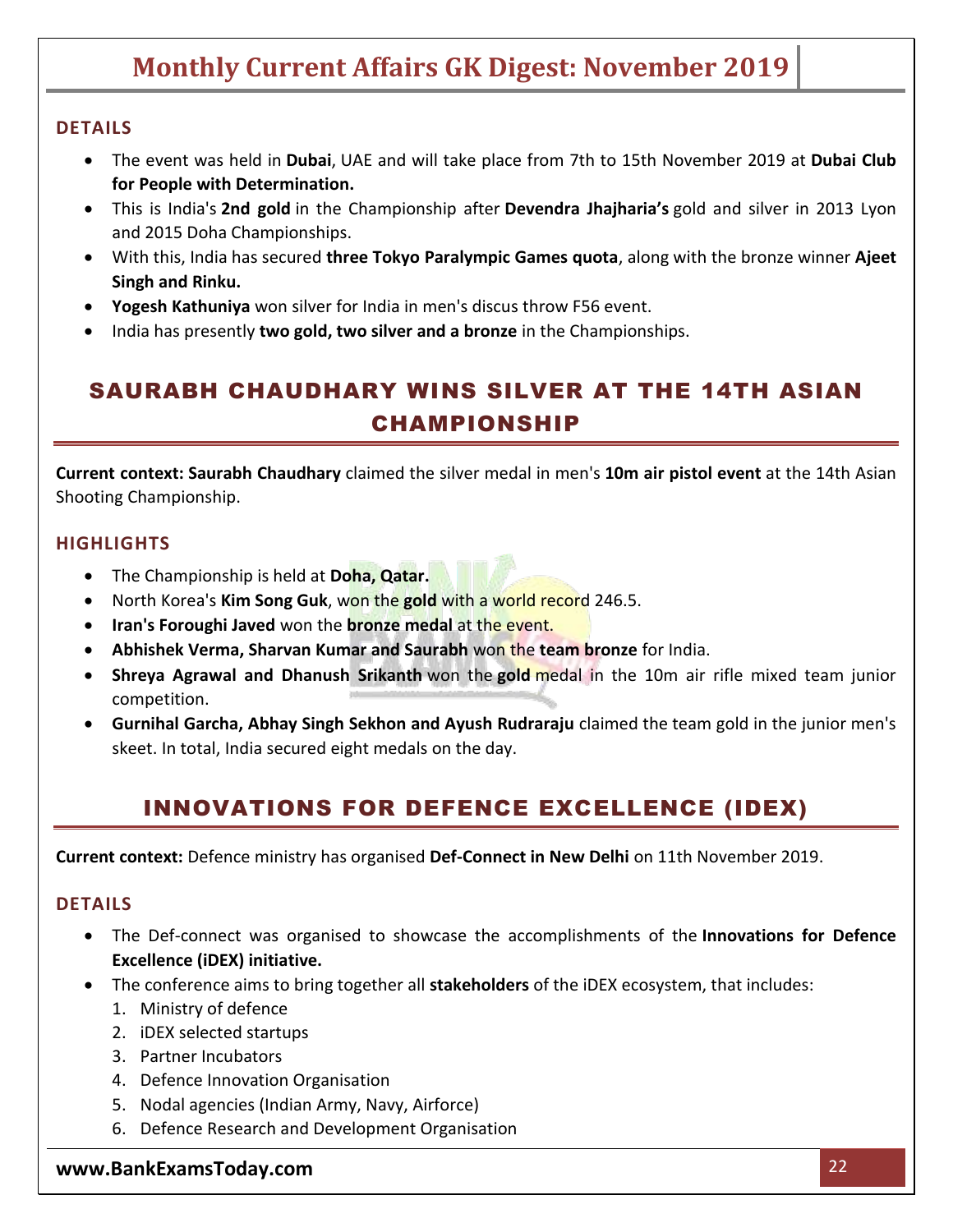### DETAILS

- The event was held in **Dubai**, UAE and will take place from 7th to 15th November 2019 at **Dubai Club for People with Determination.**
- This is India's **2nd gold** in the Championship after **Devendra Jhajharia's** gold and silver in 2013 Lyon and 2015 Doha Championships.
- With this, India has secured **three Tokyo Paralympic Games quota**, along with the bronze winner **Ajeet Singh and Rinku.**
- **Yogesh Kathuniya** won silver for India in men's discus throw F56 event.
- India has presently **two gold, two silver and a bronze** in the Championships.

## SAURABH CHAUDHARY WINS SILVER AT THE 14TH ASIAN CHAMPIONSHIP

**Current context: Saurabh Chaudhary** claimed the silver medal in men's **10m air pistol event** at the 14th Asian Shooting Championship.

### HIGHLIGHTS

- The Championship is held at **Doha, Qatar.**
- North Korea's **Kim Song Guk**, won the **gold** with a world record 246.5.
- **Iran's Foroughi Javed** won the **bronze medal** at the event.
- **Abhishek Verma, Sharvan Kumar and Saurabh** won the **team bronze** for India.
- **Shreya Agrawal and Dhanush Srikanth** won the **gold** medal in the 10m air rifle mixed team junior competition.
- **Gurnihal Garcha, Abhay Singh Sekhon and Ayush Rudraraju** claimed the team gold in the junior men's skeet. In total, India secured eight medals on the day.

## INNOVATIONS FOR DEFENCE EXCELLENCE (IDEX)

**Current context:** Defence ministry has organised **Def-Connect in New Delhi** on 11th November 2019.

### DETAILS

- The Def-connect was organised to showcase the accomplishments of the **Innovations for Defence Excellence (iDEX) initiative.**
- The conference aims to bring together all **stakeholders** of the iDEX ecosystem, that includes:
  1. Ministry of defence
  2. iDEX selected startups
  3. Partner Incubators
  4. Defence Innovation Organisation
  5. Nodal agencies (Indian Army, Navy, Airforce)
  6. Defence Research and Development Organisation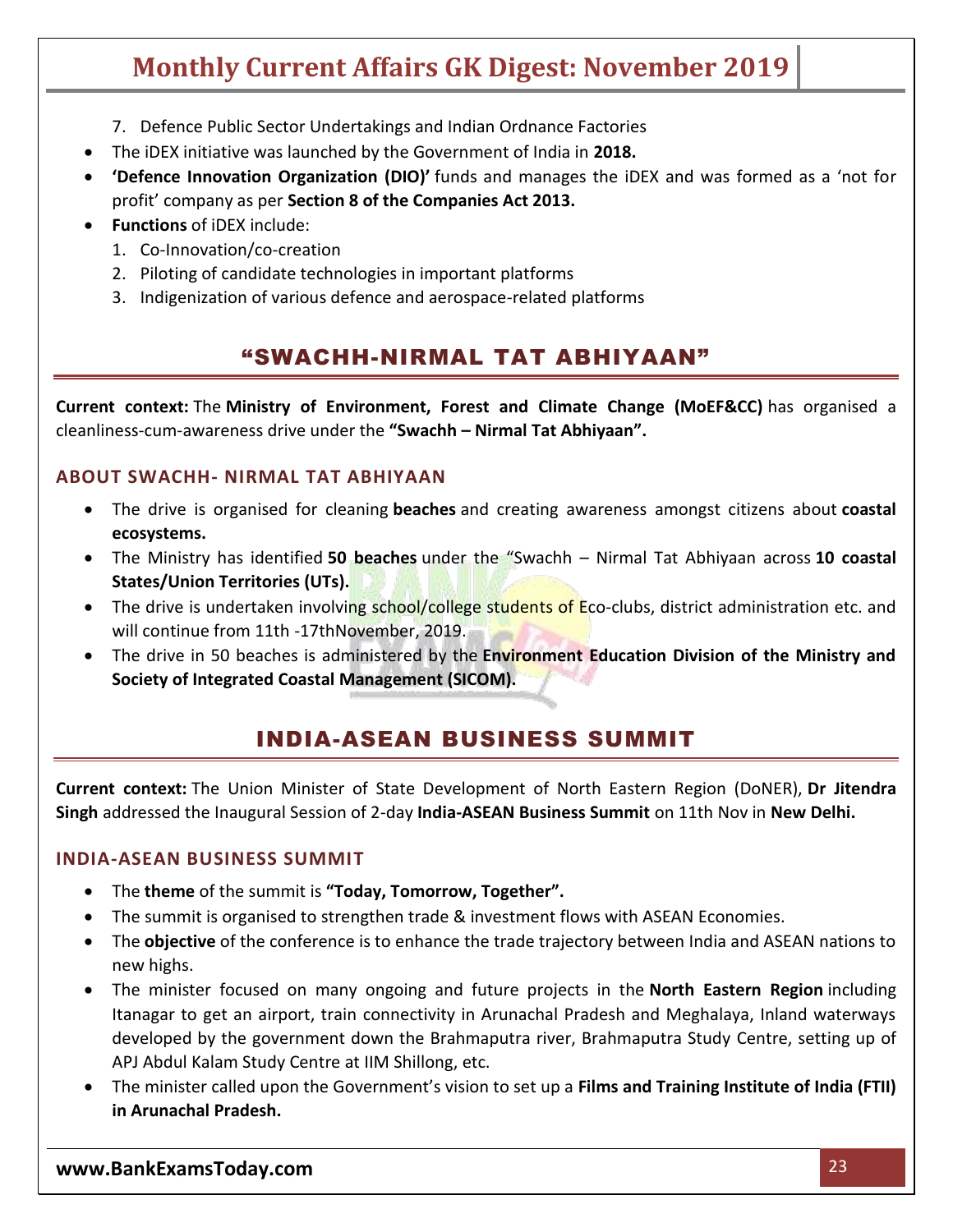7. Defence Public Sector Undertakings and Indian Ordnance Factories

- The iDEX initiative was launched by the Government of India in **2018.**
- **'Defence Innovation Organization (DIO)'** funds and manages the iDEX and was formed as a 'not for profit' company as per **Section 8 of the Companies Act 2013.**
- **Functions** of iDEX include:
  1. Co-Innovation/co-creation
  2. Piloting of candidate technologies in important platforms
  3. Indigenization of various defence and aerospace-related platforms

## "SWACHH-NIRMAL TAT ABHIYAAN"

**Current context:** The **Ministry of Environment, Forest and Climate Change (MoEF&CC)** has organised a cleanliness-cum-awareness drive under the **"Swachh – Nirmal Tat Abhiyaan".**

### ABOUT SWACHH- NIRMAL TAT ABHIYAAN

- The drive is organised for cleaning **beaches** and creating awareness amongst citizens about **coastal ecosystems.**
- The Ministry has identified **50 beaches** under the "Swachh – Nirmal Tat Abhiyaan across **10 coastal States/Union Territories (UTs).**
- The drive is undertaken involving school/college students of Eco-clubs, district administration etc. and will continue from 11th -17thNovember, 2019.
- The drive in 50 beaches is administered by the **Environment Education Division of the Ministry and Society of Integrated Coastal Management (SICOM).**

## INDIA-ASEAN BUSINESS SUMMIT

**Current context:** The Union Minister of State Development of North Eastern Region (DoNER), **Dr Jitendra Singh** addressed the Inaugural Session of 2-day **India-ASEAN Business Summit** on 11th Nov in **New Delhi.**

### INDIA-ASEAN BUSINESS SUMMIT

- The **theme** of the summit is **"Today, Tomorrow, Together".**
- The summit is organised to strengthen trade & investment flows with ASEAN Economies.
- The **objective** of the conference is to enhance the trade trajectory between India and ASEAN nations to new highs.
- The minister focused on many ongoing and future projects in the **North Eastern Region** including Itanagar to get an airport, train connectivity in Arunachal Pradesh and Meghalaya, Inland waterways developed by the government down the Brahmaputra river, Brahmaputra Study Centre, setting up of APJ Abdul Kalam Study Centre at IIM Shillong, etc.
- The minister called upon the Government's vision to set up a **Films and Training Institute of India (FTII) in Arunachal Pradesh.**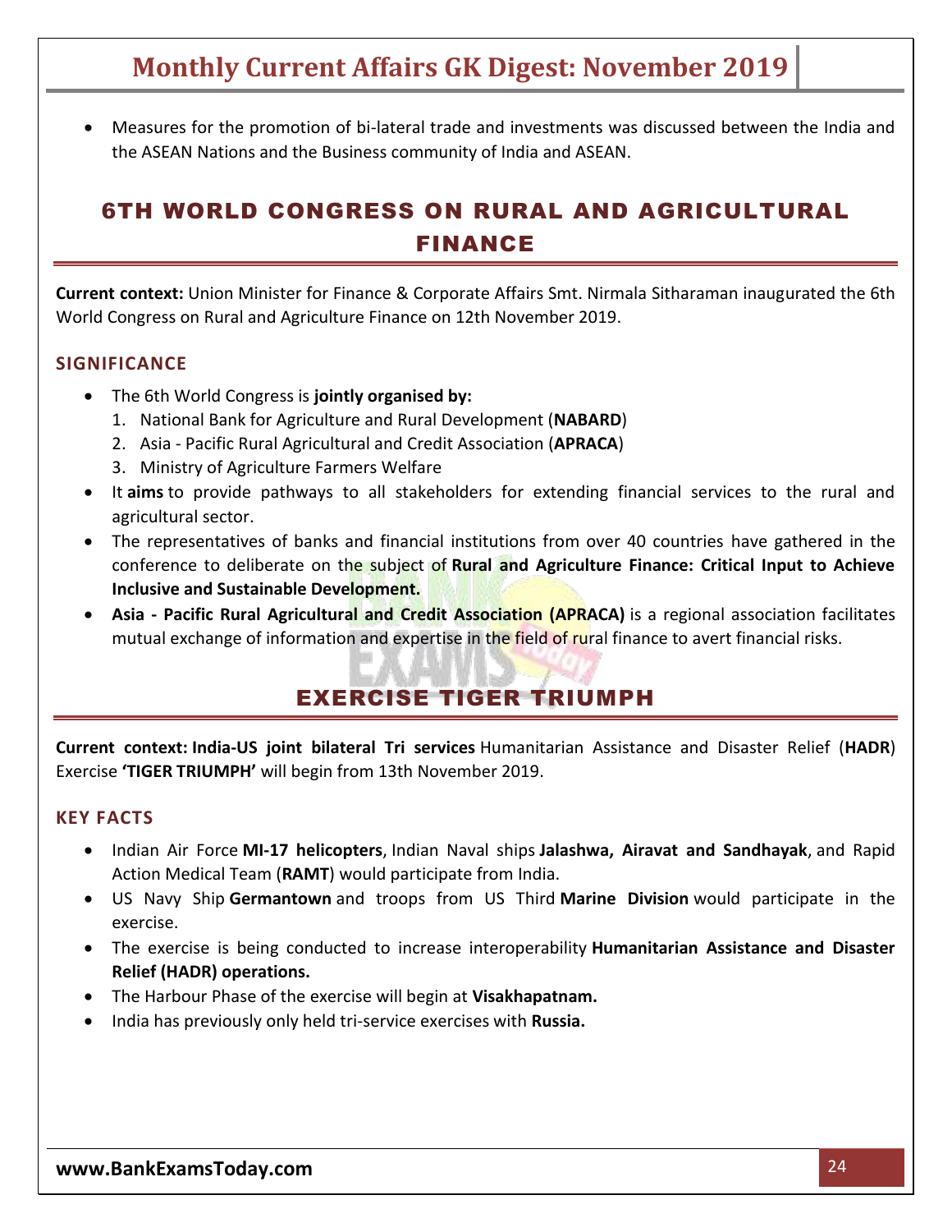- Measures for the promotion of bi-lateral trade and investments was discussed between the India and the ASEAN Nations and the Business community of India and ASEAN.

## 6TH WORLD CONGRESS ON RURAL AND AGRICULTURAL FINANCE

**Current context:** Union Minister for Finance & Corporate Affairs Smt. Nirmala Sitharaman inaugurated the 6th World Congress on Rural and Agriculture Finance on 12th November 2019.

### SIGNIFICANCE

- The 6th World Congress is **jointly organised by:**
  1. National Bank for Agriculture and Rural Development (**NABARD**)
  2. Asia - Pacific Rural Agricultural and Credit Association (**APRACA**)
  3. Ministry of Agriculture Farmers Welfare
- It **aims** to provide pathways to all stakeholders for extending financial services to the rural and agricultural sector.
- The representatives of banks and financial institutions from over 40 countries have gathered in the conference to deliberate on the subject of **Rural and Agriculture Finance: Critical Input to Achieve Inclusive and Sustainable Development.**
- **Asia - Pacific Rural Agricultural and Credit Association (APRACA)** is a regional association facilitates mutual exchange of information and expertise in the field of rural finance to avert financial risks.

## EXERCISE TIGER TRIUMPH

**Current context: India-US joint bilateral Tri services** Humanitarian Assistance and Disaster Relief (**HADR**) Exercise **'TIGER TRIUMPH'** will begin from 13th November 2019.

### KEY FACTS

- Indian Air Force **MI-17 helicopters**, Indian Naval ships **Jalashwa, Airavat and Sandhayak**, and Rapid Action Medical Team (**RAMT**) would participate from India.
- US Navy Ship **Germantown** and troops from US Third **Marine Division** would participate in the exercise.
- The exercise is being conducted to increase interoperability **Humanitarian Assistance and Disaster Relief (HADR) operations.**
- The Harbour Phase of the exercise will begin at **Visakhapatnam.**
- India has previously only held tri-service exercises with **Russia.**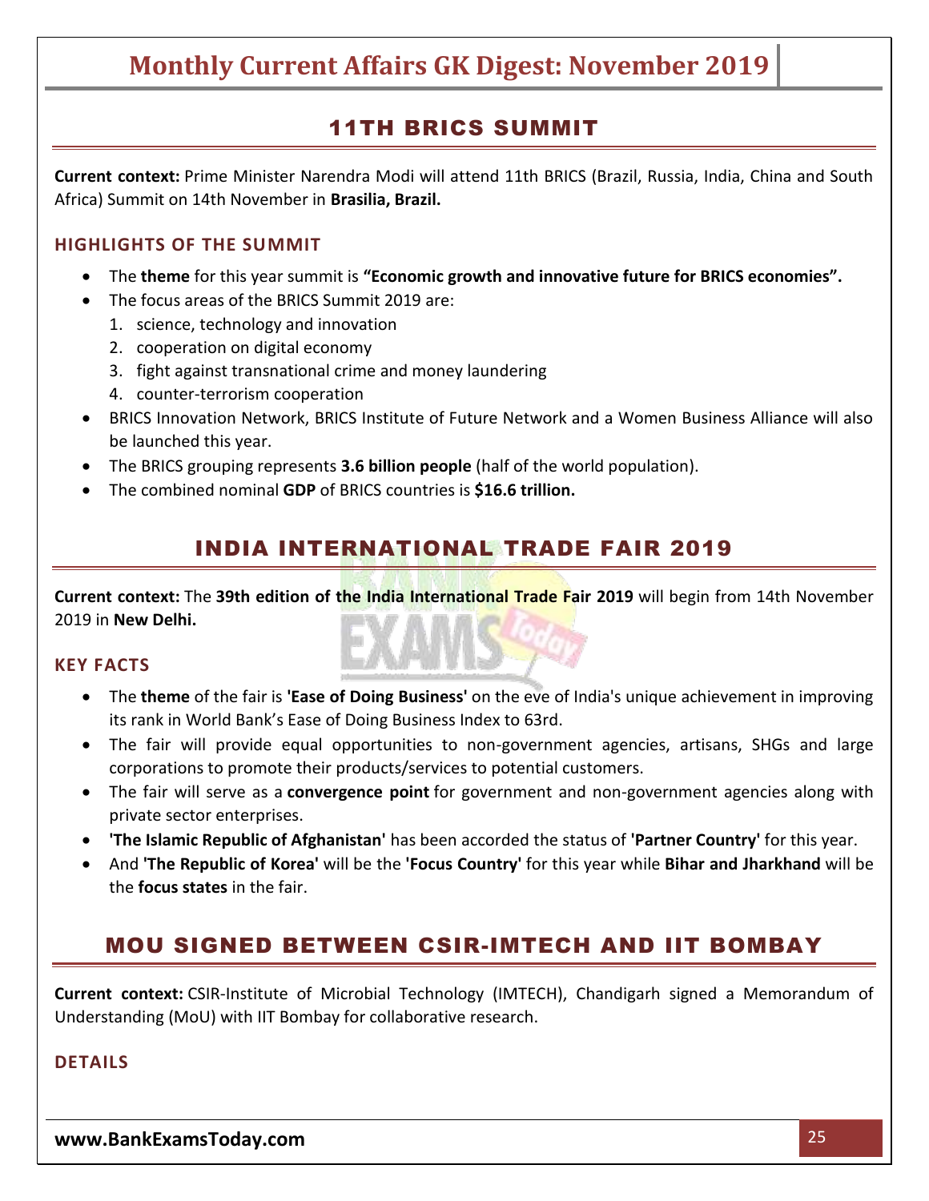## 11TH BRICS SUMMIT

**Current context:** Prime Minister Narendra Modi will attend 11th BRICS (Brazil, Russia, India, China and South Africa) Summit on 14th November in **Brasilia, Brazil.**

### HIGHLIGHTS OF THE SUMMIT

- The **theme** for this year summit is **"Economic growth and innovative future for BRICS economies".**
- The focus areas of the BRICS Summit 2019 are:
  1. science, technology and innovation
  2. cooperation on digital economy
  3. fight against transnational crime and money laundering
  4. counter-terrorism cooperation
- BRICS Innovation Network, BRICS Institute of Future Network and a Women Business Alliance will also be launched this year.
- The BRICS grouping represents **3.6 billion people** (half of the world population).
- The combined nominal **GDP** of BRICS countries is **$16.6 trillion.**

## INDIA INTERNATIONAL TRADE FAIR 2019

**Current context:** The **39th edition of the India International Trade Fair 2019** will begin from 14th November 2019 in **New Delhi.**

### KEY FACTS

- The **theme** of the fair is **'Ease of Doing Business'** on the eve of India's unique achievement in improving its rank in World Bank's Ease of Doing Business Index to 63rd.
- The fair will provide equal opportunities to non-government agencies, artisans, SHGs and large corporations to promote their products/services to potential customers.
- The fair will serve as a **convergence point** for government and non-government agencies along with private sector enterprises.
- **'The Islamic Republic of Afghanistan'** has been accorded the status of **'Partner Country'** for this year.
- And **'The Republic of Korea'** will be the **'Focus Country'** for this year while **Bihar and Jharkhand** will be the **focus states** in the fair.

## MOU SIGNED BETWEEN CSIR-IMTECH AND IIT BOMBAY

**Current context:** CSIR-Institute of Microbial Technology (IMTECH), Chandigarh signed a Memorandum of Understanding (MoU) with IIT Bombay for collaborative research.

### DETAILS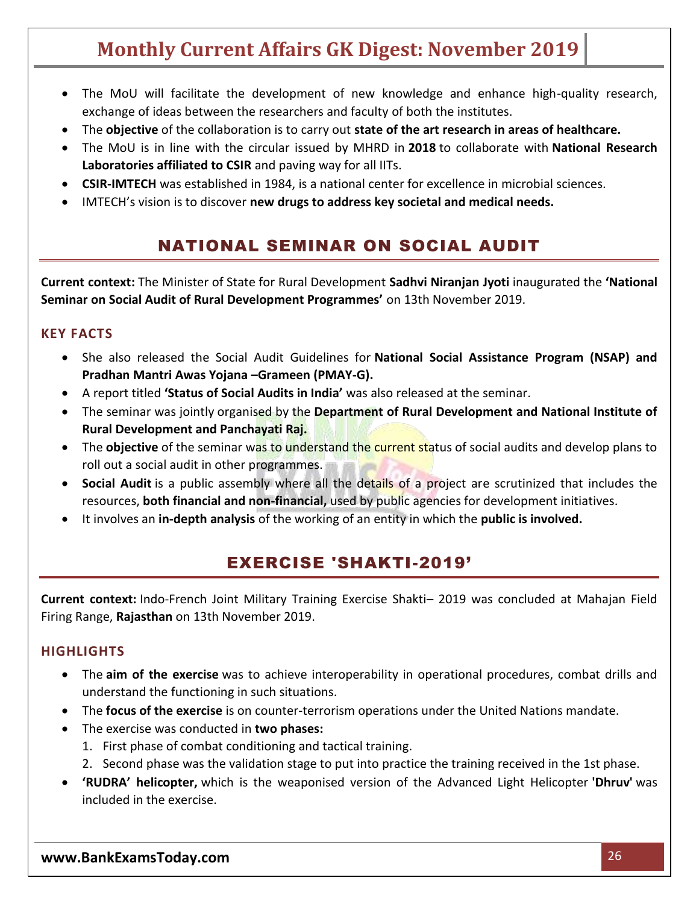- The MoU will facilitate the development of new knowledge and enhance high-quality research, exchange of ideas between the researchers and faculty of both the institutes.
- The **objective** of the collaboration is to carry out **state of the art research in areas of healthcare.**
- The MoU is in line with the circular issued by MHRD in **2018** to collaborate with **National Research Laboratories affiliated to CSIR** and paving way for all IITs.
- **CSIR-IMTECH** was established in 1984, is a national center for excellence in microbial sciences.
- IMTECH's vision is to discover **new drugs to address key societal and medical needs.**

## NATIONAL SEMINAR ON SOCIAL AUDIT

**Current context:** The Minister of State for Rural Development **Sadhvi Niranjan Jyoti** inaugurated the **'National Seminar on Social Audit of Rural Development Programmes'** on 13th November 2019.

### KEY FACTS

- She also released the Social Audit Guidelines for **National Social Assistance Program (NSAP) and Pradhan Mantri Awas Yojana –Grameen (PMAY-G).**
- A report titled **'Status of Social Audits in India'** was also released at the seminar.
- The seminar was jointly organised by the **Department of Rural Development and National Institute of Rural Development and Panchayati Raj.**
- The **objective** of the seminar was to understand the current status of social audits and develop plans to roll out a social audit in other programmes.
- **Social Audit** is a public assembly where all the details of a project are scrutinized that includes the resources, **both financial and non-financial,** used by public agencies for development initiatives.
- It involves an **in-depth analysis** of the working of an entity in which the **public is involved.**

## EXERCISE 'SHAKTI-2019'

**Current context:** Indo-French Joint Military Training Exercise Shakti– 2019 was concluded at Mahajan Field Firing Range, **Rajasthan** on 13th November 2019.

### HIGHLIGHTS

- The **aim of the exercise** was to achieve interoperability in operational procedures, combat drills and understand the functioning in such situations.
- The **focus of the exercise** is on counter-terrorism operations under the United Nations mandate.
- The exercise was conducted in **two phases:**
  1. First phase of combat conditioning and tactical training.
  2. Second phase was the validation stage to put into practice the training received in the 1st phase.
- **'RUDRA' helicopter,** which is the weaponised version of the Advanced Light Helicopter **'Dhruv'** was included in the exercise.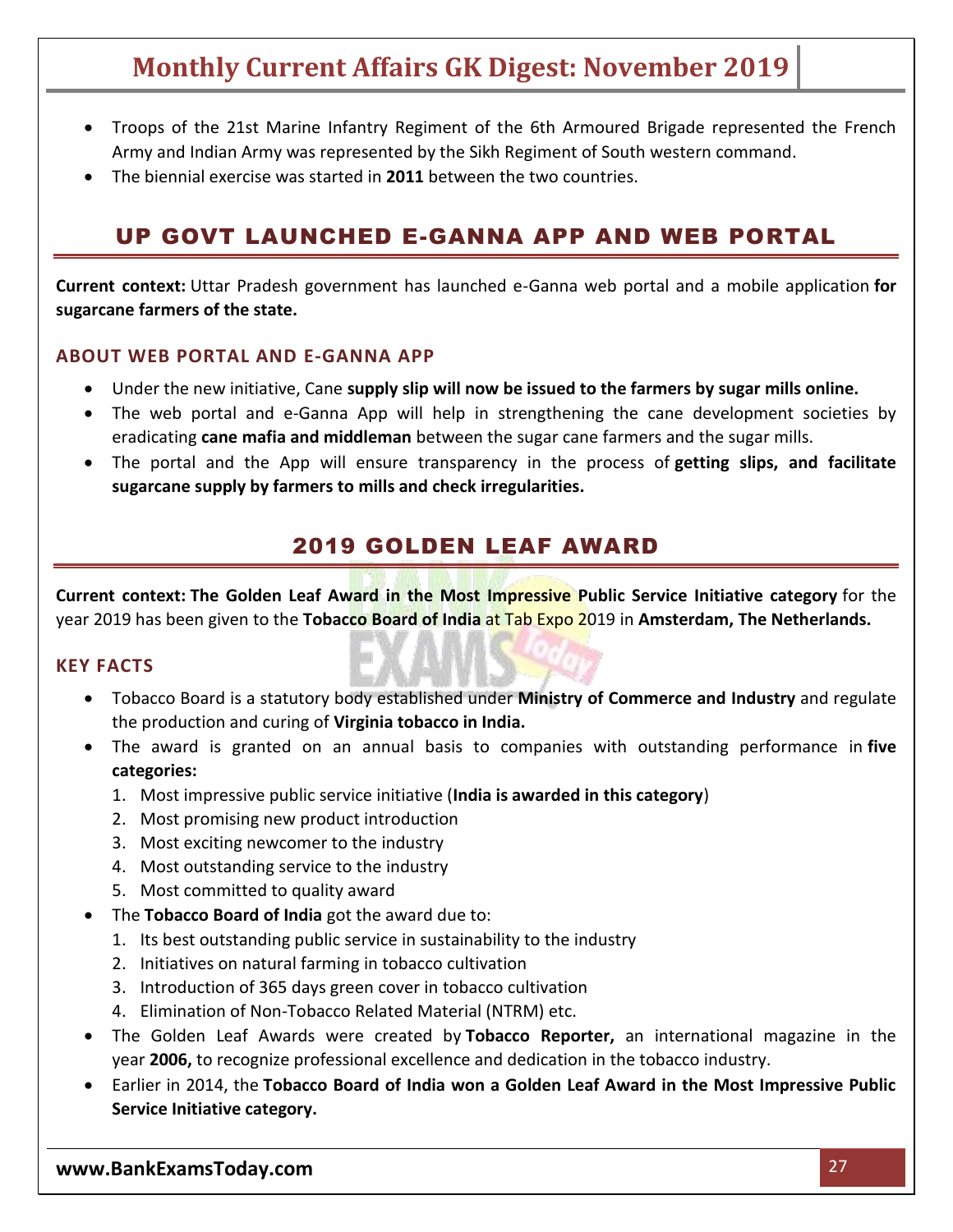- Troops of the 21st Marine Infantry Regiment of the 6th Armoured Brigade represented the French Army and Indian Army was represented by the Sikh Regiment of South western command.
- The biennial exercise was started in **2011** between the two countries.

## UP GOVT LAUNCHED E-GANNA APP AND WEB PORTAL

**Current context:** Uttar Pradesh government has launched e-Ganna web portal and a mobile application **for sugarcane farmers of the state.**

### ABOUT WEB PORTAL AND E-GANNA APP

- Under the new initiative, Cane **supply slip will now be issued to the farmers by sugar mills online.**
- The web portal and e-Ganna App will help in strengthening the cane development societies by eradicating **cane mafia and middleman** between the sugar cane farmers and the sugar mills.
- The portal and the App will ensure transparency in the process of **getting slips, and facilitate sugarcane supply by farmers to mills and check irregularities.**

## 2019 GOLDEN LEAF AWARD

**Current context: The Golden Leaf Award in the Most Impressive Public Service Initiative category** for the year 2019 has been given to the **Tobacco Board of India** at Tab Expo 2019 in **Amsterdam, The Netherlands.**

### KEY FACTS

- Tobacco Board is a statutory body established under **Ministry of Commerce and Industry** and regulate the production and curing of **Virginia tobacco in India.**
- The award is granted on an annual basis to companies with outstanding performance in **five categories:**
  1. Most impressive public service initiative (**India is awarded in this category**)
  2. Most promising new product introduction
  3. Most exciting newcomer to the industry
  4. Most outstanding service to the industry
  5. Most committed to quality award
- The **Tobacco Board of India** got the award due to:
  1. Its best outstanding public service in sustainability to the industry
  2. Initiatives on natural farming in tobacco cultivation
  3. Introduction of 365 days green cover in tobacco cultivation
  4. Elimination of Non-Tobacco Related Material (NTRM) etc.
- The Golden Leaf Awards were created by **Tobacco Reporter,** an international magazine in the year **2006,** to recognize professional excellence and dedication in the tobacco industry.
- Earlier in 2014, the **Tobacco Board of India won a Golden Leaf Award in the Most Impressive Public Service Initiative category.**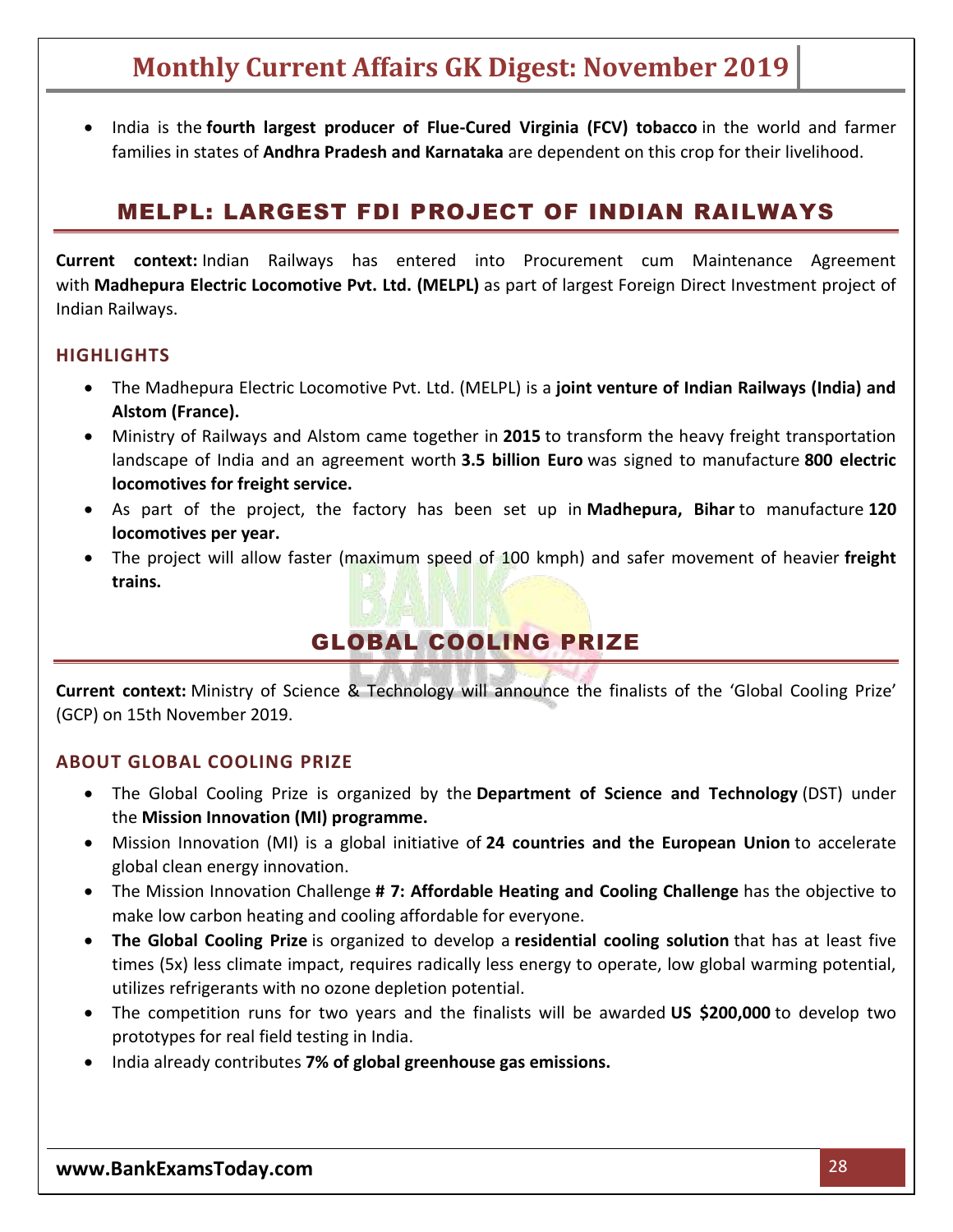- India is the **fourth largest producer of Flue-Cured Virginia (FCV) tobacco** in the world and farmer families in states of **Andhra Pradesh and Karnataka** are dependent on this crop for their livelihood.

## MELPL: LARGEST FDI PROJECT OF INDIAN RAILWAYS

**Current context:** Indian Railways has entered into Procurement cum Maintenance Agreement with **Madhepura Electric Locomotive Pvt. Ltd. (MELPL)** as part of largest Foreign Direct Investment project of Indian Railways.

### HIGHLIGHTS

- The Madhepura Electric Locomotive Pvt. Ltd. (MELPL) is a **joint venture of Indian Railways (India) and Alstom (France).**
- Ministry of Railways and Alstom came together in **2015** to transform the heavy freight transportation landscape of India and an agreement worth **3.5 billion Euro** was signed to manufacture **800 electric locomotives for freight service.**
- As part of the project, the factory has been set up in **Madhepura, Bihar** to manufacture **120 locomotives per year.**
- The project will allow faster (maximum speed of 100 kmph) and safer movement of heavier **freight trains.**

## GLOBAL COOLING PRIZE

**Current context:** Ministry of Science & Technology will announce the finalists of the 'Global Cooling Prize' (GCP) on 15th November 2019.

### ABOUT GLOBAL COOLING PRIZE

- The Global Cooling Prize is organized by the **Department of Science and Technology** (DST) under the **Mission Innovation (MI) programme.**
- Mission Innovation (MI) is a global initiative of **24 countries and the European Union** to accelerate global clean energy innovation.
- The Mission Innovation Challenge **# 7: Affordable Heating and Cooling Challenge** has the objective to make low carbon heating and cooling affordable for everyone.
- **The Global Cooling Prize** is organized to develop a **residential cooling solution** that has at least five times (5x) less climate impact, requires radically less energy to operate, low global warming potential, utilizes refrigerants with no ozone depletion potential.
- The competition runs for two years and the finalists will be awarded **US $200,000** to develop two prototypes for real field testing in India.
- India already contributes **7% of global greenhouse gas emissions.**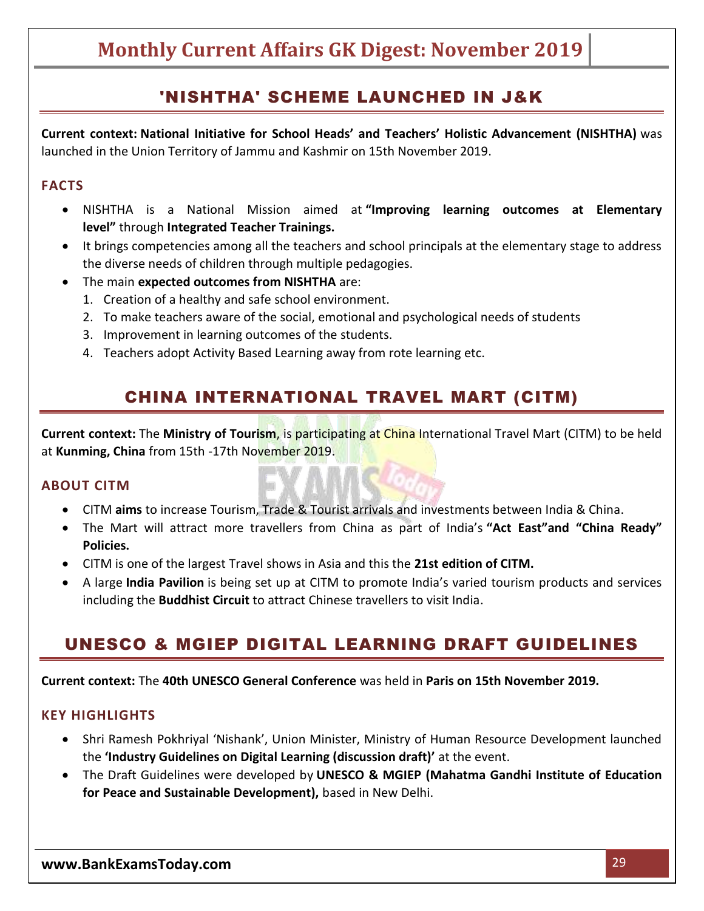## 'NISHTHA' SCHEME LAUNCHED IN J&K

**Current context: National Initiative for School Heads' and Teachers' Holistic Advancement (NISHTHA)** was launched in the Union Territory of Jammu and Kashmir on 15th November 2019.

### FACTS

- NISHTHA is a National Mission aimed at **"Improving learning outcomes at Elementary level"** through **Integrated Teacher Trainings.**
- It brings competencies among all the teachers and school principals at the elementary stage to address the diverse needs of children through multiple pedagogies.
- The main **expected outcomes from NISHTHA** are:
  1. Creation of a healthy and safe school environment.
  2. To make teachers aware of the social, emotional and psychological needs of students
  3. Improvement in learning outcomes of the students.
  4. Teachers adopt Activity Based Learning away from rote learning etc.

## CHINA INTERNATIONAL TRAVEL MART (CITM)

**Current context:** The **Ministry of Tourism**, is participating at China International Travel Mart (CITM) to be held at **Kunming, China** from 15th -17th November 2019.

### ABOUT CITM

- CITM **aims** to increase Tourism, Trade & Tourist arrivals and investments between India & China.
- The Mart will attract more travellers from China as part of India's **"Act East"and "China Ready" Policies.**
- CITM is one of the largest Travel shows in Asia and this the **21st edition of CITM.**
- A large **India Pavilion** is being set up at CITM to promote India's varied tourism products and services including the **Buddhist Circuit** to attract Chinese travellers to visit India.

## UNESCO & MGIEP DIGITAL LEARNING DRAFT GUIDELINES

**Current context:** The **40th UNESCO General Conference** was held in **Paris on 15th November 2019.**

### KEY HIGHLIGHTS

- Shri Ramesh Pokhriyal 'Nishank', Union Minister, Ministry of Human Resource Development launched the **'Industry Guidelines on Digital Learning (discussion draft)'** at the event.
- The Draft Guidelines were developed by **UNESCO & MGIEP (Mahatma Gandhi Institute of Education for Peace and Sustainable Development),** based in New Delhi.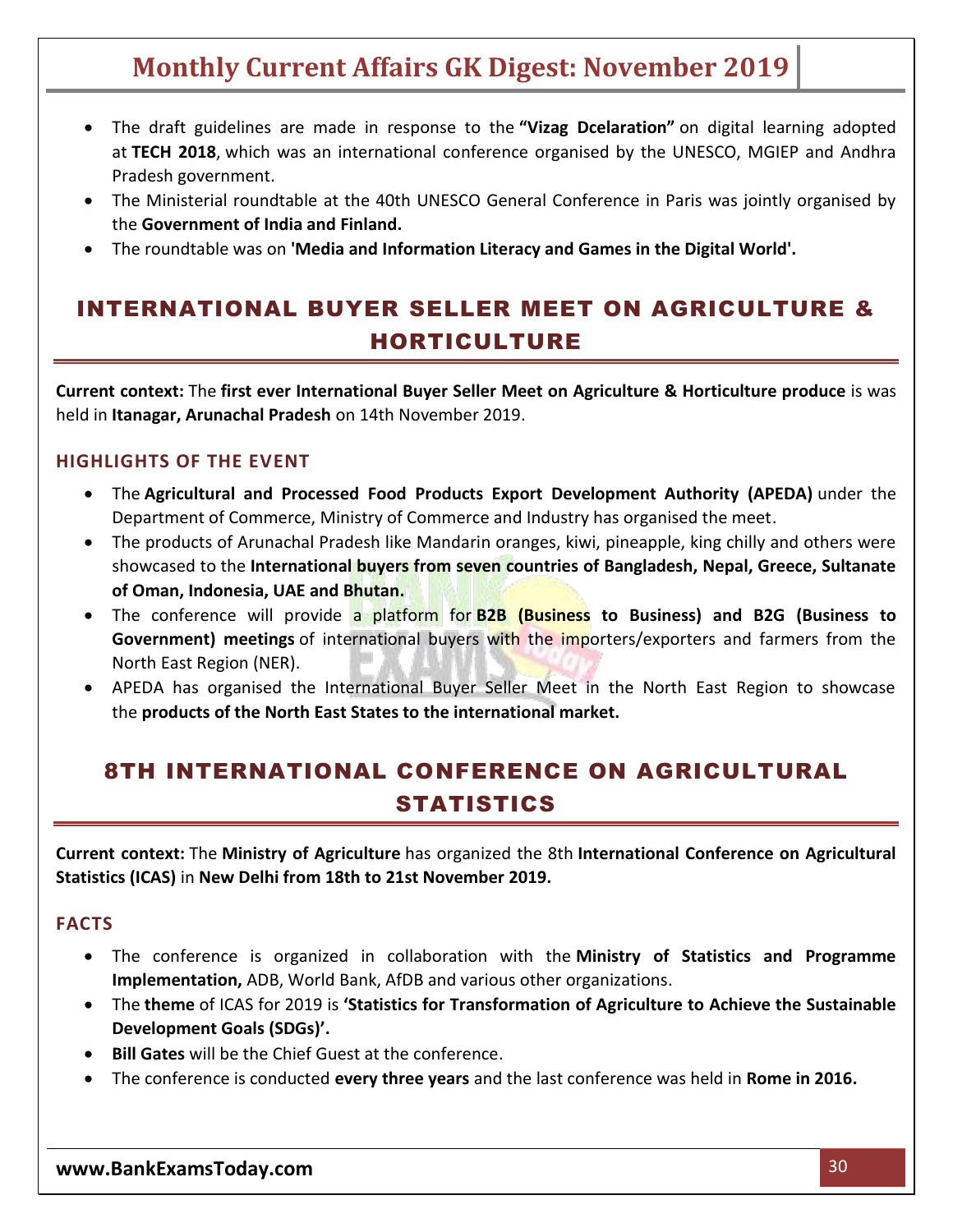- The draft guidelines are made in response to the **"Vizag Dcelaration"** on digital learning adopted at **TECH 2018**, which was an international conference organised by the UNESCO, MGIEP and Andhra Pradesh government.
- The Ministerial roundtable at the 40th UNESCO General Conference in Paris was jointly organised by the **Government of India and Finland.**
- The roundtable was on **'Media and Information Literacy and Games in the Digital World'.**

## INTERNATIONAL BUYER SELLER MEET ON AGRICULTURE & HORTICULTURE

**Current context:** The **first ever International Buyer Seller Meet on Agriculture & Horticulture produce** is was held in **Itanagar, Arunachal Pradesh** on 14th November 2019.

### HIGHLIGHTS OF THE EVENT

- The **Agricultural and Processed Food Products Export Development Authority (APEDA)** under the Department of Commerce, Ministry of Commerce and Industry has organised the meet.
- The products of Arunachal Pradesh like Mandarin oranges, kiwi, pineapple, king chilly and others were showcased to the **International buyers from seven countries of Bangladesh, Nepal, Greece, Sultanate of Oman, Indonesia, UAE and Bhutan.**
- The conference will provide a platform for **B2B (Business to Business) and B2G (Business to Government) meetings** of international buyers with the importers/exporters and farmers from the North East Region (NER).
- APEDA has organised the International Buyer Seller Meet in the North East Region to showcase the **products of the North East States to the international market.**

## 8TH INTERNATIONAL CONFERENCE ON AGRICULTURAL STATISTICS

**Current context:** The **Ministry of Agriculture** has organized the 8th **International Conference on Agricultural Statistics (ICAS)** in **New Delhi from 18th to 21st November 2019.**

### FACTS

- The conference is organized in collaboration with the **Ministry of Statistics and Programme Implementation,** ADB, World Bank, AfDB and various other organizations.
- The **theme** of ICAS for 2019 is **'Statistics for Transformation of Agriculture to Achieve the Sustainable Development Goals (SDGs)'.**
- **Bill Gates** will be the Chief Guest at the conference.
- The conference is conducted **every three years** and the last conference was held in **Rome in 2016.**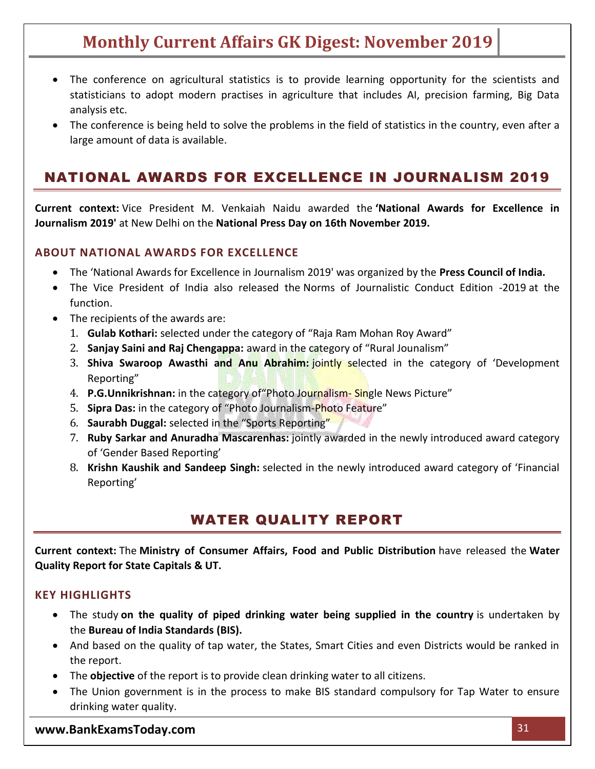- The conference on agricultural statistics is to provide learning opportunity for the scientists and statisticians to adopt modern practises in agriculture that includes AI, precision farming, Big Data analysis etc.
- The conference is being held to solve the problems in the field of statistics in the country, even after a large amount of data is available.

## NATIONAL AWARDS FOR EXCELLENCE IN JOURNALISM 2019

**Current context:** Vice President M. Venkaiah Naidu awarded the **'National Awards for Excellence in Journalism 2019'** at New Delhi on the **National Press Day on 16th November 2019.**

### ABOUT NATIONAL AWARDS FOR EXCELLENCE

- The 'National Awards for Excellence in Journalism 2019' was organized by the **Press Council of India.**
- The Vice President of India also released the Norms of Journalistic Conduct Edition -2019 at the function.
- The recipients of the awards are:
  1. **Gulab Kothari:** selected under the category of "Raja Ram Mohan Roy Award"
  2. **Sanjay Saini and Raj Chengappa:** award in the category of "Rural Jounalism"
  3. **Shiva Swaroop Awasthi and Anu Abrahim:** jointly selected in the category of 'Development Reporting"
  4. **P.G.Unnikrishnan:** in the category of"Photo Journalism- Single News Picture"
  5. **Sipra Das:** in the category of "Photo Journalism-Photo Feature"
  6. **Saurabh Duggal:** selected in the "Sports Reporting"
  7. **Ruby Sarkar and Anuradha Mascarenhas:** jointly awarded in the newly introduced award category of 'Gender Based Reporting'
  8. **Krishn Kaushik and Sandeep Singh:** selected in the newly introduced award category of 'Financial Reporting'

## WATER QUALITY REPORT

**Current context:** The **Ministry of Consumer Affairs, Food and Public Distribution** have released the **Water Quality Report for State Capitals & UT.**

### KEY HIGHLIGHTS

- The study **on the quality of piped drinking water being supplied in the country** is undertaken by the **Bureau of India Standards (BIS).**
- And based on the quality of tap water, the States, Smart Cities and even Districts would be ranked in the report.
- The **objective** of the report is to provide clean drinking water to all citizens.
- The Union government is in the process to make BIS standard compulsory for Tap Water to ensure drinking water quality.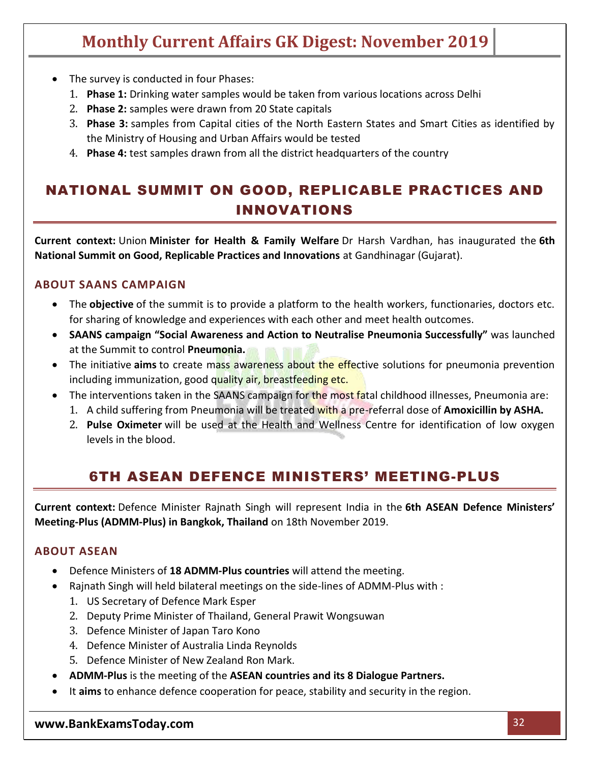- The survey is conducted in four Phases:
  1. **Phase 1:** Drinking water samples would be taken from various locations across Delhi
  2. **Phase 2:** samples were drawn from 20 State capitals
  3. **Phase 3:** samples from Capital cities of the North Eastern States and Smart Cities as identified by the Ministry of Housing and Urban Affairs would be tested
  4. **Phase 4:** test samples drawn from all the district headquarters of the country

## NATIONAL SUMMIT ON GOOD, REPLICABLE PRACTICES AND INNOVATIONS

**Current context:** Union **Minister for Health & Family Welfare** Dr Harsh Vardhan, has inaugurated the **6th National Summit on Good, Replicable Practices and Innovations** at Gandhinagar (Gujarat).

### ABOUT SAANS CAMPAIGN

- The **objective** of the summit is to provide a platform to the health workers, functionaries, doctors etc. for sharing of knowledge and experiences with each other and meet health outcomes.
- **SAANS campaign "Social Awareness and Action to Neutralise Pneumonia Successfully"** was launched at the Summit to control **Pneumonia.**
- The initiative **aims** to create mass awareness about the effective solutions for pneumonia prevention including immunization, good quality air, breastfeeding etc.
- The interventions taken in the SAANS campaign for the most fatal childhood illnesses, Pneumonia are:
  1. A child suffering from Pneumonia will be treated with a pre-referral dose of **Amoxicillin by ASHA.**
  2. **Pulse Oximeter** will be used at the Health and Wellness Centre for identification of low oxygen levels in the blood.

## 6TH ASEAN DEFENCE MINISTERS' MEETING-PLUS

**Current context:** Defence Minister Rajnath Singh will represent India in the **6th ASEAN Defence Ministers' Meeting-Plus (ADMM-Plus) in Bangkok, Thailand** on 18th November 2019.

### ABOUT ASEAN

- Defence Ministers of **18 ADMM-Plus countries** will attend the meeting.
- Rajnath Singh will held bilateral meetings on the side-lines of ADMM-Plus with :
  1. US Secretary of Defence Mark Esper
  2. Deputy Prime Minister of Thailand, General Prawit Wongsuwan
  3. Defence Minister of Japan Taro Kono
  4. Defence Minister of Australia Linda Reynolds
  5. Defence Minister of New Zealand Ron Mark.
- **ADMM-Plus** is the meeting of the **ASEAN countries and its 8 Dialogue Partners.**
- It **aims** to enhance defence cooperation for peace, stability and security in the region.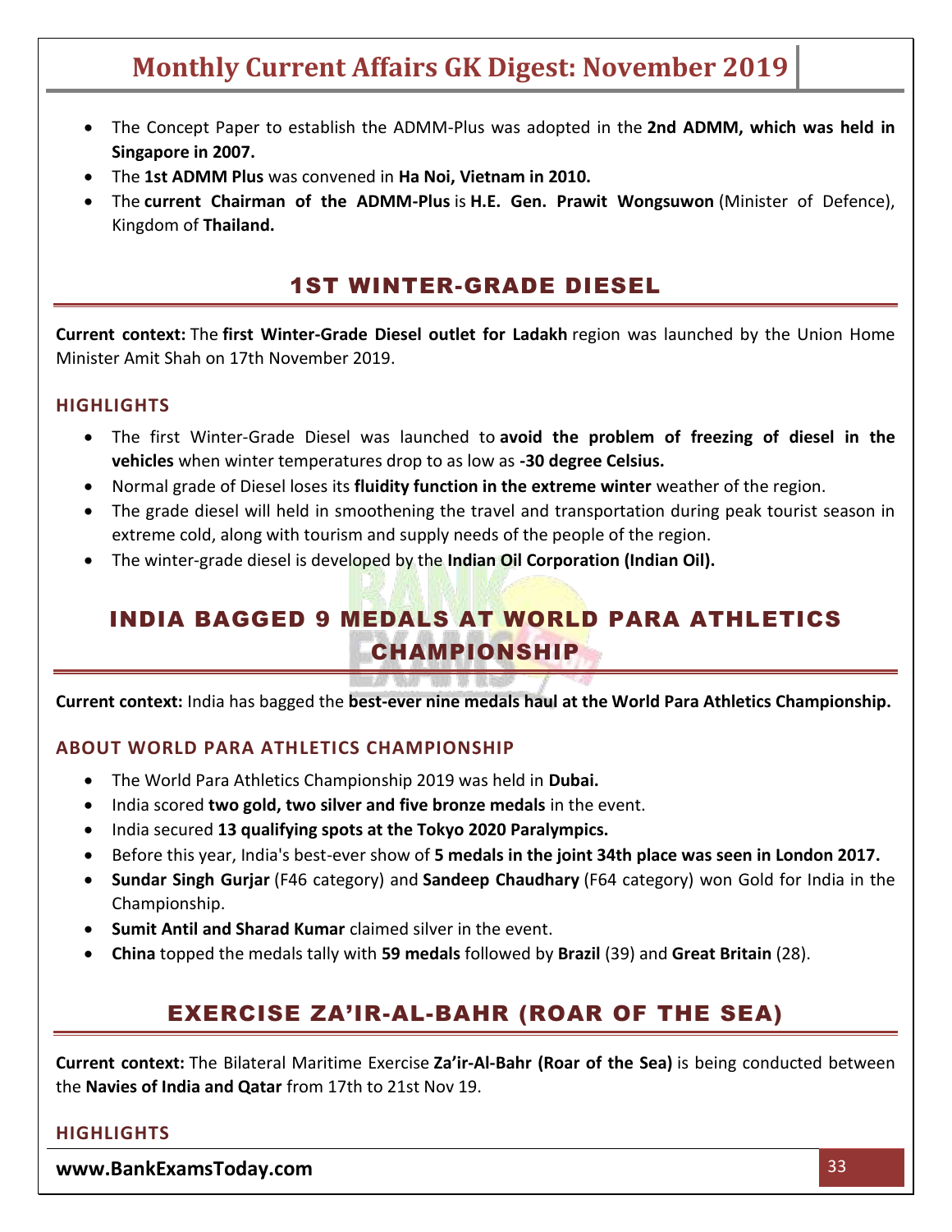- The Concept Paper to establish the ADMM-Plus was adopted in the **2nd ADMM, which was held in Singapore in 2007.**
- The **1st ADMM Plus** was convened in **Ha Noi, Vietnam in 2010.**
- The **current Chairman of the ADMM-Plus** is **H.E. Gen. Prawit Wongsuwon** (Minister of Defence), Kingdom of **Thailand.**

## 1ST WINTER-GRADE DIESEL

**Current context:** The **first Winter-Grade Diesel outlet for Ladakh** region was launched by the Union Home Minister Amit Shah on 17th November 2019.

### HIGHLIGHTS

- The first Winter-Grade Diesel was launched to **avoid the problem of freezing of diesel in the vehicles** when winter temperatures drop to as low as **-30 degree Celsius.**
- Normal grade of Diesel loses its **fluidity function in the extreme winter** weather of the region.
- The grade diesel will held in smoothening the travel and transportation during peak tourist season in extreme cold, along with tourism and supply needs of the people of the region.
- The winter-grade diesel is developed by the **Indian Oil Corporation (Indian Oil).**

## INDIA BAGGED 9 MEDALS AT WORLD PARA ATHLETICS CHAMPIONSHIP

**Current context:** India has bagged the **best-ever nine medals haul at the World Para Athletics Championship.**

### ABOUT WORLD PARA ATHLETICS CHAMPIONSHIP

- The World Para Athletics Championship 2019 was held in **Dubai.**
- India scored **two gold, two silver and five bronze medals** in the event.
- India secured **13 qualifying spots at the Tokyo 2020 Paralympics.**
- Before this year, India's best-ever show of **5 medals in the joint 34th place was seen in London 2017.**
- **Sundar Singh Gurjar** (F46 category) and **Sandeep Chaudhary** (F64 category) won Gold for India in the Championship.
- **Sumit Antil and Sharad Kumar** claimed silver in the event.
- **China** topped the medals tally with **59 medals** followed by **Brazil** (39) and **Great Britain** (28).

## EXERCISE ZA'IR-AL-BAHR (ROAR OF THE SEA)

**Current context:** The Bilateral Maritime Exercise **Za'ir-Al-Bahr (Roar of the Sea)** is being conducted between the **Navies of India and Qatar** from 17th to 21st Nov 19.

### HIGHLIGHTS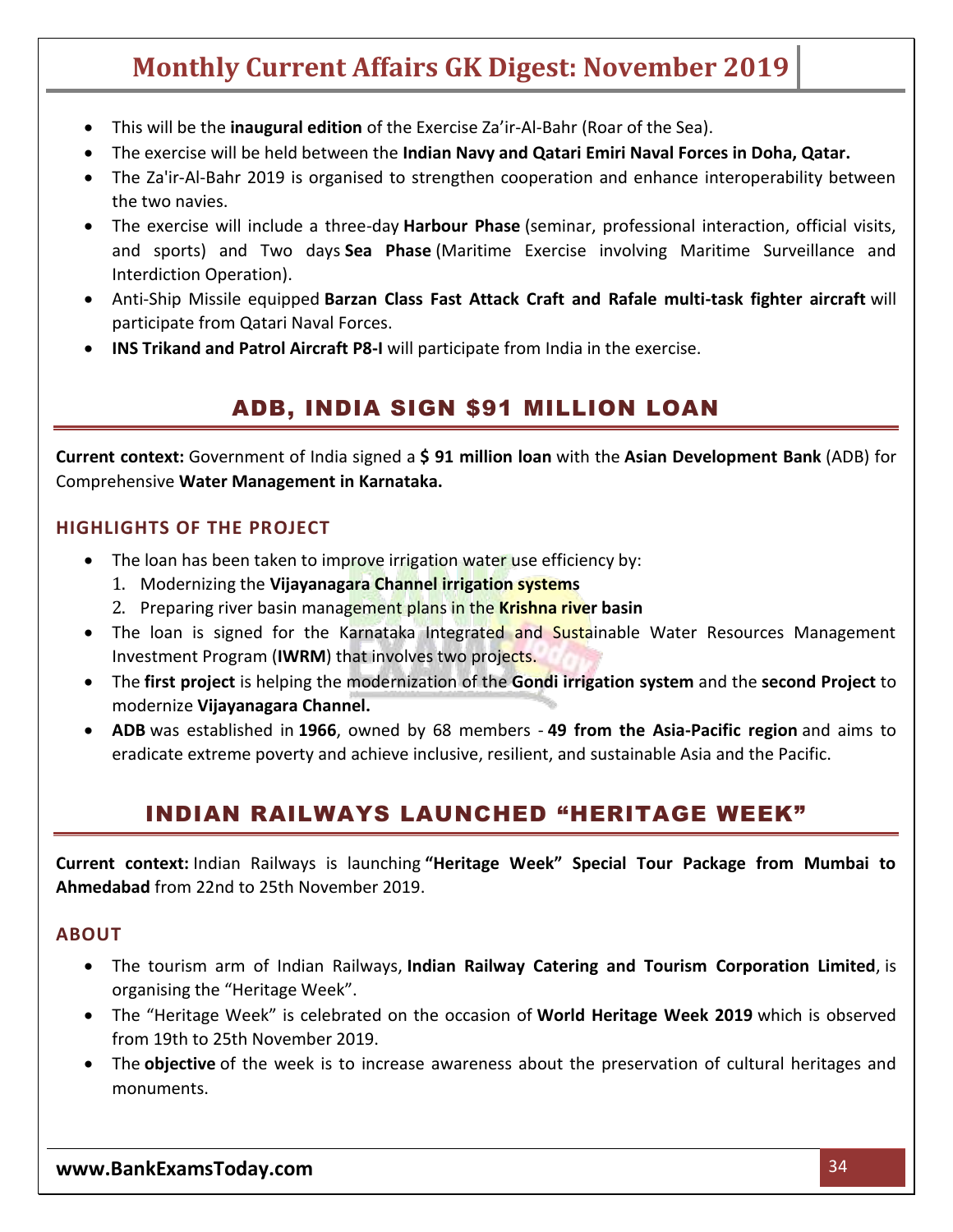- This will be the **inaugural edition** of the Exercise Za'ir-Al-Bahr (Roar of the Sea).
- The exercise will be held between the **Indian Navy and Qatari Emiri Naval Forces in Doha, Qatar.**
- The Za'ir-Al-Bahr 2019 is organised to strengthen cooperation and enhance interoperability between the two navies.
- The exercise will include a three-day **Harbour Phase** (seminar, professional interaction, official visits, and sports) and Two days **Sea Phase** (Maritime Exercise involving Maritime Surveillance and Interdiction Operation).
- Anti-Ship Missile equipped **Barzan Class Fast Attack Craft and Rafale multi-task fighter aircraft** will participate from Qatari Naval Forces.
- **INS Trikand and Patrol Aircraft P8-I** will participate from India in the exercise.

## ADB, INDIA SIGN $91 MILLION LOAN

**Current context:** Government of India signed a **$ 91 million loan** with the **Asian Development Bank** (ADB) for Comprehensive **Water Management in Karnataka.**

### HIGHLIGHTS OF THE PROJECT

- The loan has been taken to improve irrigation water use efficiency by:
  1. Modernizing the **Vijayanagara Channel irrigation systems**
  2. Preparing river basin management plans in the **Krishna river basin**
- The loan is signed for the Karnataka Integrated and Sustainable Water Resources Management Investment Program (**IWRM**) that involves two projects.
- The **first project** is helping the modernization of the **Gondi irrigation system** and the **second Project** to modernize **Vijayanagara Channel.**
- **ADB** was established in **1966**, owned by 68 members - **49 from the Asia-Pacific region** and aims to eradicate extreme poverty and achieve inclusive, resilient, and sustainable Asia and the Pacific.

## INDIAN RAILWAYS LAUNCHED "HERITAGE WEEK"

**Current context:** Indian Railways is launching **"Heritage Week" Special Tour Package from Mumbai to Ahmedabad** from 22nd to 25th November 2019.

### ABOUT

- The tourism arm of Indian Railways, **Indian Railway Catering and Tourism Corporation Limited**, is organising the "Heritage Week".
- The "Heritage Week" is celebrated on the occasion of **World Heritage Week 2019** which is observed from 19th to 25th November 2019.
- The **objective** of the week is to increase awareness about the preservation of cultural heritages and monuments.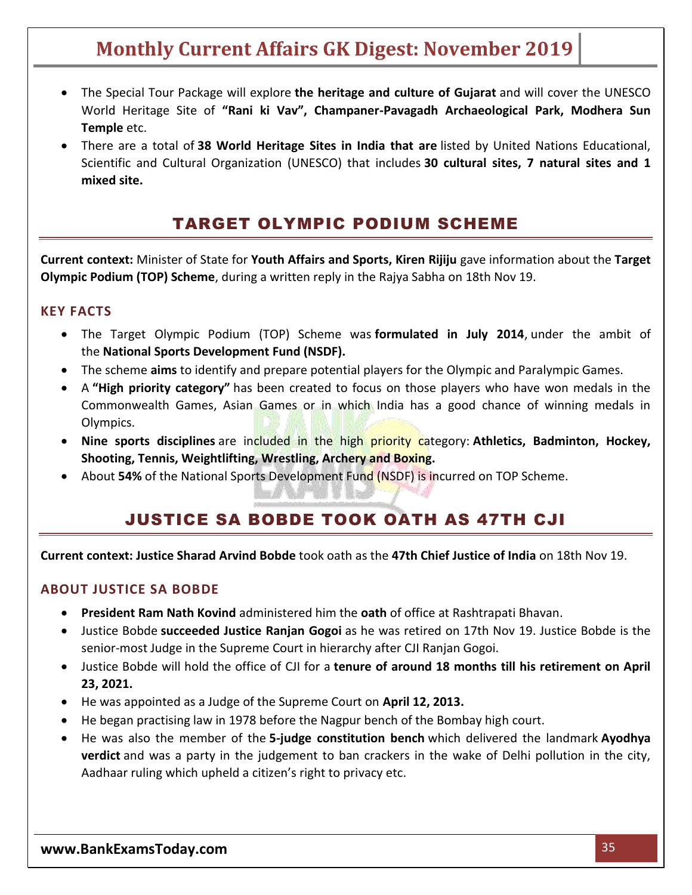- The Special Tour Package will explore **the heritage and culture of Gujarat** and will cover the UNESCO World Heritage Site of **"Rani ki Vav", Champaner-Pavagadh Archaeological Park, Modhera Sun Temple** etc.
- There are a total of **38 World Heritage Sites in India that are** listed by United Nations Educational, Scientific and Cultural Organization (UNESCO) that includes **30 cultural sites, 7 natural sites and 1 mixed site.**

## TARGET OLYMPIC PODIUM SCHEME

**Current context:** Minister of State for **Youth Affairs and Sports, Kiren Rijiju** gave information about the **Target Olympic Podium (TOP) Scheme**, during a written reply in the Rajya Sabha on 18th Nov 19.

### KEY FACTS

- The Target Olympic Podium (TOP) Scheme was **formulated in July 2014**, under the ambit of the **National Sports Development Fund (NSDF).**
- The scheme **aims** to identify and prepare potential players for the Olympic and Paralympic Games.
- A **"High priority category"** has been created to focus on those players who have won medals in the Commonwealth Games, Asian Games or in which India has a good chance of winning medals in Olympics.
- **Nine sports disciplines** are included in the high priority category: **Athletics, Badminton, Hockey, Shooting, Tennis, Weightlifting, Wrestling, Archery and Boxing.**
- About **54%** of the National Sports Development Fund (NSDF) is incurred on TOP Scheme.

## JUSTICE SA BOBDE TOOK OATH AS 47TH CJI

**Current context: Justice Sharad Arvind Bobde** took oath as the **47th Chief Justice of India** on 18th Nov 19.

### ABOUT JUSTICE SA BOBDE

- **President Ram Nath Kovind** administered him the **oath** of office at Rashtrapati Bhavan.
- Justice Bobde **succeeded Justice Ranjan Gogoi** as he was retired on 17th Nov 19. Justice Bobde is the senior-most Judge in the Supreme Court in hierarchy after CJI Ranjan Gogoi.
- Justice Bobde will hold the office of CJI for a **tenure of around 18 months till his retirement on April 23, 2021.**
- He was appointed as a Judge of the Supreme Court on **April 12, 2013.**
- He began practising law in 1978 before the Nagpur bench of the Bombay high court.
- He was also the member of the **5-judge constitution bench** which delivered the landmark **Ayodhya verdict** and was a party in the judgement to ban crackers in the wake of Delhi pollution in the city, Aadhaar ruling which upheld a citizen's right to privacy etc.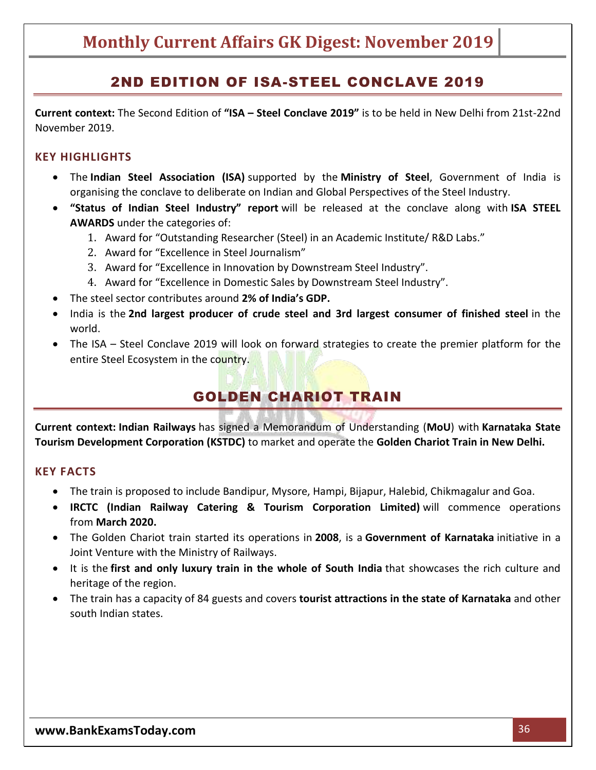## 2ND EDITION OF ISA-STEEL CONCLAVE 2019

**Current context:** The Second Edition of **"ISA – Steel Conclave 2019"** is to be held in New Delhi from 21st-22nd November 2019.

### KEY HIGHLIGHTS

- The **Indian Steel Association (ISA)** supported by the **Ministry of Steel**, Government of India is organising the conclave to deliberate on Indian and Global Perspectives of the Steel Industry.
- **"Status of Indian Steel Industry" report** will be released at the conclave along with **ISA STEEL AWARDS** under the categories of:
    1. Award for "Outstanding Researcher (Steel) in an Academic Institute/ R&D Labs."
    2. Award for "Excellence in Steel Journalism"
    3. Award for "Excellence in Innovation by Downstream Steel Industry".
    4. Award for "Excellence in Domestic Sales by Downstream Steel Industry".
- The steel sector contributes around **2% of India's GDP.**
- India is the **2nd largest producer of crude steel and 3rd largest consumer of finished steel** in the world.
- The ISA – Steel Conclave 2019 will look on forward strategies to create the premier platform for the entire Steel Ecosystem in the country.

## GOLDEN CHARIOT TRAIN

**Current context: Indian Railways** has signed a Memorandum of Understanding (**MoU**) with **Karnataka State Tourism Development Corporation (KSTDC)** to market and operate the **Golden Chariot Train in New Delhi.**

### KEY FACTS

- The train is proposed to include Bandipur, Mysore, Hampi, Bijapur, Halebid, Chikmagalur and Goa.
- **IRCTC (Indian Railway Catering & Tourism Corporation Limited)** will commence operations from **March 2020.**
- The Golden Chariot train started its operations in **2008**, is a **Government of Karnataka** initiative in a Joint Venture with the Ministry of Railways.
- It is the **first and only luxury train in the whole of South India** that showcases the rich culture and heritage of the region.
- The train has a capacity of 84 guests and covers **tourist attractions in the state of Karnataka** and other south Indian states.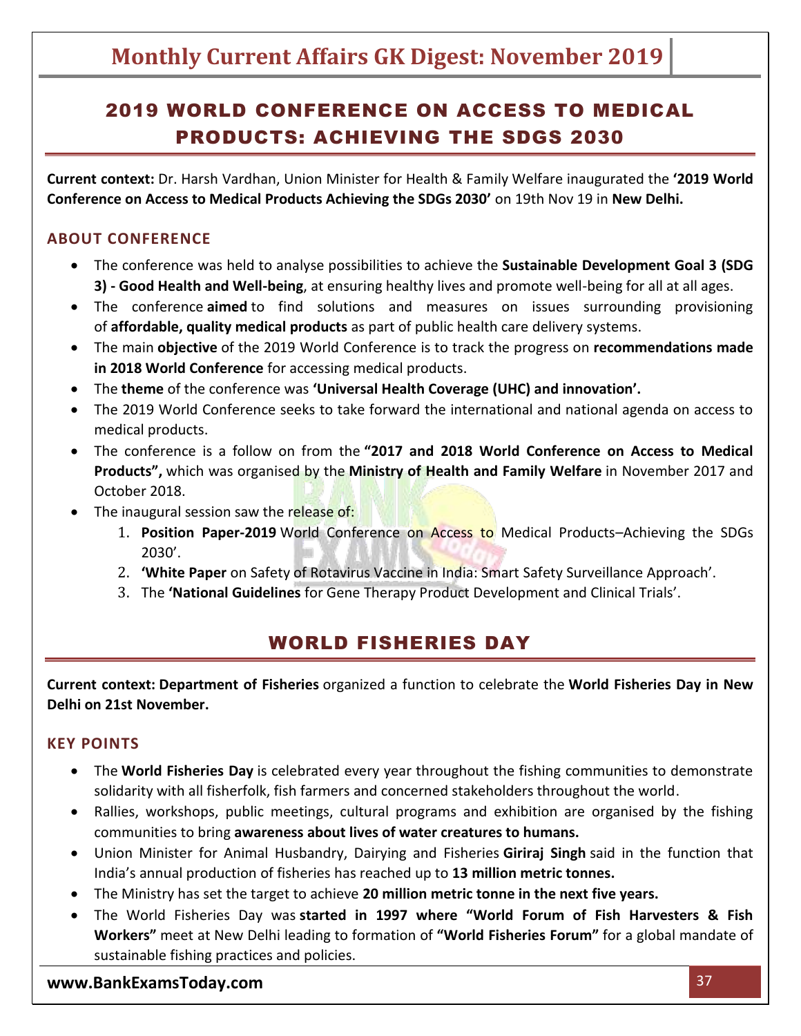## 2019 WORLD CONFERENCE ON ACCESS TO MEDICAL PRODUCTS: ACHIEVING THE SDGS 2030

**Current context:** Dr. Harsh Vardhan, Union Minister for Health & Family Welfare inaugurated the **'2019 World Conference on Access to Medical Products Achieving the SDGs 2030'** on 19th Nov 19 in **New Delhi.**

### ABOUT CONFERENCE

- The conference was held to analyse possibilities to achieve the **Sustainable Development Goal 3 (SDG 3) - Good Health and Well-being**, at ensuring healthy lives and promote well-being for all at all ages.
- The conference **aimed** to find solutions and measures on issues surrounding provisioning of **affordable, quality medical products** as part of public health care delivery systems.
- The main **objective** of the 2019 World Conference is to track the progress on **recommendations made in 2018 World Conference** for accessing medical products.
- The **theme** of the conference was **'Universal Health Coverage (UHC) and innovation'.**
- The 2019 World Conference seeks to take forward the international and national agenda on access to medical products.
- The conference is a follow on from the **"2017 and 2018 World Conference on Access to Medical Products",** which was organised by the **Ministry of Health and Family Welfare** in November 2017 and October 2018.
- The inaugural session saw the release of:
    1. **Position Paper-2019** World Conference on Access to Medical Products–Achieving the SDGs 2030'.
    2. **'White Paper** on Safety of Rotavirus Vaccine in India: Smart Safety Surveillance Approach'.
    3. The **'National Guidelines** for Gene Therapy Product Development and Clinical Trials'.

## WORLD FISHERIES DAY

**Current context: Department of Fisheries** organized a function to celebrate the **World Fisheries Day in New Delhi on 21st November.**

### KEY POINTS

- The **World Fisheries Day** is celebrated every year throughout the fishing communities to demonstrate solidarity with all fisherfolk, fish farmers and concerned stakeholders throughout the world.
- Rallies, workshops, public meetings, cultural programs and exhibition are organised by the fishing communities to bring **awareness about lives of water creatures to humans.**
- Union Minister for Animal Husbandry, Dairying and Fisheries **Giriraj Singh** said in the function that India's annual production of fisheries has reached up to **13 million metric tonnes.**
- The Ministry has set the target to achieve **20 million metric tonne in the next five years.**
- The World Fisheries Day was **started in 1997 where "World Forum of Fish Harvesters & Fish Workers"** meet at New Delhi leading to formation of **"World Fisheries Forum"** for a global mandate of sustainable fishing practices and policies.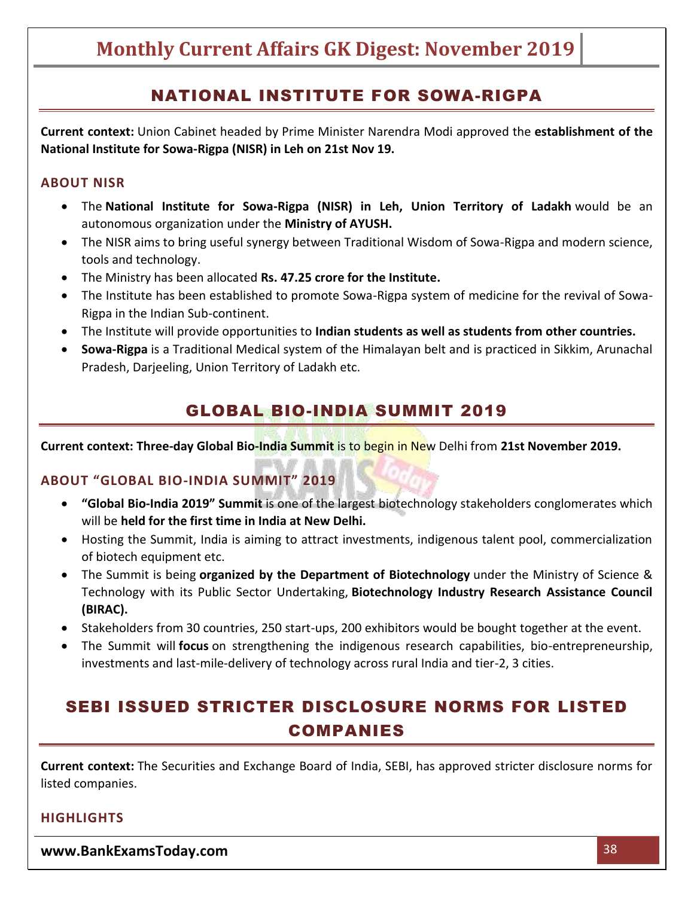## NATIONAL INSTITUTE FOR SOWA-RIGPA

**Current context:** Union Cabinet headed by Prime Minister Narendra Modi approved the **establishment of the National Institute for Sowa-Rigpa (NISR) in Leh on 21st Nov 19.**

### ABOUT NISR

- The **National Institute for Sowa-Rigpa (NISR) in Leh, Union Territory of Ladakh** would be an autonomous organization under the **Ministry of AYUSH.**
- The NISR aims to bring useful synergy between Traditional Wisdom of Sowa-Rigpa and modern science, tools and technology.
- The Ministry has been allocated **Rs. 47.25 crore for the Institute.**
- The Institute has been established to promote Sowa-Rigpa system of medicine for the revival of Sowa-Rigpa in the Indian Sub-continent.
- The Institute will provide opportunities to **Indian students as well as students from other countries.**
- **Sowa-Rigpa** is a Traditional Medical system of the Himalayan belt and is practiced in Sikkim, Arunachal Pradesh, Darjeeling, Union Territory of Ladakh etc.

## GLOBAL BIO-INDIA SUMMIT 2019

**Current context: Three-day Global Bio-India Summit** is to begin in New Delhi from **21st November 2019.**

### ABOUT "GLOBAL BIO-INDIA SUMMIT" 2019

- **"Global Bio-India 2019" Summit** is one of the largest biotechnology stakeholders conglomerates which will be **held for the first time in India at New Delhi.**
- Hosting the Summit, India is aiming to attract investments, indigenous talent pool, commercialization of biotech equipment etc.
- The Summit is being **organized by the Department of Biotechnology** under the Ministry of Science & Technology with its Public Sector Undertaking, **Biotechnology Industry Research Assistance Council (BIRAC).**
- Stakeholders from 30 countries, 250 start-ups, 200 exhibitors would be bought together at the event.
- The Summit will **focus** on strengthening the indigenous research capabilities, bio-entrepreneurship, investments and last-mile-delivery of technology across rural India and tier-2, 3 cities.

## SEBI ISSUED STRICTER DISCLOSURE NORMS FOR LISTED COMPANIES

**Current context:** The Securities and Exchange Board of India, SEBI, has approved stricter disclosure norms for listed companies.

### HIGHLIGHTS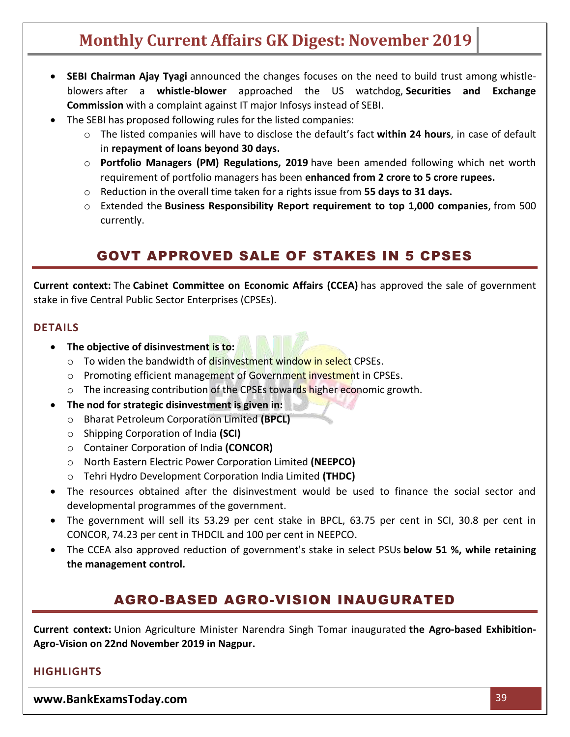- **SEBI Chairman Ajay Tyagi** announced the changes focuses on the need to build trust among whistle-blowers after a **whistle-blower** approached the US watchdog, **Securities and Exchange Commission** with a complaint against IT major Infosys instead of SEBI.
- The SEBI has proposed following rules for the listed companies:
  - The listed companies will have to disclose the default's fact **within 24 hours**, in case of default in **repayment of loans beyond 30 days.**
  - **Portfolio Managers (PM) Regulations, 2019** have been amended following which net worth requirement of portfolio managers has been **enhanced from 2 crore to 5 crore rupees.**
  - Reduction in the overall time taken for a rights issue from **55 days to 31 days.**
  - Extended the **Business Responsibility Report requirement to top 1,000 companies**, from 500 currently.

## GOVT APPROVED SALE OF STAKES IN 5 CPSES

**Current context:** The **Cabinet Committee on Economic Affairs (CCEA)** has approved the sale of government stake in five Central Public Sector Enterprises (CPSEs).

### DETAILS

- **The objective of disinvestment is to:**
  - To widen the bandwidth of disinvestment window in select CPSEs.
  - Promoting efficient management of Government investment in CPSEs.
  - The increasing contribution of the CPSEs towards higher economic growth.
- **The nod for strategic disinvestment is given in:**
  - Bharat Petroleum Corporation Limited **(BPCL)**
  - Shipping Corporation of India **(SCI)**
  - Container Corporation of India **(CONCOR)**
  - North Eastern Electric Power Corporation Limited **(NEEPCO)**
  - Tehri Hydro Development Corporation India Limited **(THDC)**
- The resources obtained after the disinvestment would be used to finance the social sector and developmental programmes of the government.
- The government will sell its 53.29 per cent stake in BPCL, 63.75 per cent in SCI, 30.8 per cent in CONCOR, 74.23 per cent in THDCIL and 100 per cent in NEEPCO.
- The CCEA also approved reduction of government's stake in select PSUs **below 51 %, while retaining the management control.**

## AGRO-BASED AGRO-VISION INAUGURATED

**Current context:** Union Agriculture Minister Narendra Singh Tomar inaugurated **the Agro-based Exhibition-Agro-Vision on 22nd November 2019 in Nagpur.**

### HIGHLIGHTS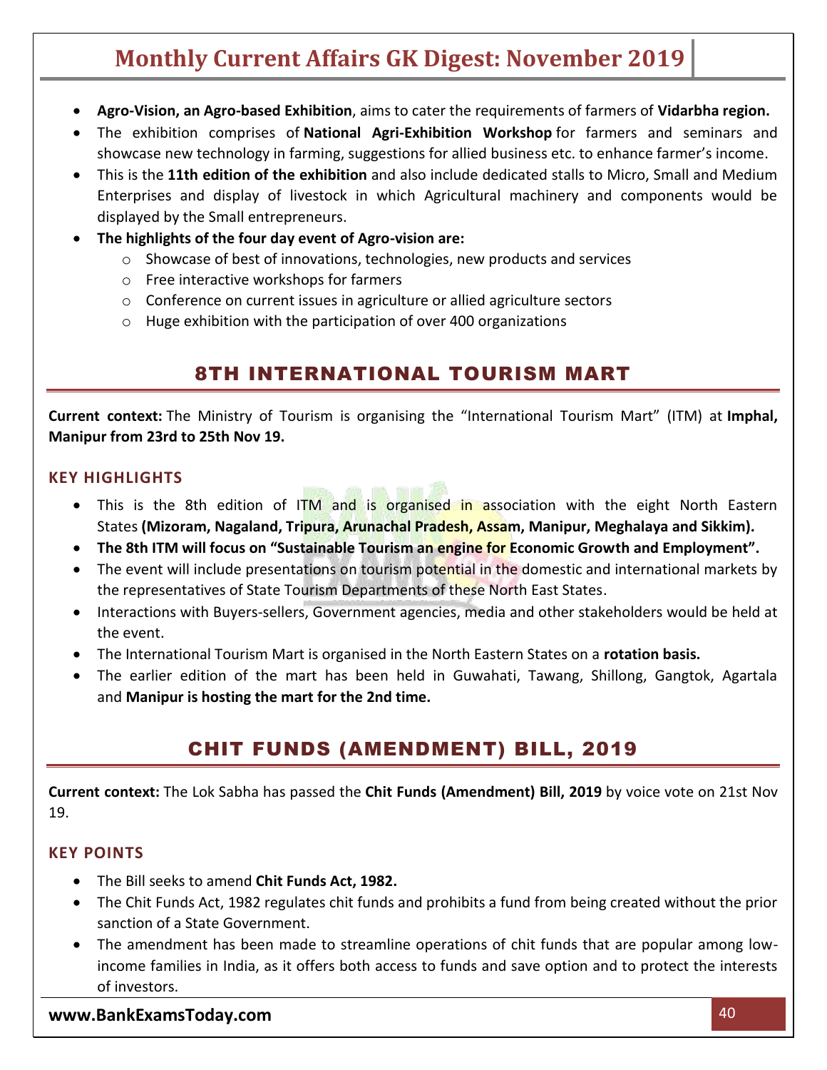- **Agro-Vision, an Agro-based Exhibition**, aims to cater the requirements of farmers of **Vidarbha region.**
- The exhibition comprises of **National Agri-Exhibition Workshop** for farmers and seminars and showcase new technology in farming, suggestions for allied business etc. to enhance farmer's income.
- This is the **11th edition of the exhibition** and also include dedicated stalls to Micro, Small and Medium Enterprises and display of livestock in which Agricultural machinery and components would be displayed by the Small entrepreneurs.
- **The highlights of the four day event of Agro-vision are:**
  - Showcase of best of innovations, technologies, new products and services
  - Free interactive workshops for farmers
  - Conference on current issues in agriculture or allied agriculture sectors
  - Huge exhibition with the participation of over 400 organizations

## 8TH INTERNATIONAL TOURISM MART

**Current context:** The Ministry of Tourism is organising the "International Tourism Mart" (ITM) at **Imphal, Manipur from 23rd to 25th Nov 19.**

### KEY HIGHLIGHTS

- This is the 8th edition of ITM and is organised in association with the eight North Eastern States **(Mizoram, Nagaland, Tripura, Arunachal Pradesh, Assam, Manipur, Meghalaya and Sikkim).**
- **The 8th ITM will focus on "Sustainable Tourism an engine for Economic Growth and Employment".**
- The event will include presentations on tourism potential in the domestic and international markets by the representatives of State Tourism Departments of these North East States.
- Interactions with Buyers-sellers, Government agencies, media and other stakeholders would be held at the event.
- The International Tourism Mart is organised in the North Eastern States on a **rotation basis.**
- The earlier edition of the mart has been held in Guwahati, Tawang, Shillong, Gangtok, Agartala and **Manipur is hosting the mart for the 2nd time.**

## CHIT FUNDS (AMENDMENT) BILL, 2019

**Current context:** The Lok Sabha has passed the **Chit Funds (Amendment) Bill, 2019** by voice vote on 21st Nov 19.

### KEY POINTS

- The Bill seeks to amend **Chit Funds Act, 1982.**
- The Chit Funds Act, 1982 regulates chit funds and prohibits a fund from being created without the prior sanction of a State Government.
- The amendment has been made to streamline operations of chit funds that are popular among low-income families in India, as it offers both access to funds and save option and to protect the interests of investors.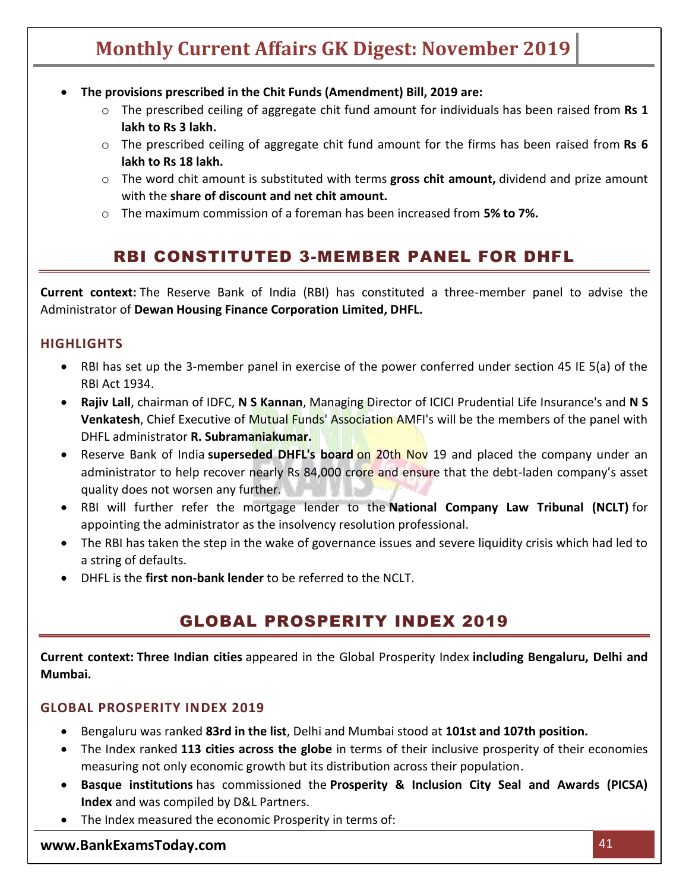- **The provisions prescribed in the Chit Funds (Amendment) Bill, 2019 are:**
    - The prescribed ceiling of aggregate chit fund amount for individuals has been raised from **Rs 1 lakh to Rs 3 lakh.**
    - The prescribed ceiling of aggregate chit fund amount for the firms has been raised from **Rs 6 lakh to Rs 18 lakh.**
    - The word chit amount is substituted with terms **gross chit amount,** dividend and prize amount with the **share of discount and net chit amount.**
    - The maximum commission of a foreman has been increased from **5% to 7%.**

## RBI CONSTITUTED 3-MEMBER PANEL FOR DHFL

**Current context:** The Reserve Bank of India (RBI) has constituted a three-member panel to advise the Administrator of **Dewan Housing Finance Corporation Limited, DHFL.**

### HIGHLIGHTS

- RBI has set up the 3-member panel in exercise of the power conferred under section 45 IE 5(a) of the RBI Act 1934.
- **Rajiv Lall**, chairman of IDFC, **N S Kannan**, Managing Director of ICICI Prudential Life Insurance's and **N S Venkatesh**, Chief Executive of Mutual Funds' Association AMFI's will be the members of the panel with DHFL administrator **R. Subramaniakumar.**
- Reserve Bank of India **superseded DHFL's board** on 20th Nov 19 and placed the company under an administrator to help recover nearly Rs 84,000 crore and ensure that the debt-laden company's asset quality does not worsen any further.
- RBI will further refer the mortgage lender to the **National Company Law Tribunal (NCLT)** for appointing the administrator as the insolvency resolution professional.
- The RBI has taken the step in the wake of governance issues and severe liquidity crisis which had led to a string of defaults.
- DHFL is the **first non-bank lender** to be referred to the NCLT.

## GLOBAL PROSPERITY INDEX 2019

**Current context: Three Indian cities** appeared in the Global Prosperity Index **including Bengaluru, Delhi and Mumbai.**

### GLOBAL PROSPERITY INDEX 2019

- Bengaluru was ranked **83rd in the list**, Delhi and Mumbai stood at **101st and 107th position.**
- The Index ranked **113 cities across the globe** in terms of their inclusive prosperity of their economies measuring not only economic growth but its distribution across their population.
- **Basque institutions** has commissioned the **Prosperity & Inclusion City Seal and Awards (PICSA) Index** and was compiled by D&L Partners.
- The Index measured the economic Prosperity in terms of: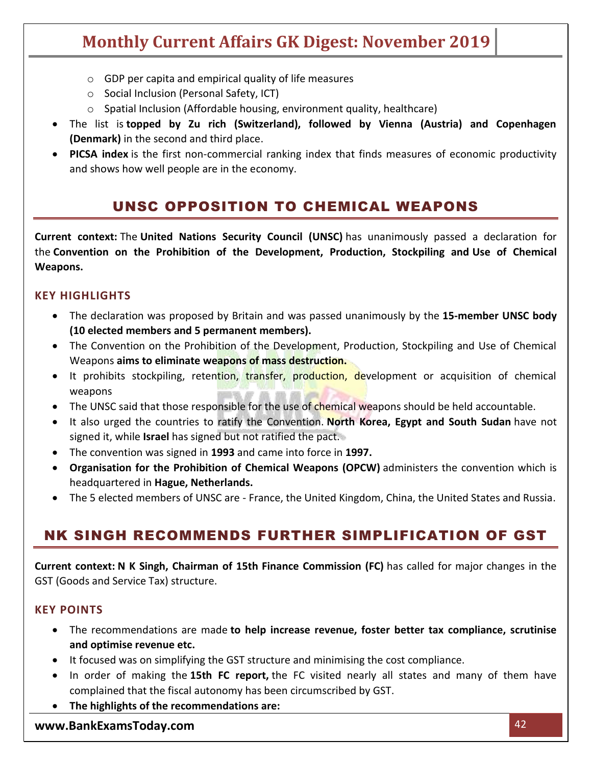- GDP per capita and empirical quality of life measures
  - Social Inclusion (Personal Safety, ICT)
  - Spatial Inclusion (Affordable housing, environment quality, healthcare)
- The list is **topped by Zu rich (Switzerland), followed by Vienna (Austria) and Copenhagen (Denmark)** in the second and third place.
- **PICSA index** is the first non-commercial ranking index that finds measures of economic productivity and shows how well people are in the economy.

## UNSC OPPOSITION TO CHEMICAL WEAPONS

**Current context:** The **United Nations Security Council (UNSC)** has unanimously passed a declaration for the **Convention on the Prohibition of the Development, Production, Stockpiling and Use of Chemical Weapons.**

### KEY HIGHLIGHTS

- The declaration was proposed by Britain and was passed unanimously by the **15-member UNSC body (10 elected members and 5 permanent members).**
- The Convention on the Prohibition of the Development, Production, Stockpiling and Use of Chemical Weapons **aims to eliminate weapons of mass destruction.**
- It prohibits stockpiling, retention, transfer, production, development or acquisition of chemical weapons
- The UNSC said that those responsible for the use of chemical weapons should be held accountable.
- It also urged the countries to ratify the Convention. **North Korea, Egypt and South Sudan** have not signed it, while **Israel** has signed but not ratified the pact.
- The convention was signed in **1993** and came into force in **1997.**
- **Organisation for the Prohibition of Chemical Weapons (OPCW)** administers the convention which is headquartered in **Hague, Netherlands.**
- The 5 elected members of UNSC are - France, the United Kingdom, China, the United States and Russia.

## NK SINGH RECOMMENDS FURTHER SIMPLIFICATION OF GST

**Current context: N K Singh, Chairman of 15th Finance Commission (FC)** has called for major changes in the GST (Goods and Service Tax) structure.

### KEY POINTS

- The recommendations are made **to help increase revenue, foster better tax compliance, scrutinise and optimise revenue etc.**
- It focused was on simplifying the GST structure and minimising the cost compliance.
- In order of making the **15th FC report,** the FC visited nearly all states and many of them have complained that the fiscal autonomy has been circumscribed by GST.
- **The highlights of the recommendations are:**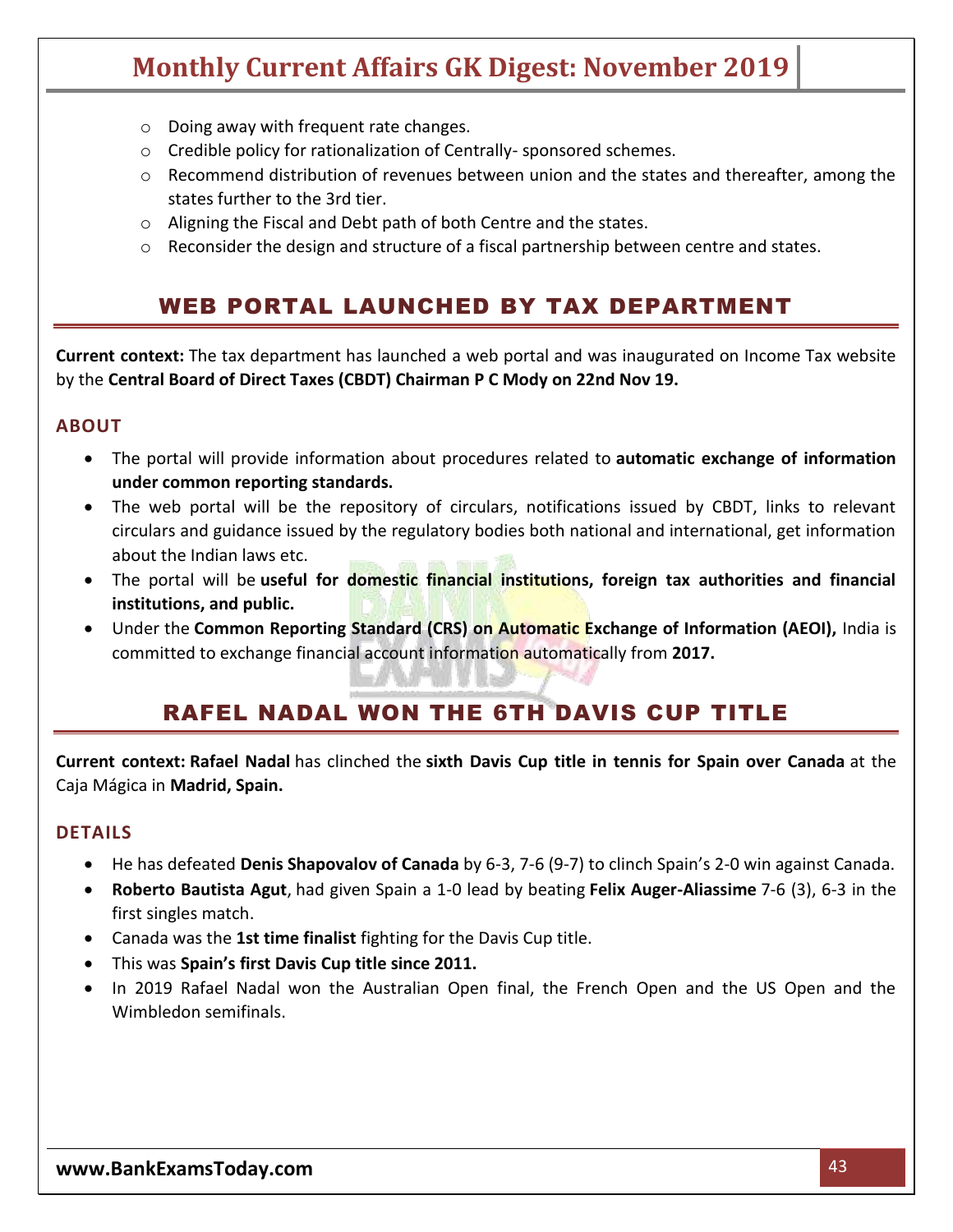- Doing away with frequent rate changes.
- Credible policy for rationalization of Centrally- sponsored schemes.
- Recommend distribution of revenues between union and the states and thereafter, among the states further to the 3rd tier.
- Aligning the Fiscal and Debt path of both Centre and the states.
- Reconsider the design and structure of a fiscal partnership between centre and states.

## WEB PORTAL LAUNCHED BY TAX DEPARTMENT

**Current context:** The tax department has launched a web portal and was inaugurated on Income Tax website by the **Central Board of Direct Taxes (CBDT) Chairman P C Mody on 22nd Nov 19.**

### ABOUT

- The portal will provide information about procedures related to **automatic exchange of information under common reporting standards.**
- The web portal will be the repository of circulars, notifications issued by CBDT, links to relevant circulars and guidance issued by the regulatory bodies both national and international, get information about the Indian laws etc.
- The portal will be **useful for domestic financial institutions, foreign tax authorities and financial institutions, and public.**
- Under the **Common Reporting Standard (CRS) on Automatic Exchange of Information (AEOI),** India is committed to exchange financial account information automatically from **2017.**

## RAFEL NADAL WON THE 6TH DAVIS CUP TITLE

**Current context: Rafael Nadal** has clinched the **sixth Davis Cup title in tennis for Spain over Canada** at the Caja Mágica in **Madrid, Spain.**

### DETAILS

- He has defeated **Denis Shapovalov of Canada** by 6-3, 7-6 (9-7) to clinch Spain's 2-0 win against Canada.
- **Roberto Bautista Agut**, had given Spain a 1-0 lead by beating **Felix Auger-Aliassime** 7-6 (3), 6-3 in the first singles match.
- Canada was the **1st time finalist** fighting for the Davis Cup title.
- This was **Spain's first Davis Cup title since 2011.**
- In 2019 Rafael Nadal won the Australian Open final, the French Open and the US Open and the Wimbledon semifinals.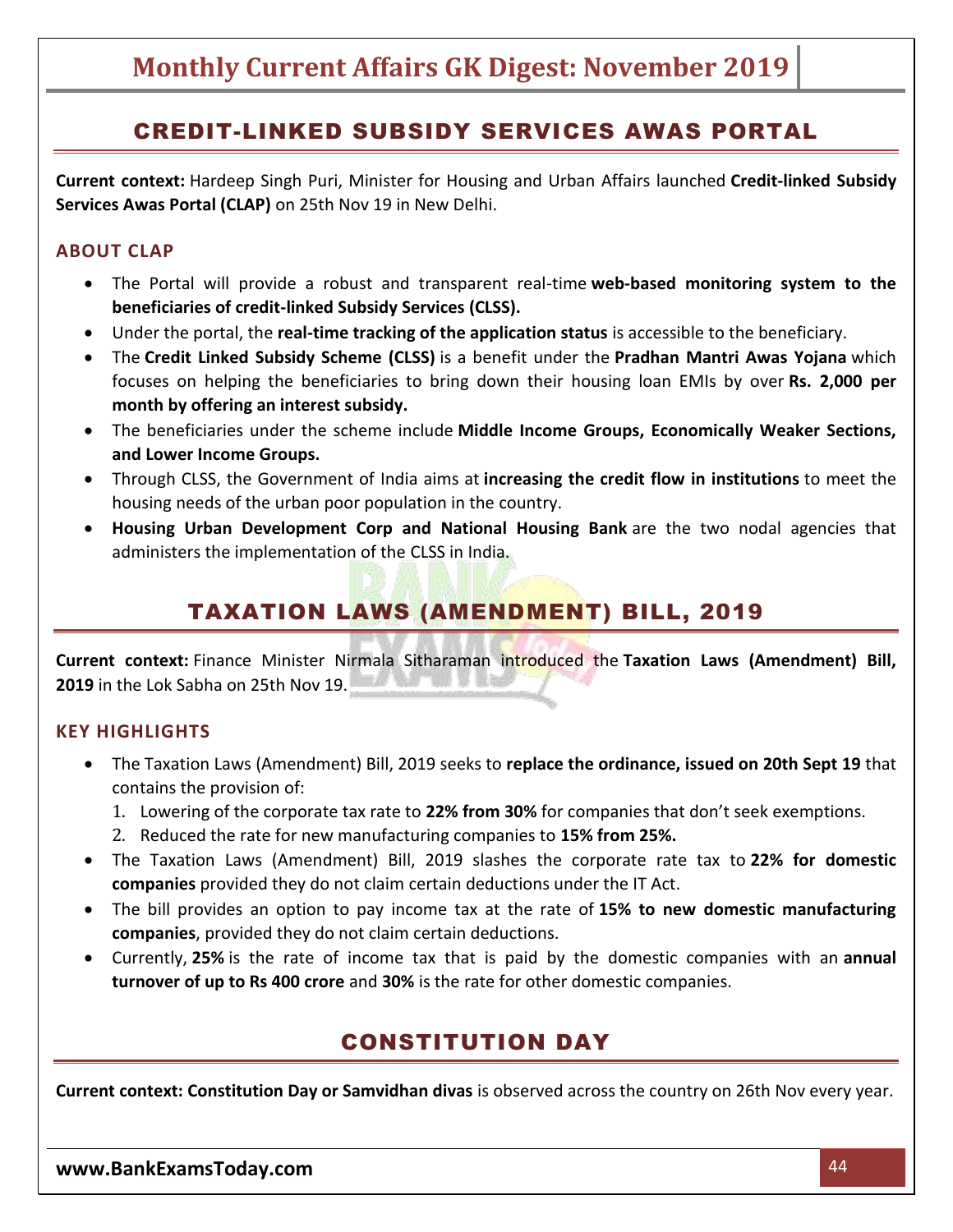## CREDIT-LINKED SUBSIDY SERVICES AWAS PORTAL

**Current context:** Hardeep Singh Puri, Minister for Housing and Urban Affairs launched **Credit-linked Subsidy Services Awas Portal (CLAP)** on 25th Nov 19 in New Delhi.

### ABOUT CLAP

- The Portal will provide a robust and transparent real-time **web-based monitoring system to the beneficiaries of credit-linked Subsidy Services (CLSS).**
- Under the portal, the **real-time tracking of the application status** is accessible to the beneficiary.
- The **Credit Linked Subsidy Scheme (CLSS)** is a benefit under the **Pradhan Mantri Awas Yojana** which focuses on helping the beneficiaries to bring down their housing loan EMIs by over **Rs. 2,000 per month by offering an interest subsidy.**
- The beneficiaries under the scheme include **Middle Income Groups, Economically Weaker Sections, and Lower Income Groups.**
- Through CLSS, the Government of India aims at **increasing the credit flow in institutions** to meet the housing needs of the urban poor population in the country.
- **Housing Urban Development Corp and National Housing Bank** are the two nodal agencies that administers the implementation of the CLSS in India.

## TAXATION LAWS (AMENDMENT) BILL, 2019

**Current context:** Finance Minister Nirmala Sitharaman introduced the **Taxation Laws (Amendment) Bill, 2019** in the Lok Sabha on 25th Nov 19.

### KEY HIGHLIGHTS

- The Taxation Laws (Amendment) Bill, 2019 seeks to **replace the ordinance, issued on 20th Sept 19** that contains the provision of:
  1. Lowering of the corporate tax rate to **22% from 30%** for companies that don't seek exemptions.
  2. Reduced the rate for new manufacturing companies to **15% from 25%.**
- The Taxation Laws (Amendment) Bill, 2019 slashes the corporate rate tax to **22% for domestic companies** provided they do not claim certain deductions under the IT Act.
- The bill provides an option to pay income tax at the rate of **15% to new domestic manufacturing companies**, provided they do not claim certain deductions.
- Currently, **25%** is the rate of income tax that is paid by the domestic companies with an **annual turnover of up to Rs 400 crore** and **30%** is the rate for other domestic companies.

## CONSTITUTION DAY

**Current context: Constitution Day or Samvidhan divas** is observed across the country on 26th Nov every year.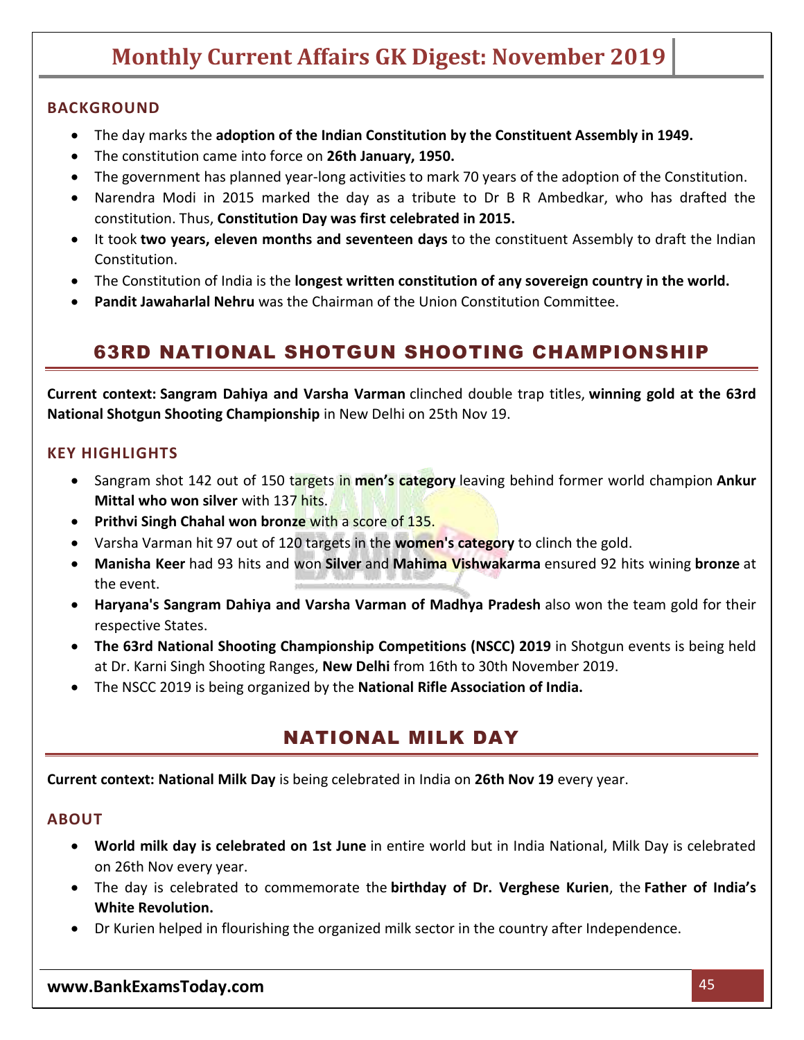### BACKGROUND

- The day marks the **adoption of the Indian Constitution by the Constituent Assembly in 1949.**
- The constitution came into force on **26th January, 1950.**
- The government has planned year-long activities to mark 70 years of the adoption of the Constitution.
- Narendra Modi in 2015 marked the day as a tribute to Dr B R Ambedkar, who has drafted the constitution. Thus, **Constitution Day was first celebrated in 2015.**
- It took **two years, eleven months and seventeen days** to the constituent Assembly to draft the Indian Constitution.
- The Constitution of India is the **longest written constitution of any sovereign country in the world.**
- **Pandit Jawaharlal Nehru** was the Chairman of the Union Constitution Committee.

## 63RD NATIONAL SHOTGUN SHOOTING CHAMPIONSHIP

**Current context: Sangram Dahiya and Varsha Varman** clinched double trap titles, **winning gold at the 63rd National Shotgun Shooting Championship** in New Delhi on 25th Nov 19.

### KEY HIGHLIGHTS

- Sangram shot 142 out of 150 targets in **men's category** leaving behind former world champion **Ankur Mittal who won silver** with 137 hits.
- **Prithvi Singh Chahal won bronze** with a score of 135.
- Varsha Varman hit 97 out of 120 targets in the **women's category** to clinch the gold.
- **Manisha Keer** had 93 hits and won **Silver** and **Mahima Vishwakarma** ensured 92 hits wining **bronze** at the event.
- **Haryana's Sangram Dahiya and Varsha Varman of Madhya Pradesh** also won the team gold for their respective States.
- **The 63rd National Shooting Championship Competitions (NSCC) 2019** in Shotgun events is being held at Dr. Karni Singh Shooting Ranges, **New Delhi** from 16th to 30th November 2019.
- The NSCC 2019 is being organized by the **National Rifle Association of India.**

## NATIONAL MILK DAY

**Current context: National Milk Day** is being celebrated in India on **26th Nov 19** every year.

### ABOUT

- **World milk day is celebrated on 1st June** in entire world but in India National, Milk Day is celebrated on 26th Nov every year.
- The day is celebrated to commemorate the **birthday of Dr. Verghese Kurien**, the **Father of India's White Revolution.**
- Dr Kurien helped in flourishing the organized milk sector in the country after Independence.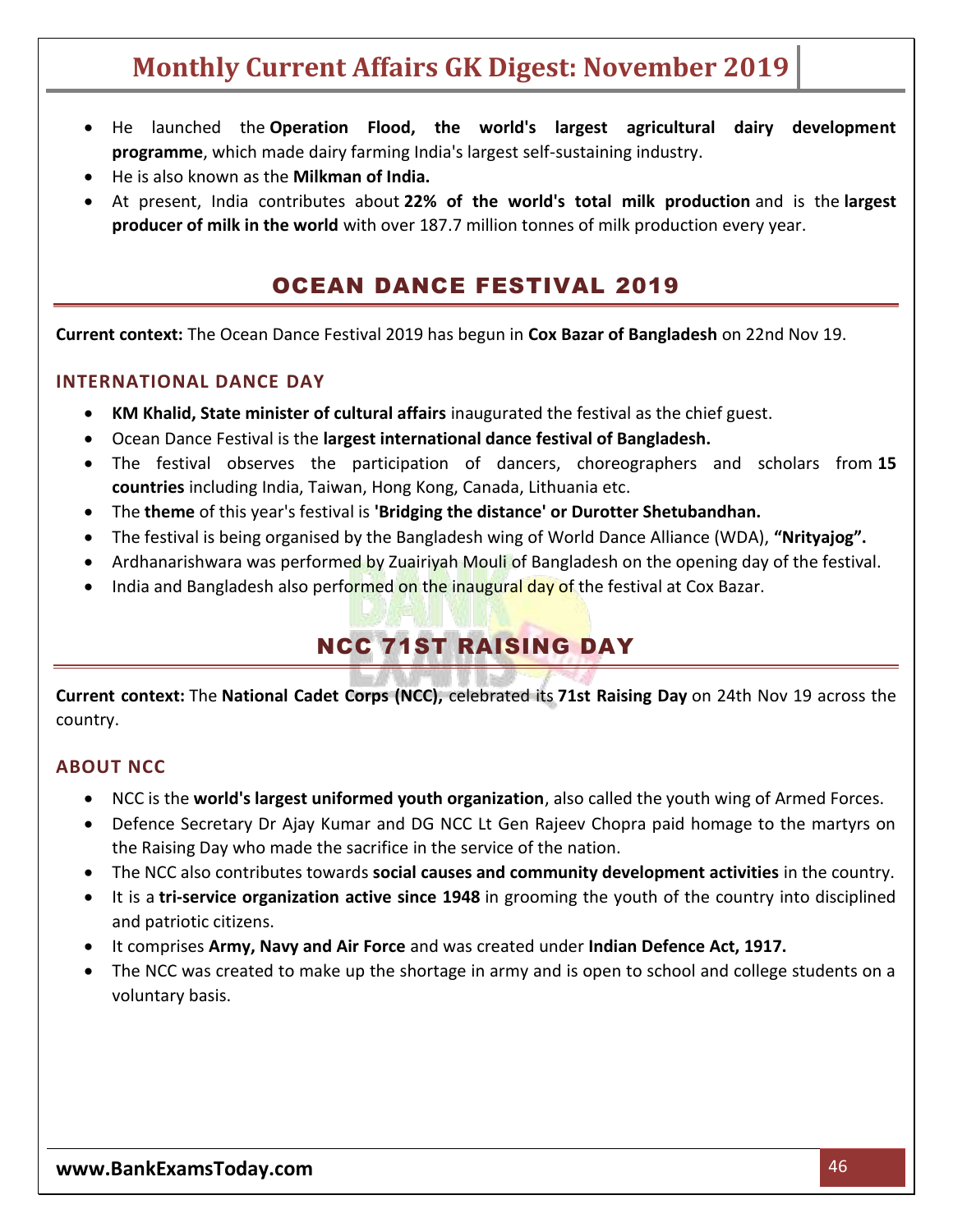- He launched the **Operation Flood, the world's largest agricultural dairy development programme**, which made dairy farming India's largest self-sustaining industry.
- He is also known as the **Milkman of India.**
- At present, India contributes about **22% of the world's total milk production** and is the **largest producer of milk in the world** with over 187.7 million tonnes of milk production every year.

## OCEAN DANCE FESTIVAL 2019

**Current context:** The Ocean Dance Festival 2019 has begun in **Cox Bazar of Bangladesh** on 22nd Nov 19.

### INTERNATIONAL DANCE DAY

- **KM Khalid, State minister of cultural affairs** inaugurated the festival as the chief guest.
- Ocean Dance Festival is the **largest international dance festival of Bangladesh.**
- The festival observes the participation of dancers, choreographers and scholars from **15 countries** including India, Taiwan, Hong Kong, Canada, Lithuania etc.
- The **theme** of this year's festival is **'Bridging the distance' or Durotter Shetubandhan.**
- The festival is being organised by the Bangladesh wing of World Dance Alliance (WDA), **"Nrityajog".**
- Ardhanarishwara was performed by Zuairiyah Mouli of Bangladesh on the opening day of the festival.
- India and Bangladesh also performed on the inaugural day of the festival at Cox Bazar.

## NCC 71ST RAISING DAY

**Current context:** The **National Cadet Corps (NCC),** celebrated its **71st Raising Day** on 24th Nov 19 across the country.

### ABOUT NCC

- NCC is the **world's largest uniformed youth organization**, also called the youth wing of Armed Forces.
- Defence Secretary Dr Ajay Kumar and DG NCC Lt Gen Rajeev Chopra paid homage to the martyrs on the Raising Day who made the sacrifice in the service of the nation.
- The NCC also contributes towards **social causes and community development activities** in the country.
- It is a **tri-service organization active since 1948** in grooming the youth of the country into disciplined and patriotic citizens.
- It comprises **Army, Navy and Air Force** and was created under **Indian Defence Act, 1917.**
- The NCC was created to make up the shortage in army and is open to school and college students on a voluntary basis.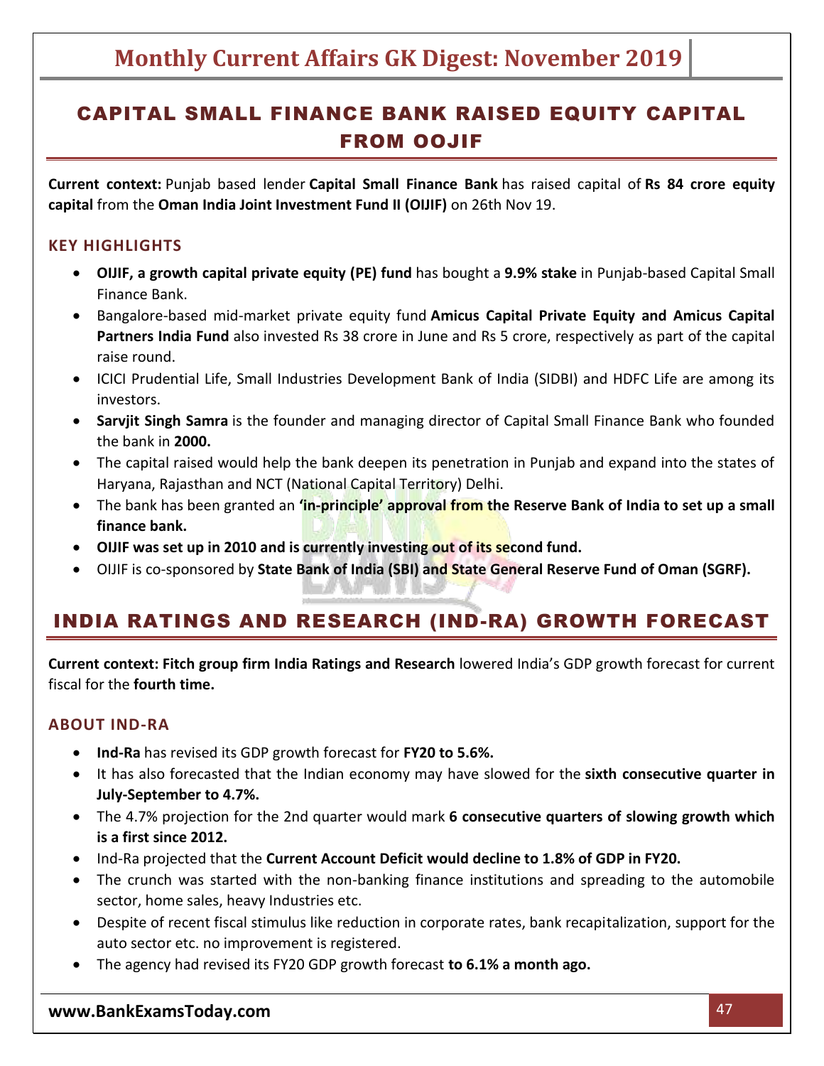## CAPITAL SMALL FINANCE BANK RAISED EQUITY CAPITAL FROM OOJIF

**Current context:** Punjab based lender **Capital Small Finance Bank** has raised capital of **Rs 84 crore equity capital** from the **Oman India Joint Investment Fund II (OIJIF)** on 26th Nov 19.

### KEY HIGHLIGHTS

- **OIJIF, a growth capital private equity (PE) fund** has bought a **9.9% stake** in Punjab-based Capital Small Finance Bank.
- Bangalore-based mid-market private equity fund **Amicus Capital Private Equity and Amicus Capital Partners India Fund** also invested Rs 38 crore in June and Rs 5 crore, respectively as part of the capital raise round.
- ICICI Prudential Life, Small Industries Development Bank of India (SIDBI) and HDFC Life are among its investors.
- **Sarvjit Singh Samra** is the founder and managing director of Capital Small Finance Bank who founded the bank in **2000.**
- The capital raised would help the bank deepen its penetration in Punjab and expand into the states of Haryana, Rajasthan and NCT (National Capital Territory) Delhi.
- The bank has been granted an **'in-principle' approval from the Reserve Bank of India to set up a small finance bank.**
- **OIJIF was set up in 2010 and is currently investing out of its second fund.**
- OIJIF is co-sponsored by **State Bank of India (SBI) and State General Reserve Fund of Oman (SGRF).**

## INDIA RATINGS AND RESEARCH (IND-RA) GROWTH FORECAST

**Current context: Fitch group firm India Ratings and Research** lowered India's GDP growth forecast for current fiscal for the **fourth time.**

### ABOUT IND-RA

- **Ind-Ra** has revised its GDP growth forecast for **FY20 to 5.6%.**
- It has also forecasted that the Indian economy may have slowed for the **sixth consecutive quarter in July-September to 4.7%.**
- The 4.7% projection for the 2nd quarter would mark **6 consecutive quarters of slowing growth which is a first since 2012.**
- Ind-Ra projected that the **Current Account Deficit would decline to 1.8% of GDP in FY20.**
- The crunch was started with the non-banking finance institutions and spreading to the automobile sector, home sales, heavy Industries etc.
- Despite of recent fiscal stimulus like reduction in corporate rates, bank recapitalization, support for the auto sector etc. no improvement is registered.
- The agency had revised its FY20 GDP growth forecast **to 6.1% a month ago.**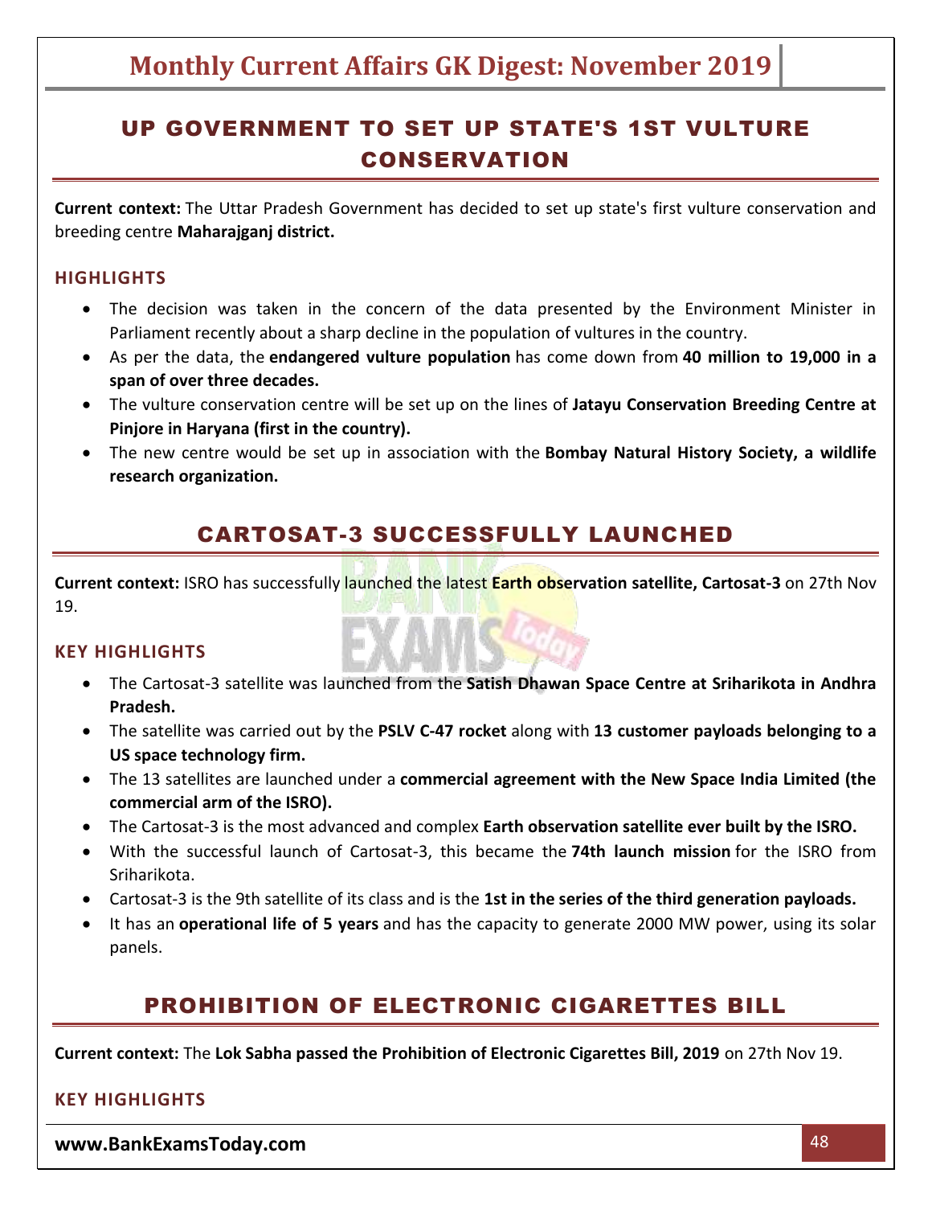## UP GOVERNMENT TO SET UP STATE'S 1ST VULTURE CONSERVATION

**Current context:** The Uttar Pradesh Government has decided to set up state's first vulture conservation and breeding centre **Maharajganj district.**

### HIGHLIGHTS

- The decision was taken in the concern of the data presented by the Environment Minister in Parliament recently about a sharp decline in the population of vultures in the country.
- As per the data, the **endangered vulture population** has come down from **40 million to 19,000 in a span of over three decades.**
- The vulture conservation centre will be set up on the lines of **Jatayu Conservation Breeding Centre at Pinjore in Haryana (first in the country).**
- The new centre would be set up in association with the **Bombay Natural History Society, a wildlife research organization.**

## CARTOSAT-3 SUCCESSFULLY LAUNCHED

**Current context:** ISRO has successfully launched the latest **Earth observation satellite, Cartosat-3** on 27th Nov 19.

### KEY HIGHLIGHTS

- The Cartosat-3 satellite was launched from the **Satish Dhawan Space Centre at Sriharikota in Andhra Pradesh.**
- The satellite was carried out by the **PSLV C-47 rocket** along with **13 customer payloads belonging to a US space technology firm.**
- The 13 satellites are launched under a **commercial agreement with the New Space India Limited (the commercial arm of the ISRO).**
- The Cartosat-3 is the most advanced and complex **Earth observation satellite ever built by the ISRO.**
- With the successful launch of Cartosat-3, this became the **74th launch mission** for the ISRO from Sriharikota.
- Cartosat-3 is the 9th satellite of its class and is the **1st in the series of the third generation payloads.**
- It has an **operational life of 5 years** and has the capacity to generate 2000 MW power, using its solar panels.

## PROHIBITION OF ELECTRONIC CIGARETTES BILL

**Current context:** The **Lok Sabha passed the Prohibition of Electronic Cigarettes Bill, 2019** on 27th Nov 19.

### KEY HIGHLIGHTS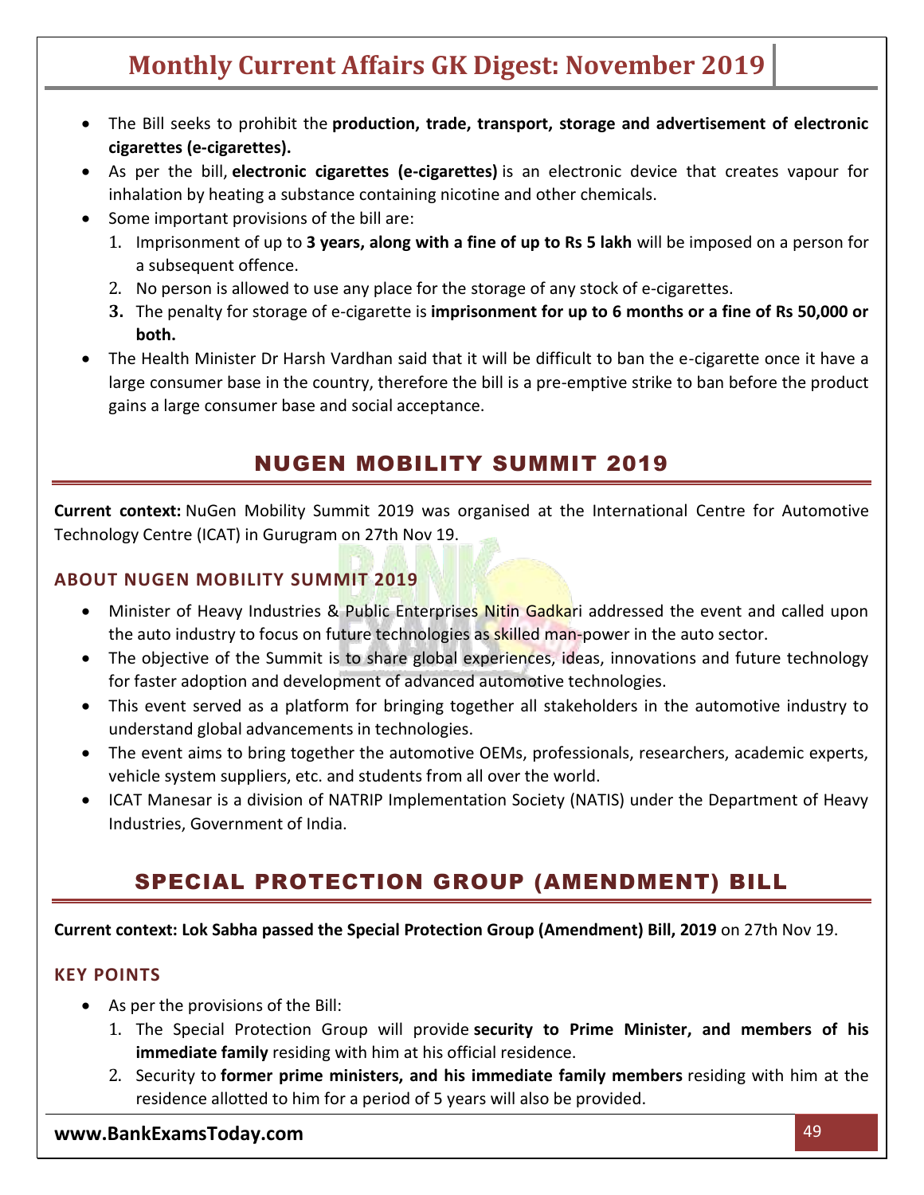- The Bill seeks to prohibit the **production, trade, transport, storage and advertisement of electronic cigarettes (e-cigarettes).**
- As per the bill, **electronic cigarettes (e-cigarettes)** is an electronic device that creates vapour for inhalation by heating a substance containing nicotine and other chemicals.
- Some important provisions of the bill are:
  1. Imprisonment of up to **3 years, along with a fine of up to Rs 5 lakh** will be imposed on a person for a subsequent offence.
  2. No person is allowed to use any place for the storage of any stock of e-cigarettes.
  3. The penalty for storage of e-cigarette is **imprisonment for up to 6 months or a fine of Rs 50,000 or both.**
- The Health Minister Dr Harsh Vardhan said that it will be difficult to ban the e-cigarette once it have a large consumer base in the country, therefore the bill is a pre-emptive strike to ban before the product gains a large consumer base and social acceptance.

## NUGEN MOBILITY SUMMIT 2019

**Current context:** NuGen Mobility Summit 2019 was organised at the International Centre for Automotive Technology Centre (ICAT) in Gurugram on 27th Nov 19.

### ABOUT NUGEN MOBILITY SUMMIT 2019

- Minister of Heavy Industries & Public Enterprises Nitin Gadkari addressed the event and called upon the auto industry to focus on future technologies as skilled man-power in the auto sector.
- The objective of the Summit is to share global experiences, ideas, innovations and future technology for faster adoption and development of advanced automotive technologies.
- This event served as a platform for bringing together all stakeholders in the automotive industry to understand global advancements in technologies.
- The event aims to bring together the automotive OEMs, professionals, researchers, academic experts, vehicle system suppliers, etc. and students from all over the world.
- ICAT Manesar is a division of NATRIP Implementation Society (NATIS) under the Department of Heavy Industries, Government of India.

## SPECIAL PROTECTION GROUP (AMENDMENT) BILL

**Current context: Lok Sabha passed the Special Protection Group (Amendment) Bill, 2019** on 27th Nov 19.

### KEY POINTS

- As per the provisions of the Bill:
  1. The Special Protection Group will provide **security to Prime Minister, and members of his immediate family** residing with him at his official residence.
  2. Security to **former prime ministers, and his immediate family members** residing with him at the residence allotted to him for a period of 5 years will also be provided.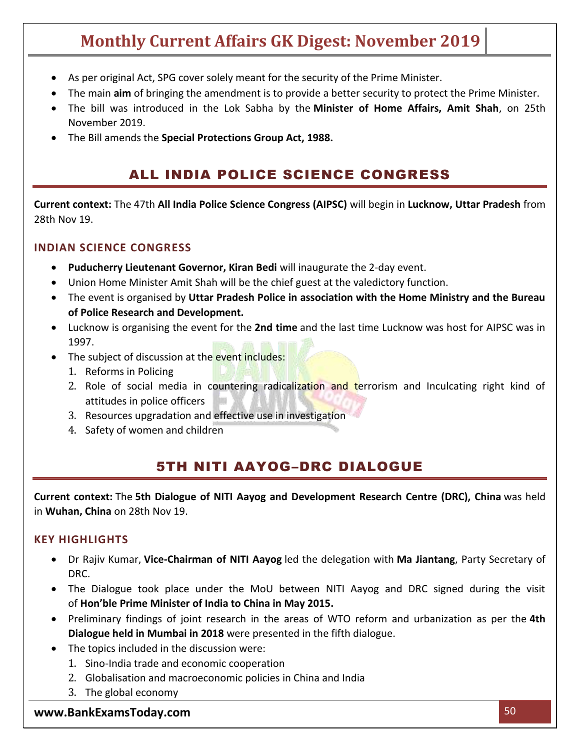- As per original Act, SPG cover solely meant for the security of the Prime Minister.
- The main **aim** of bringing the amendment is to provide a better security to protect the Prime Minister.
- The bill was introduced in the Lok Sabha by the **Minister of Home Affairs, Amit Shah**, on 25th November 2019.
- The Bill amends the **Special Protections Group Act, 1988.**

## ALL INDIA POLICE SCIENCE CONGRESS

**Current context:** The 47th **All India Police Science Congress (AIPSC)** will begin in **Lucknow, Uttar Pradesh** from 28th Nov 19.

### INDIAN SCIENCE CONGRESS

- **Puducherry Lieutenant Governor, Kiran Bedi** will inaugurate the 2-day event.
- Union Home Minister Amit Shah will be the chief guest at the valedictory function.
- The event is organised by **Uttar Pradesh Police in association with the Home Ministry and the Bureau of Police Research and Development.**
- Lucknow is organising the event for the **2nd time** and the last time Lucknow was host for AIPSC was in 1997.
- The subject of discussion at the event includes:
  1. Reforms in Policing
  2. Role of social media in countering radicalization and terrorism and Inculcating right kind of attitudes in police officers
  3. Resources upgradation and effective use in investigation
  4. Safety of women and children

## 5TH NITI AAYOG–DRC DIALOGUE

**Current context:** The **5th Dialogue of NITI Aayog and Development Research Centre (DRC), China** was held in **Wuhan, China** on 28th Nov 19.

### KEY HIGHLIGHTS

- Dr Rajiv Kumar, **Vice-Chairman of NITI Aayog** led the delegation with **Ma Jiantang**, Party Secretary of DRC.
- The Dialogue took place under the MoU between NITI Aayog and DRC signed during the visit of **Hon'ble Prime Minister of India to China in May 2015.**
- Preliminary findings of joint research in the areas of WTO reform and urbanization as per the **4th Dialogue held in Mumbai in 2018** were presented in the fifth dialogue.
- The topics included in the discussion were:
  1. Sino-India trade and economic cooperation
  2. Globalisation and macroeconomic policies in China and India
  3. The global economy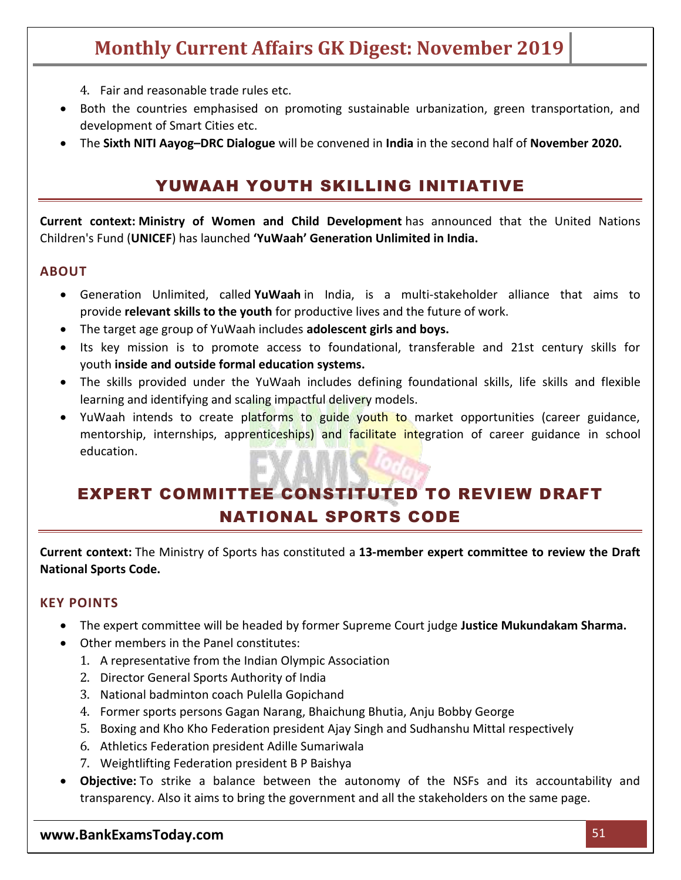4. Fair and reasonable trade rules etc.

- Both the countries emphasised on promoting sustainable urbanization, green transportation, and development of Smart Cities etc.
- The **Sixth NITI Aayog–DRC Dialogue** will be convened in **India** in the second half of **November 2020.**

## YUWAAH YOUTH SKILLING INITIATIVE

**Current context: Ministry of Women and Child Development** has announced that the United Nations Children's Fund (**UNICEF**) has launched **'YuWaah' Generation Unlimited in India.**

### ABOUT

- Generation Unlimited, called **YuWaah** in India, is a multi-stakeholder alliance that aims to provide **relevant skills to the youth** for productive lives and the future of work.
- The target age group of YuWaah includes **adolescent girls and boys.**
- Its key mission is to promote access to foundational, transferable and 21st century skills for youth **inside and outside formal education systems.**
- The skills provided under the YuWaah includes defining foundational skills, life skills and flexible learning and identifying and scaling impactful delivery models.
- YuWaah intends to create platforms to guide youth to market opportunities (career guidance, mentorship, internships, apprenticeships) and facilitate integration of career guidance in school education.

## EXPERT COMMITTEE CONSTITUTED TO REVIEW DRAFT NATIONAL SPORTS CODE

**Current context:** The Ministry of Sports has constituted a **13-member expert committee to review the Draft National Sports Code.**

### KEY POINTS

- The expert committee will be headed by former Supreme Court judge **Justice Mukundakam Sharma.**
- Other members in the Panel constitutes:
  1. A representative from the Indian Olympic Association
  2. Director General Sports Authority of India
  3. National badminton coach Pulella Gopichand
  4. Former sports persons Gagan Narang, Bhaichung Bhutia, Anju Bobby George
  5. Boxing and Kho Kho Federation president Ajay Singh and Sudhanshu Mittal respectively
  6. Athletics Federation president Adille Sumariwala
  7. Weightlifting Federation president B P Baishya
- **Objective:** To strike a balance between the autonomy of the NSFs and its accountability and transparency. Also it aims to bring the government and all the stakeholders on the same page.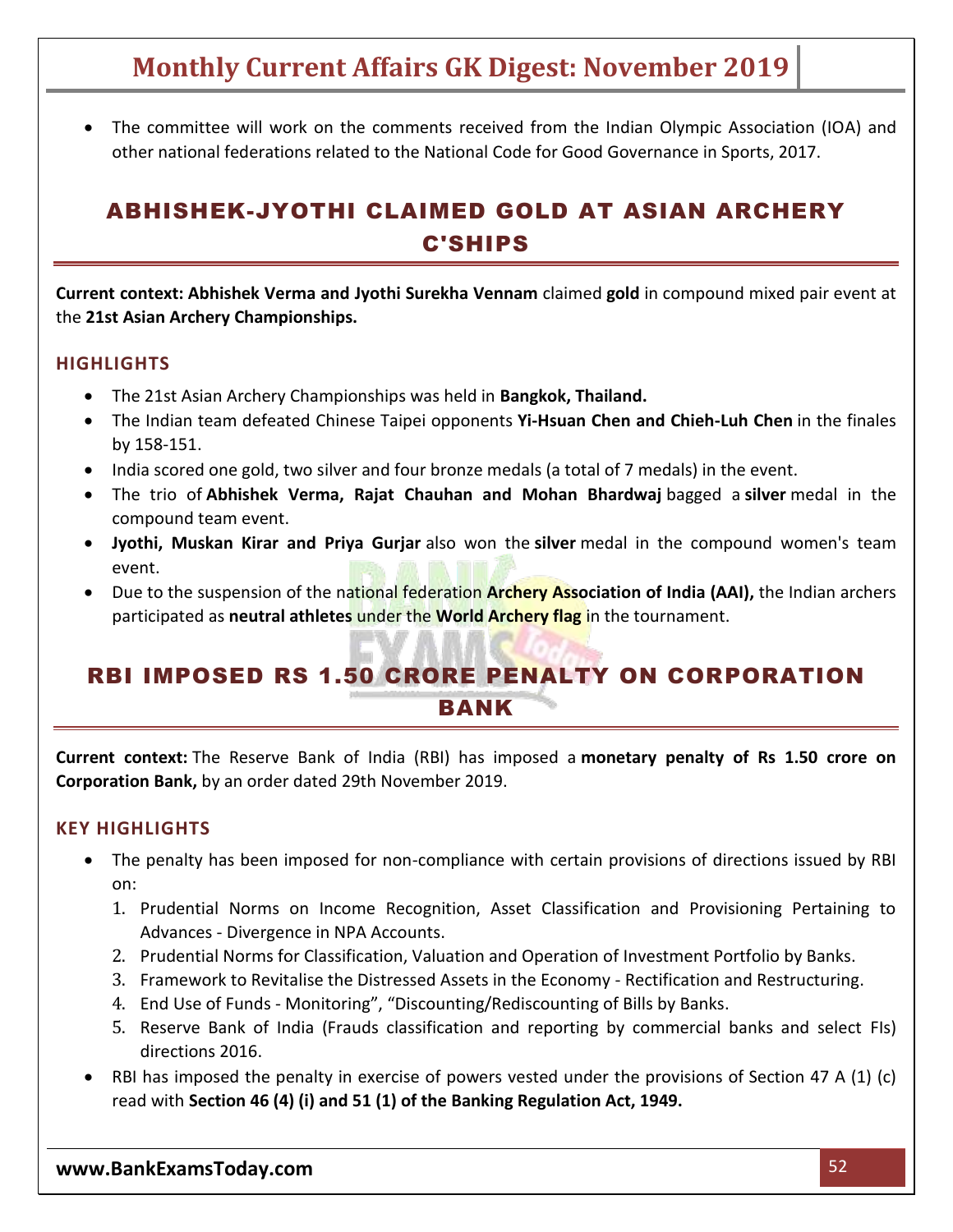- The committee will work on the comments received from the Indian Olympic Association (IOA) and other national federations related to the National Code for Good Governance in Sports, 2017.

## ABHISHEK-JYOTHI CLAIMED GOLD AT ASIAN ARCHERY C'SHIPS

**Current context: Abhishek Verma and Jyothi Surekha Vennam** claimed **gold** in compound mixed pair event at the **21st Asian Archery Championships.**

### HIGHLIGHTS

- The 21st Asian Archery Championships was held in **Bangkok, Thailand.**
- The Indian team defeated Chinese Taipei opponents **Yi-Hsuan Chen and Chieh-Luh Chen** in the finales by 158-151.
- India scored one gold, two silver and four bronze medals (a total of 7 medals) in the event.
- The trio of **Abhishek Verma, Rajat Chauhan and Mohan Bhardwaj** bagged a **silver** medal in the compound team event.
- **Jyothi, Muskan Kirar and Priya Gurjar** also won the **silver** medal in the compound women's team event.
- Due to the suspension of the national federation **Archery Association of India (AAI),** the Indian archers participated as **neutral athletes** under the **World Archery flag** in the tournament.

## RBI IMPOSED RS 1.50 CRORE PENALTY ON CORPORATION BANK

**Current context:** The Reserve Bank of India (RBI) has imposed a **monetary penalty of Rs 1.50 crore on Corporation Bank,** by an order dated 29th November 2019.

### KEY HIGHLIGHTS

- The penalty has been imposed for non-compliance with certain provisions of directions issued by RBI on:
    1. Prudential Norms on Income Recognition, Asset Classification and Provisioning Pertaining to Advances - Divergence in NPA Accounts.
    2. Prudential Norms for Classification, Valuation and Operation of Investment Portfolio by Banks.
    3. Framework to Revitalise the Distressed Assets in the Economy - Rectification and Restructuring.
    4. End Use of Funds - Monitoring", "Discounting/Rediscounting of Bills by Banks.
    5. Reserve Bank of India (Frauds classification and reporting by commercial banks and select FIs) directions 2016.
- RBI has imposed the penalty in exercise of powers vested under the provisions of Section 47 A (1) (c) read with **Section 46 (4) (i) and 51 (1) of the Banking Regulation Act, 1949.**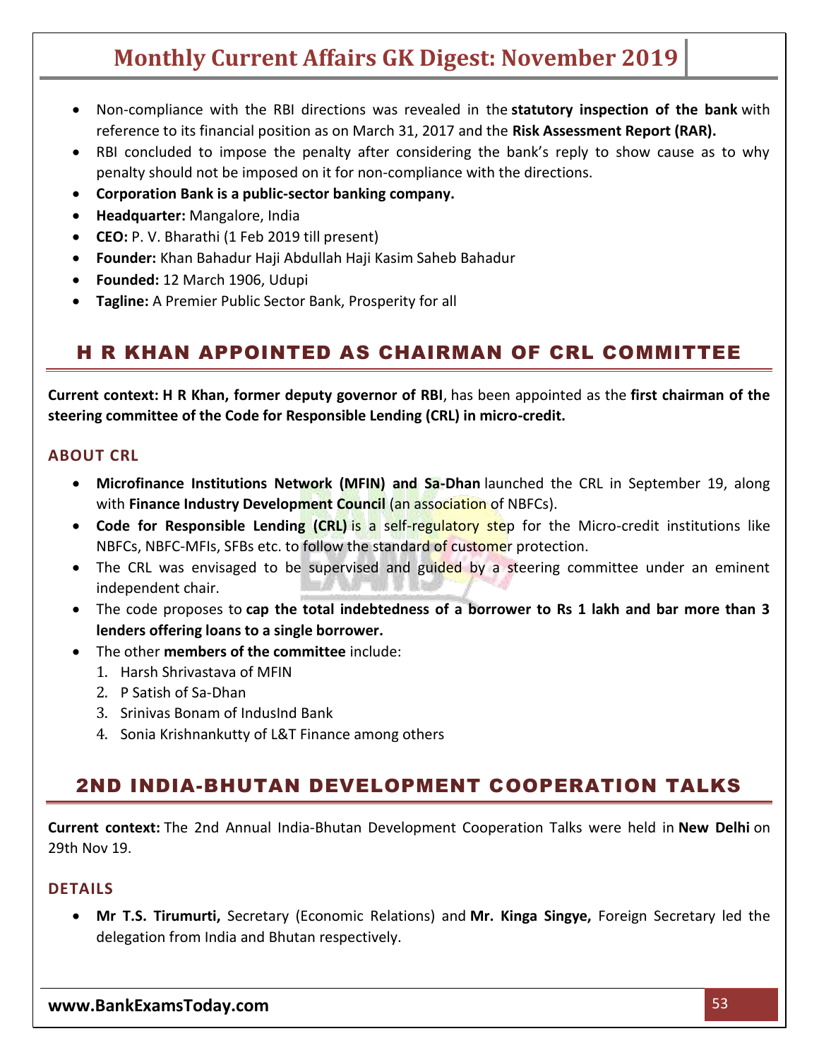- Non-compliance with the RBI directions was revealed in the **statutory inspection of the bank** with reference to its financial position as on March 31, 2017 and the **Risk Assessment Report (RAR).**
- RBI concluded to impose the penalty after considering the bank's reply to show cause as to why penalty should not be imposed on it for non-compliance with the directions.
- **Corporation Bank is a public-sector banking company.**
- **Headquarter:** Mangalore, India
- **CEO:** P. V. Bharathi (1 Feb 2019 till present)
- **Founder:** Khan Bahadur Haji Abdullah Haji Kasim Saheb Bahadur
- **Founded:** 12 March 1906, Udupi
- **Tagline:** A Premier Public Sector Bank, Prosperity for all

## H R KHAN APPOINTED AS CHAIRMAN OF CRL COMMITTEE

**Current context: H R Khan, former deputy governor of RBI**, has been appointed as the **first chairman of the steering committee of the Code for Responsible Lending (CRL) in micro-credit.**

### ABOUT CRL

- **Microfinance Institutions Network (MFIN) and Sa-Dhan** launched the CRL in September 19, along with **Finance Industry Development Council** (an association of NBFCs).
- **Code for Responsible Lending (CRL)** is a self-regulatory step for the Micro-credit institutions like NBFCs, NBFC-MFIs, SFBs etc. to follow the standard of customer protection.
- The CRL was envisaged to be supervised and guided by a steering committee under an eminent independent chair.
- The code proposes to **cap the total indebtedness of a borrower to Rs 1 lakh and bar more than 3 lenders offering loans to a single borrower.**
- The other **members of the committee** include:
  1. Harsh Shrivastava of MFIN
  2. P Satish of Sa-Dhan
  3. Srinivas Bonam of IndusInd Bank
  4. Sonia Krishnankutty of L&T Finance among others

## 2ND INDIA-BHUTAN DEVELOPMENT COOPERATION TALKS

**Current context:** The 2nd Annual India-Bhutan Development Cooperation Talks were held in **New Delhi** on 29th Nov 19.

### DETAILS

- **Mr T.S. Tirumurti,** Secretary (Economic Relations) and **Mr. Kinga Singye,** Foreign Secretary led the delegation from India and Bhutan respectively.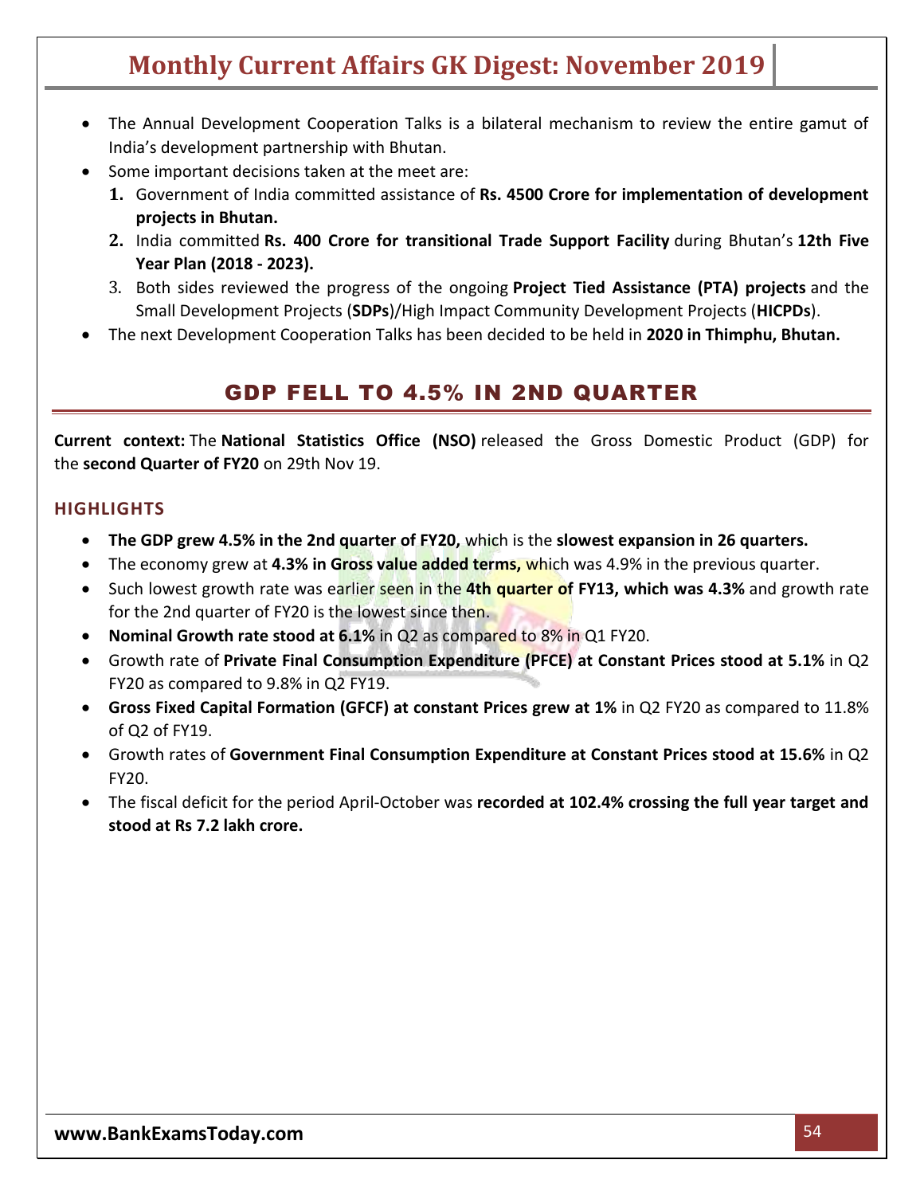- The Annual Development Cooperation Talks is a bilateral mechanism to review the entire gamut of India's development partnership with Bhutan.
- Some important decisions taken at the meet are:
  1. Government of India committed assistance of **Rs. 4500 Crore for implementation of development projects in Bhutan.**
  2. India committed **Rs. 400 Crore for transitional Trade Support Facility** during Bhutan's **12th Five Year Plan (2018 - 2023).**
  3. Both sides reviewed the progress of the ongoing **Project Tied Assistance (PTA) projects** and the Small Development Projects (**SDPs**)/High Impact Community Development Projects (**HICPDs**).
- The next Development Cooperation Talks has been decided to be held in **2020 in Thimphu, Bhutan.**

## GDP FELL TO 4.5% IN 2ND QUARTER

**Current context:** The **National Statistics Office (NSO)** released the Gross Domestic Product (GDP) for the **second Quarter of FY20** on 29th Nov 19.

### HIGHLIGHTS

- **The GDP grew 4.5% in the 2nd quarter of FY20,** which is the **slowest expansion in 26 quarters.**
- The economy grew at **4.3% in Gross value added terms,** which was 4.9% in the previous quarter.
- Such lowest growth rate was earlier seen in the **4th quarter of FY13, which was 4.3%** and growth rate for the 2nd quarter of FY20 is the lowest since then.
- **Nominal Growth rate stood at 6.1%** in Q2 as compared to 8% in Q1 FY20.
- Growth rate of **Private Final Consumption Expenditure (PFCE) at Constant Prices stood at 5.1%** in Q2 FY20 as compared to 9.8% in Q2 FY19.
- **Gross Fixed Capital Formation (GFCF) at constant Prices grew at 1%** in Q2 FY20 as compared to 11.8% of Q2 of FY19.
- Growth rates of **Government Final Consumption Expenditure at Constant Prices stood at 15.6%** in Q2 FY20.
- The fiscal deficit for the period April-October was **recorded at 102.4% crossing the full year target and stood at Rs 7.2 lakh crore.**